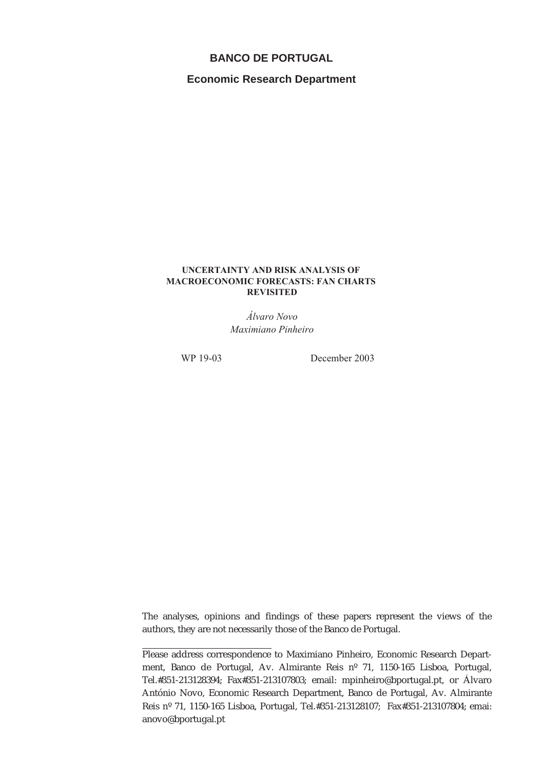# BANCO DE PORTUGAL

## Economic Research Department

**UNCERTAINTY AND RISK ANALYSIS OF MACROECONOMIC FORECASTS: FAN CHARTS REVISITED**

*Álvaro Novo*
*Maximiano Pinheiro*

WP 19-03 December 2003

The analyses, opinions and findings of these papers represent the views of the authors, they are not necessarily those of the Banco de Portugal.

---

Please address correspondence to Maximiano Pinheiro, Economic Research Department, Banco de Portugal, Av. Almirante Reis nº 71, 1150-165 Lisboa, Portugal, Tel.#351-213128394; Fax#351-213107803; email: mpinheiro@bportugal.pt, or Álvaro António Novo, Economic Research Department, Banco de Portugal, Av. Almirante Reis nº 71, 1150-165 Lisboa, Portugal, Tel.#351-213128107; Fax#351-213107804; emai: anovo@bportugal.pt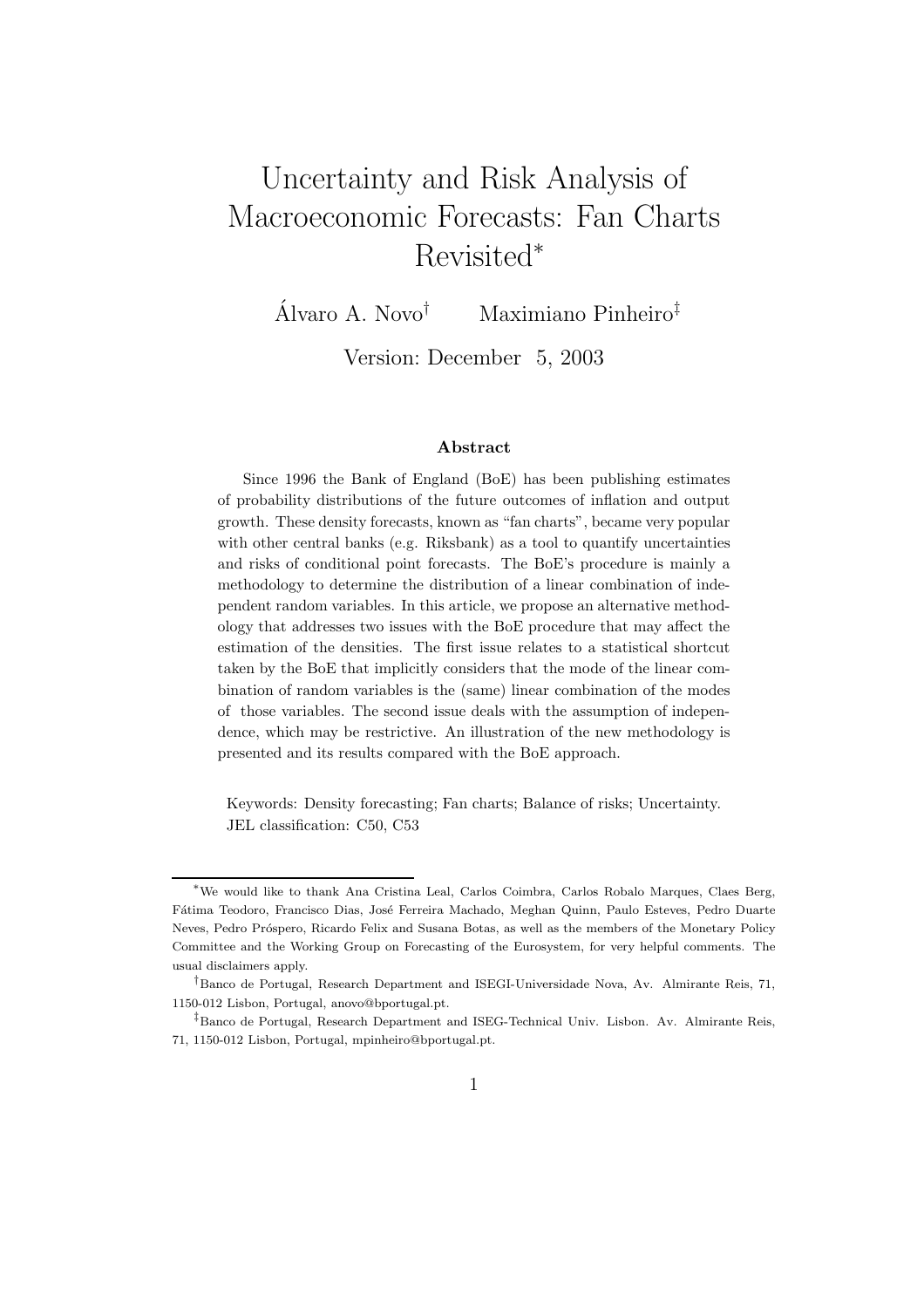# Uncertainty and Risk Analysis of Macroeconomic Forecasts: Fan Charts Revisited*

Álvaro A. Novo† Maximiano Pinheiro‡

Version: December 5, 2003

### Abstract

Since 1996 the Bank of England (BoE) has been publishing estimates of probability distributions of the future outcomes of inflation and output growth. These density forecasts, known as "fan charts", became very popular with other central banks (e.g. Riksbank) as a tool to quantify uncertainties and risks of conditional point forecasts. The BoE's procedure is mainly a methodology to determine the distribution of a linear combination of independent random variables. In this article, we propose an alternative methodology that addresses two issues with the BoE procedure that may affect the estimation of the densities. The first issue relates to a statistical shortcut taken by the BoE that implicitly considers that the mode of the linear combination of random variables is the (same) linear combination of the modes of those variables. The second issue deals with the assumption of independence, which may be restrictive. An illustration of the new methodology is presented and its results compared with the BoE approach.

Keywords: Density forecasting; Fan charts; Balance of risks; Uncertainty.
JEL classification: C50, C53

---

*We would like to thank Ana Cristina Leal, Carlos Coimbra, Carlos Robalo Marques, Claes Berg, Fátima Teodoro, Francisco Dias, José Ferreira Machado, Meghan Quinn, Paulo Esteves, Pedro Duarte Neves, Pedro Próspero, Ricardo Felix and Susana Botas, as well as the members of the Monetary Policy Committee and the Working Group on Forecasting of the Eurosystem, for very helpful comments. The usual disclaimers apply.

†Banco de Portugal, Research Department and ISEGI-Universidade Nova, Av. Almirante Reis, 71, 1150-012 Lisbon, Portugal, anovo@bportugal.pt.

‡Banco de Portugal, Research Department and ISEG-Technical Univ. Lisbon. Av. Almirante Reis, 71, 1150-012 Lisbon, Portugal, mpinheiro@bportugal.pt.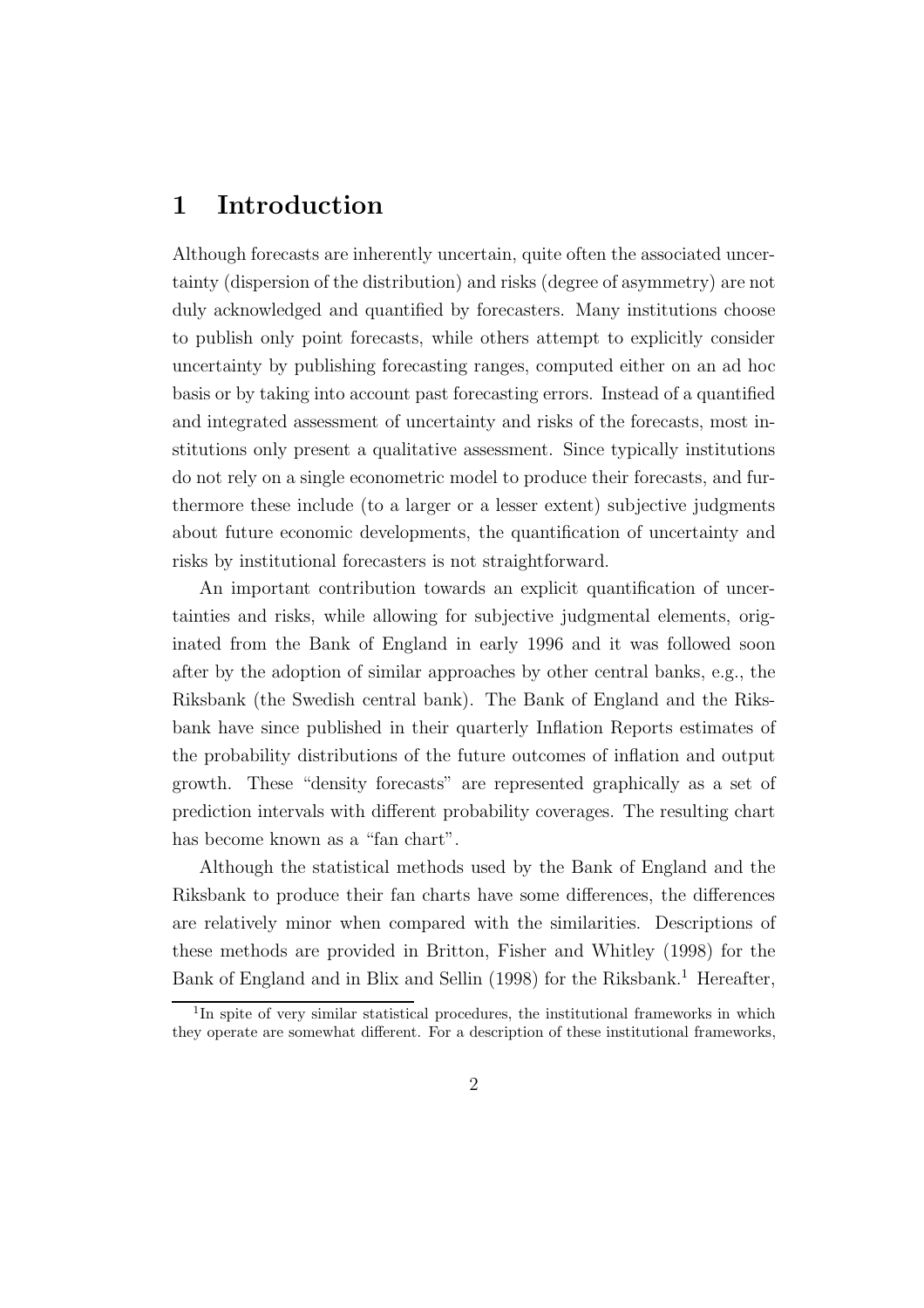# 1 Introduction

Although forecasts are inherently uncertain, quite often the associated uncertainty (dispersion of the distribution) and risks (degree of asymmetry) are not duly acknowledged and quantified by forecasters. Many institutions choose to publish only point forecasts, while others attempt to explicitly consider uncertainty by publishing forecasting ranges, computed either on an ad hoc basis or by taking into account past forecasting errors. Instead of a quantified and integrated assessment of uncertainty and risks of the forecasts, most institutions only present a qualitative assessment. Since typically institutions do not rely on a single econometric model to produce their forecasts, and furthermore these include (to a larger or a lesser extent) subjective judgments about future economic developments, the quantification of uncertainty and risks by institutional forecasters is not straightforward.

An important contribution towards an explicit quantification of uncertainties and risks, while allowing for subjective judgmental elements, originated from the Bank of England in early 1996 and it was followed soon after by the adoption of similar approaches by other central banks, e.g., the Riksbank (the Swedish central bank). The Bank of England and the Riksbank have since published in their quarterly Inflation Reports estimates of the probability distributions of the future outcomes of inflation and output growth. These "density forecasts" are represented graphically as a set of prediction intervals with different probability coverages. The resulting chart has become known as a "fan chart".

Although the statistical methods used by the Bank of England and the Riksbank to produce their fan charts have some differences, the differences are relatively minor when compared with the similarities. Descriptions of these methods are provided in Britton, Fisher and Whitley (1998) for the Bank of England and in Blix and Sellin (1998) for the Riksbank.[1] Hereafter,

[1] In spite of very similar statistical procedures, the institutional frameworks in which they operate are somewhat different. For a description of these institutional frameworks,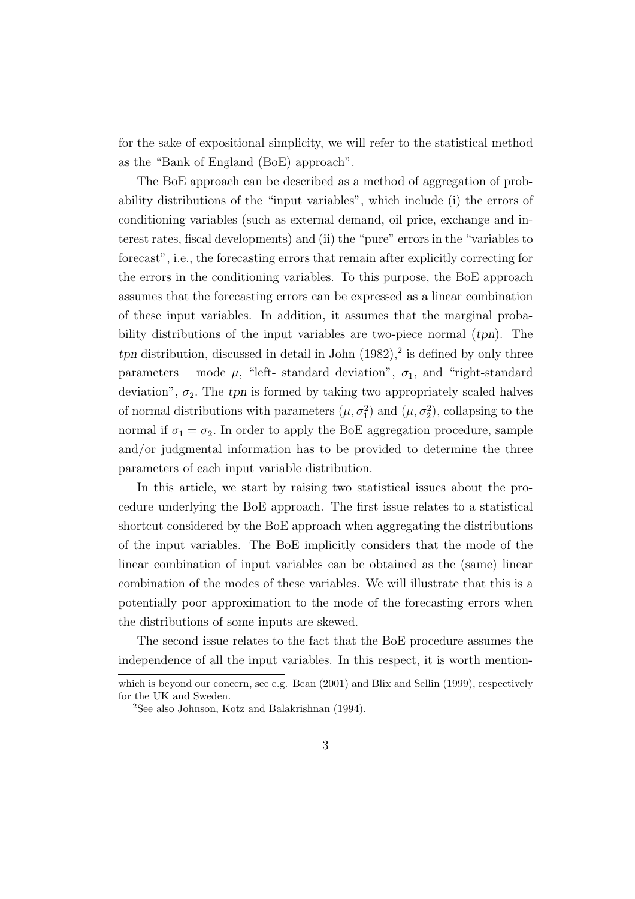for the sake of expositional simplicity, we will refer to the statistical method as the "Bank of England (BoE) approach".

The BoE approach can be described as a method of aggregation of probability distributions of the "input variables", which include (i) the errors of conditioning variables (such as external demand, oil price, exchange and interest rates, fiscal developments) and (ii) the "pure" errors in the "variables to forecast", i.e., the forecasting errors that remain after explicitly correcting for the errors in the conditioning variables. To this purpose, the BoE approach assumes that the forecasting errors can be expressed as a linear combination of these input variables. In addition, it assumes that the marginal probability distributions of the input variables are two-piece normal (*tpn*). The *tpn* distribution, discussed in detail in John (1982),[2] is defined by only three parameters – mode $\mu$, "left- standard deviation", $\sigma_1$, and "right-standard deviation", $\sigma_2$. The *tpn* is formed by taking two appropriately scaled halves of normal distributions with parameters $(\mu, \sigma_1^2)$ and $(\mu, \sigma_2^2)$, collapsing to the normal if $\sigma_1 = \sigma_2$. In order to apply the BoE aggregation procedure, sample and/or judgmental information has to be provided to determine the three parameters of each input variable distribution.

In this article, we start by raising two statistical issues about the procedure underlying the BoE approach. The first issue relates to a statistical shortcut considered by the BoE approach when aggregating the distributions of the input variables. The BoE implicitly considers that the mode of the linear combination of input variables can be obtained as the (same) linear combination of the modes of these variables. We will illustrate that this is a potentially poor approximation to the mode of the forecasting errors when the distributions of some inputs are skewed.

The second issue relates to the fact that the BoE procedure assumes the independence of all the input variables. In this respect, it is worth mention-

which is beyond our concern, see e.g. Bean (2001) and Blix and Sellin (1999), respectively for the UK and Sweden.

[2]See also Johnson, Kotz and Balakrishnan (1994).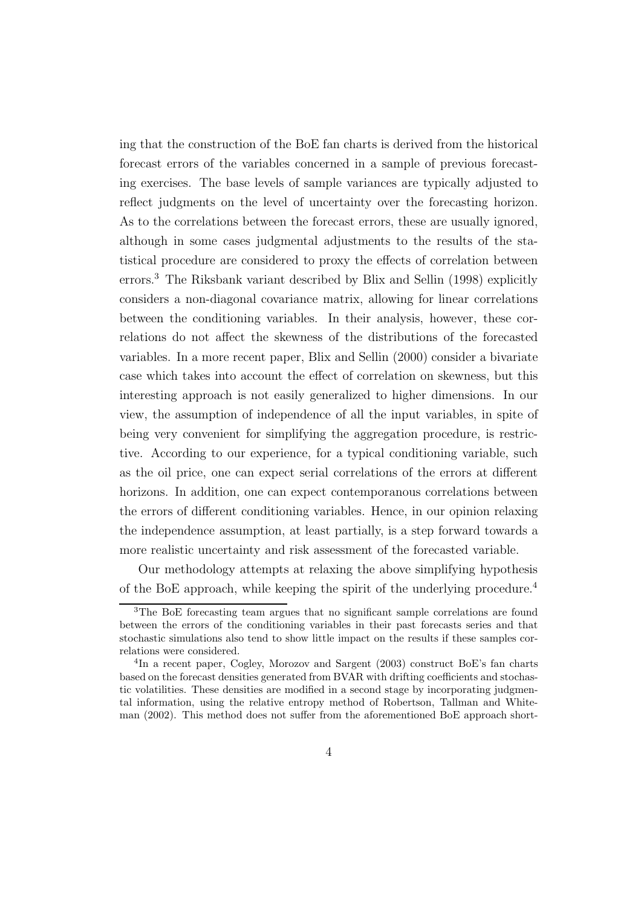ing that the construction of the BoE fan charts is derived from the historical forecast errors of the variables concerned in a sample of previous forecasting exercises. The base levels of sample variances are typically adjusted to reflect judgments on the level of uncertainty over the forecasting horizon. As to the correlations between the forecast errors, these are usually ignored, although in some cases judgmental adjustments to the results of the statistical procedure are considered to proxy the effects of correlation between errors.[3] The Riksbank variant described by Blix and Sellin (1998) explicitly considers a non-diagonal covariance matrix, allowing for linear correlations between the conditioning variables. In their analysis, however, these correlations do not affect the skewness of the distributions of the forecasted variables. In a more recent paper, Blix and Sellin (2000) consider a bivariate case which takes into account the effect of correlation on skewness, but this interesting approach is not easily generalized to higher dimensions. In our view, the assumption of independence of all the input variables, in spite of being very convenient for simplifying the aggregation procedure, is restrictive. According to our experience, for a typical conditioning variable, such as the oil price, one can expect serial correlations of the errors at different horizons. In addition, one can expect contemporanous correlations between the errors of different conditioning variables. Hence, in our opinion relaxing the independence assumption, at least partially, is a step forward towards a more realistic uncertainty and risk assessment of the forecasted variable.

Our methodology attempts at relaxing the above simplifying hypothesis of the BoE approach, while keeping the spirit of the underlying procedure.[4]

[3] The BoE forecasting team argues that no significant sample correlations are found between the errors of the conditioning variables in their past forecasts series and that stochastic simulations also tend to show little impact on the results if these samples correlations were considered.

[4] In a recent paper, Cogley, Morozov and Sargent (2003) construct BoE's fan charts based on the forecast densities generated from BVAR with drifting coefficients and stochastic volatilities. These densities are modified in a second stage by incorporating judgmental information, using the relative entropy method of Robertson, Tallman and Whiteman (2002). This method does not suffer from the aforementioned BoE approach short-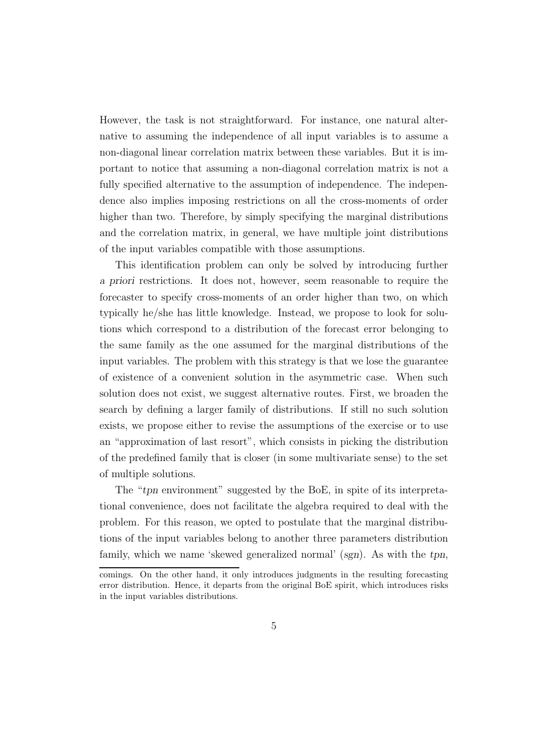However, the task is not straightforward. For instance, one natural alternative to assuming the independence of all input variables is to assume a non-diagonal linear correlation matrix between these variables. But it is important to notice that assuming a non-diagonal correlation matrix is not a fully specified alternative to the assumption of independence. The independence also implies imposing restrictions on all the cross-moments of order higher than two. Therefore, by simply specifying the marginal distributions and the correlation matrix, in general, we have multiple joint distributions of the input variables compatible with those assumptions.

This identification problem can only be solved by introducing further *a priori* restrictions. It does not, however, seem reasonable to require the forecaster to specify cross-moments of an order higher than two, on which typically he/she has little knowledge. Instead, we propose to look for solutions which correspond to a distribution of the forecast error belonging to the same family as the one assumed for the marginal distributions of the input variables. The problem with this strategy is that we lose the guarantee of existence of a convenient solution in the asymmetric case. When such solution does not exist, we suggest alternative routes. First, we broaden the search by defining a larger family of distributions. If still no such solution exists, we propose either to revise the assumptions of the exercise or to use an "approximation of last resort", which consists in picking the distribution of the predefined family that is closer (in some multivariate sense) to the set of multiple solutions.

The "*tpn* environment" suggested by the BoE, in spite of its interpretational convenience, does not facilitate the algebra required to deal with the problem. For this reason, we opted to postulate that the marginal distributions of the input variables belong to another three parameters distribution family, which we name 'skewed generalized normal' (*sgn*). As with the *tpn*,

comings. On the other hand, it only introduces judgments in the resulting forecasting error distribution. Hence, it departs from the original BoE spirit, which introduces risks in the input variables distributions.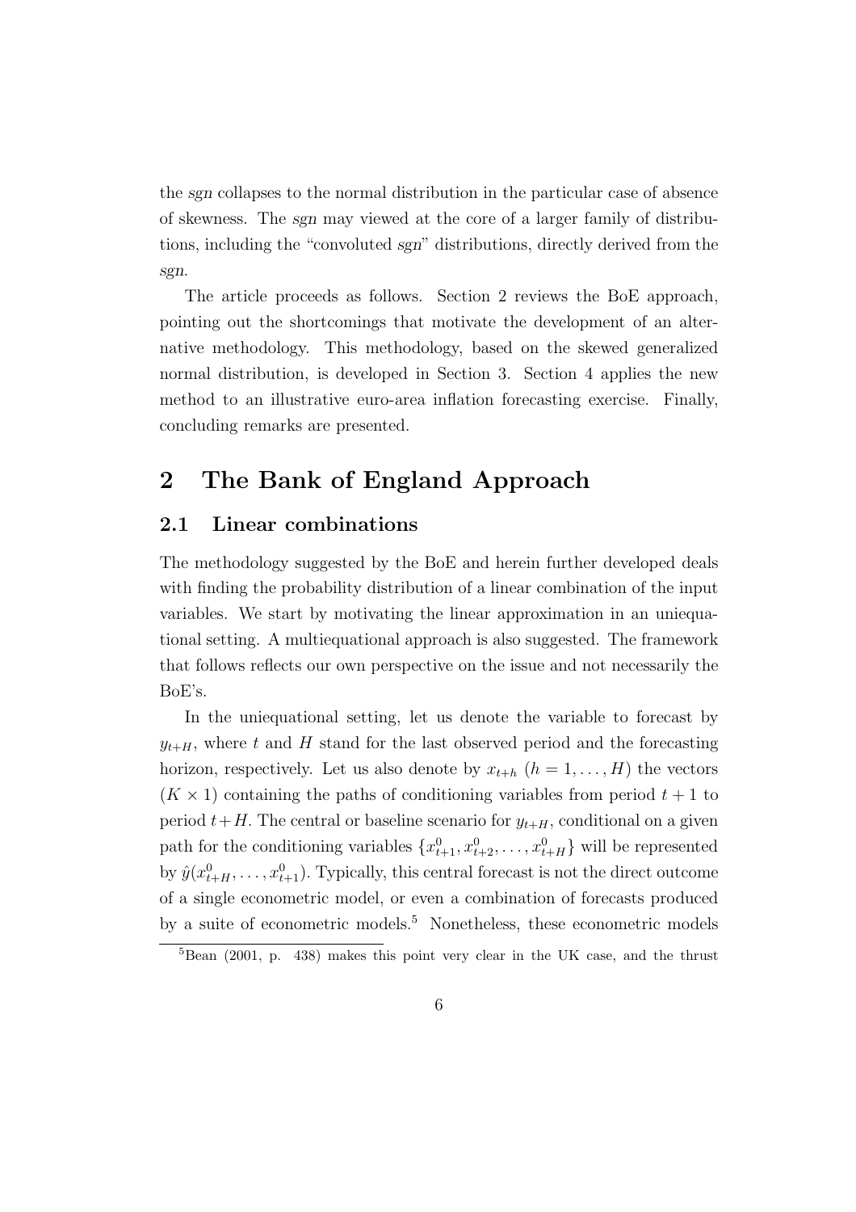the *sgn* collapses to the normal distribution in the particular case of absence of skewness. The *sgn* may viewed at the core of a larger family of distributions, including the "convoluted *sgn*" distributions, directly derived from the *sgn*.

The article proceeds as follows. Section 2 reviews the BoE approach, pointing out the shortcomings that motivate the development of an alternative methodology. This methodology, based on the skewed generalized normal distribution, is developed in Section 3. Section 4 applies the new method to an illustrative euro-area inflation forecasting exercise. Finally, concluding remarks are presented.

# 2 The Bank of England Approach

## 2.1 Linear combinations

The methodology suggested by the BoE and herein further developed deals with finding the probability distribution of a linear combination of the input variables. We start by motivating the linear approximation in an uniequational setting. A multiequational approach is also suggested. The framework that follows reflects our own perspective on the issue and not necessarily the BoE's.

In the uniequational setting, let us denote the variable to forecast by $y_{t+H}$, where $t$ and $H$ stand for the last observed period and the forecasting horizon, respectively. Let us also denote by $x_{t+h}$ $(h = 1, \ldots, H)$ the vectors $(K \times 1)$ containing the paths of conditioning variables from period $t+1$ to period $t+H$. The central or baseline scenario for $y_{t+H}$, conditional on a given path for the conditioning variables $\{x^0_{t+1}, x^0_{t+2}, \ldots, x^0_{t+H}\}$ will be represented by $\hat{y}(x^0_{t+H}, \ldots, x^0_{t+1})$. Typically, this central forecast is not the direct outcome of a single econometric model, or even a combination of forecasts produced by a suite of econometric models.[5] Nonetheless, these econometric models

[5]Bean (2001, p. 438) makes this point very clear in the UK case, and the thrust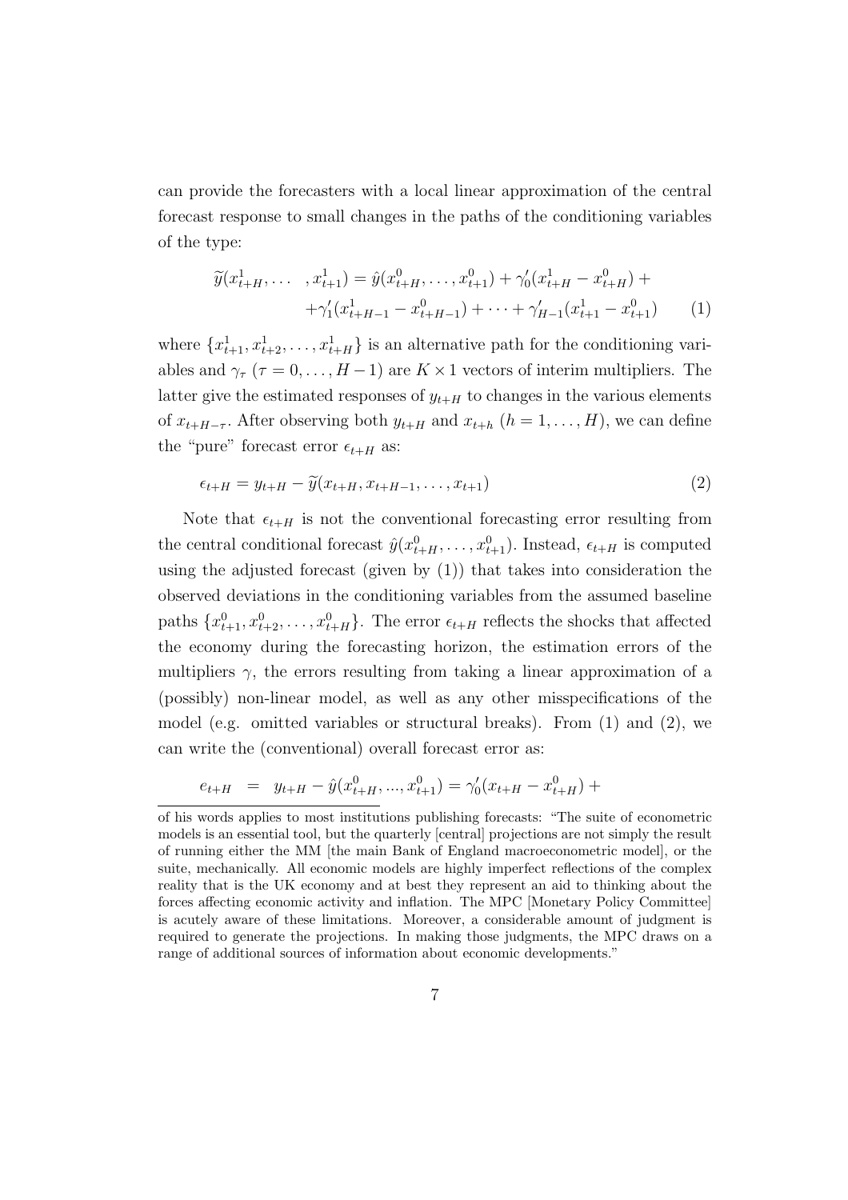can provide the forecasters with a local linear approximation of the central forecast response to small changes in the paths of the conditioning variables of the type:

$$
\begin{aligned}
\widetilde{y}(x_{t+H}^1, \ldots \ , x_{t+1}^1) &= \hat{y}(x_{t+H}^0, \ldots, x_{t+1}^0) + \gamma_0'(x_{t+H}^1 - x_{t+H}^0) + \\
&+ \gamma_1'(x_{t+H-1}^1 - x_{t+H-1}^0) + \cdots + \gamma_{H-1}'(x_{t+1}^1 - x_{t+1}^0) \qquad (1)
\end{aligned}
$$

where $\{x_{t+1}^1, x_{t+2}^1, \ldots, x_{t+H}^1\}$ is an alternative path for the conditioning variables and $\gamma_\tau$ ($\tau = 0, \ldots, H-1$) are $K \times 1$ vectors of interim multipliers. The latter give the estimated responses of $y_{t+H}$ to changes in the various elements of $x_{t+H-\tau}$. After observing both $y_{t+H}$ and $x_{t+h}$ ($h = 1, \ldots, H$), we can define the "pure" forecast error $\epsilon_{t+H}$ as:

$$
\epsilon_{t+H} = y_{t+H} - \widetilde{y}(x_{t+H}, x_{t+H-1}, \ldots, x_{t+1}) \qquad (2)
$$

Note that $\epsilon_{t+H}$ is not the conventional forecasting error resulting from the central conditional forecast $\hat{y}(x_{t+H}^0, \ldots, x_{t+1}^0)$. Instead, $\epsilon_{t+H}$ is computed using the adjusted forecast (given by (1)) that takes into consideration the observed deviations in the conditioning variables from the assumed baseline paths $\{x_{t+1}^0, x_{t+2}^0, \ldots, x_{t+H}^0\}$. The error $\epsilon_{t+H}$ reflects the shocks that affected the economy during the forecasting horizon, the estimation errors of the multipliers $\gamma$, the errors resulting from taking a linear approximation of a (possibly) non-linear model, as well as any other misspecifications of the model (e.g. omitted variables or structural breaks). From (1) and (2), we can write the (conventional) overall forecast error as:

$$
e_{t+H} \ = \ y_{t+H} - \hat{y}(x_{t+H}^0, ..., x_{t+1}^0) = \gamma_0'(x_{t+H} - x_{t+H}^0) +
$$

of his words applies to most institutions publishing forecasts: "The suite of econometric models is an essential tool, but the quarterly [central] projections are not simply the result of running either the MM [the main Bank of England macroeconometric model], or the suite, mechanically. All economic models are highly imperfect reflections of the complex reality that is the UK economy and at best they represent an aid to thinking about the forces affecting economic activity and inflation. The MPC [Monetary Policy Committee] is acutely aware of these limitations. Moreover, a considerable amount of judgment is required to generate the projections. In making those judgments, the MPC draws on a range of additional sources of information about economic developments."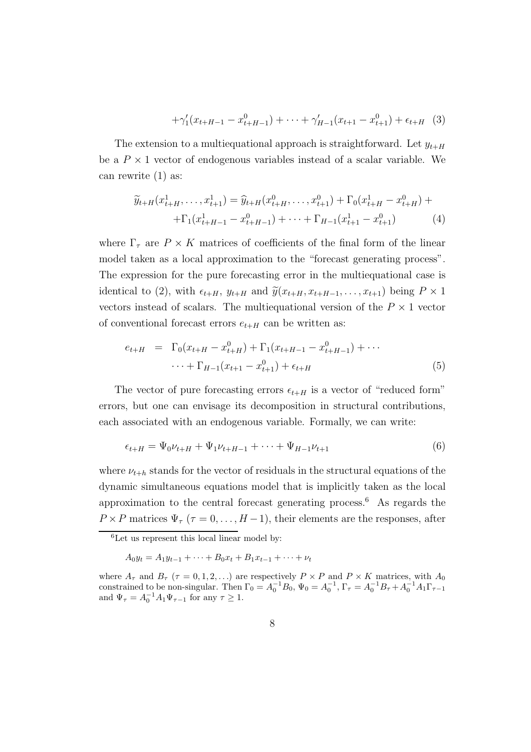$$+\gamma_1'(x_{t+H-1} - x_{t+H-1}^0) + \cdots + \gamma_{H-1}'(x_{t+1} - x_{t+1}^0) + \epsilon_{t+H} \quad (3)$$

The extension to a multiequational approach is straightforward. Let $y_{t+H}$ be a $P \times 1$ vector of endogenous variables instead of a scalar variable. We can rewrite (1) as:

$$\widetilde{y}_{t+H}(x_{t+H}^1, \ldots, x_{t+1}^1) = \widehat{y}_{t+H}(x_{t+H}^0, \ldots, x_{t+1}^0) + \Gamma_0(x_{t+H}^1 - x_{t+H}^0) + \\ +\Gamma_1(x_{t+H-1}^1 - x_{t+H-1}^0) + \cdots + \Gamma_{H-1}(x_{t+1}^1 - x_{t+1}^0) \quad (4)$$

where $\Gamma_\tau$ are $P \times K$ matrices of coefficients of the final form of the linear model taken as a local approximation to the "forecast generating process". The expression for the pure forecasting error in the multiequational case is identical to (2), with $\epsilon_{t+H}$, $y_{t+H}$ and $\widetilde{y}(x_{t+H}, x_{t+H-1}, \ldots, x_{t+1})$ being $P \times 1$ vectors instead of scalars. The multiequational version of the $P \times 1$ vector of conventional forecast errors $e_{t+H}$ can be written as:

$$\begin{aligned} e_{t+H} &= \Gamma_0(x_{t+H} - x_{t+H}^0) + \Gamma_1(x_{t+H-1} - x_{t+H-1}^0) + \cdots \\ &\cdots + \Gamma_{H-1}(x_{t+1} - x_{t+1}^0) + \epsilon_{t+H} \end{aligned} \quad (5)$$

The vector of pure forecasting errors $\epsilon_{t+H}$ is a vector of "reduced form" errors, but one can envisage its decomposition in structural contributions, each associated with an endogenous variable. Formally, we can write:

$$\epsilon_{t+H} = \Psi_0 \nu_{t+H} + \Psi_1 \nu_{t+H-1} + \cdots + \Psi_{H-1} \nu_{t+1} \quad (6)$$

where $\nu_{t+h}$ stands for the vector of residuals in the structural equations of the dynamic simultaneous equations model that is implicitly taken as the local approximation to the central forecast generating process.[6] As regards the $P \times P$ matrices $\Psi_\tau$ ($\tau = 0, \ldots, H-1$), their elements are the responses, after

[6] Let us represent this local linear model by:

$$A_0 y_t = A_1 y_{t-1} + \cdots + B_0 x_t + B_1 x_{t-1} + \cdots + \nu_t$$

where $A_\tau$ and $B_\tau$ ($\tau = 0, 1, 2, \ldots$) are respectively $P \times P$ and $P \times K$ matrices, with $A_0$ constrained to be non-singular. Then $\Gamma_0 = A_0^{-1} B_0$, $\Psi_0 = A_0^{-1}$, $\Gamma_\tau = A_0^{-1} B_\tau + A_0^{-1} A_1 \Gamma_{\tau-1}$ and $\Psi_\tau = A_0^{-1} A_1 \Psi_{\tau-1}$ for any $\tau \geq 1$.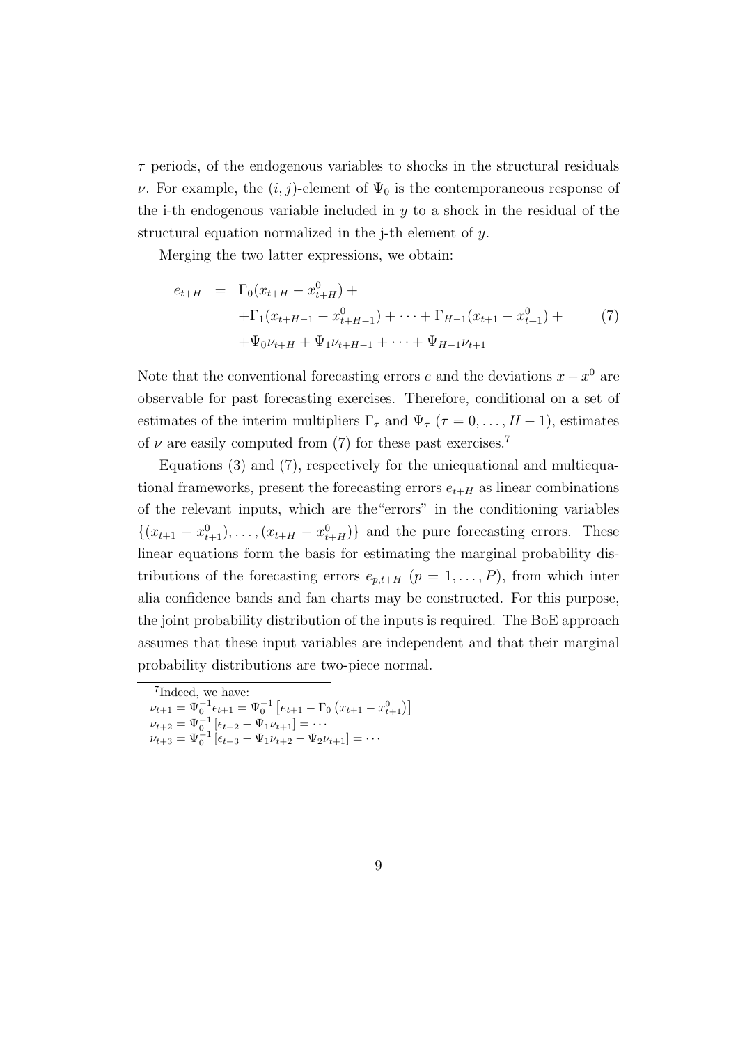$\tau$ periods, of the endogenous variables to shocks in the structural residuals $\nu$. For example, the $(i,j)$-element of $\Psi_0$ is the contemporaneous response of the i-th endogenous variable included in $y$ to a shock in the residual of the structural equation normalized in the j-th element of $y$.

Merging the two latter expressions, we obtain:

$$
\begin{aligned}
e_{t+H} &= \Gamma_0(x_{t+H} - x^0_{t+H}) + \\
&\quad + \Gamma_1(x_{t+H-1} - x^0_{t+H-1}) + \cdots + \Gamma_{H-1}(x_{t+1} - x^0_{t+1}) + \\
&\quad + \Psi_0 \nu_{t+H} + \Psi_1 \nu_{t+H-1} + \cdots + \Psi_{H-1} \nu_{t+1}
\end{aligned}
\tag{7}
$$

Note that the conventional forecasting errors $e$ and the deviations $x - x^0$ are observable for past forecasting exercises. Therefore, conditional on a set of estimates of the interim multipliers $\Gamma_\tau$ and $\Psi_\tau$ ($\tau = 0, \ldots, H-1$), estimates of $\nu$ are easily computed from (7) for these past exercises.[7]

Equations (3) and (7), respectively for the uniequational and multiequational frameworks, present the forecasting errors $e_{t+H}$ as linear combinations of the relevant inputs, which are the"errors" in the conditioning variables $\{(x_{t+1} - x^0_{t+1}), \ldots, (x_{t+H} - x^0_{t+H})\}$ and the pure forecasting errors. These linear equations form the basis for estimating the marginal probability distributions of the forecasting errors $e_{p,t+H}$ ($p = 1, \ldots, P$), from which inter alia confidence bands and fan charts may be constructed. For this purpose, the joint probability distribution of the inputs is required. The BoE approach assumes that these input variables are independent and that their marginal probability distributions are two-piece normal.

---

[7] Indeed, we have:
$\nu_{t+1} = \Psi_0^{-1} \epsilon_{t+1} = \Psi_0^{-1} \left[ e_{t+1} - \Gamma_0 \left( x_{t+1} - x^0_{t+1} \right) \right]$
$\nu_{t+2} = \Psi_0^{-1} \left[ \epsilon_{t+2} - \Psi_1 \nu_{t+1} \right] = \cdots$
$\nu_{t+3} = \Psi_0^{-1} \left[ \epsilon_{t+3} - \Psi_1 \nu_{t+2} - \Psi_2 \nu_{t+1} \right] = \cdots$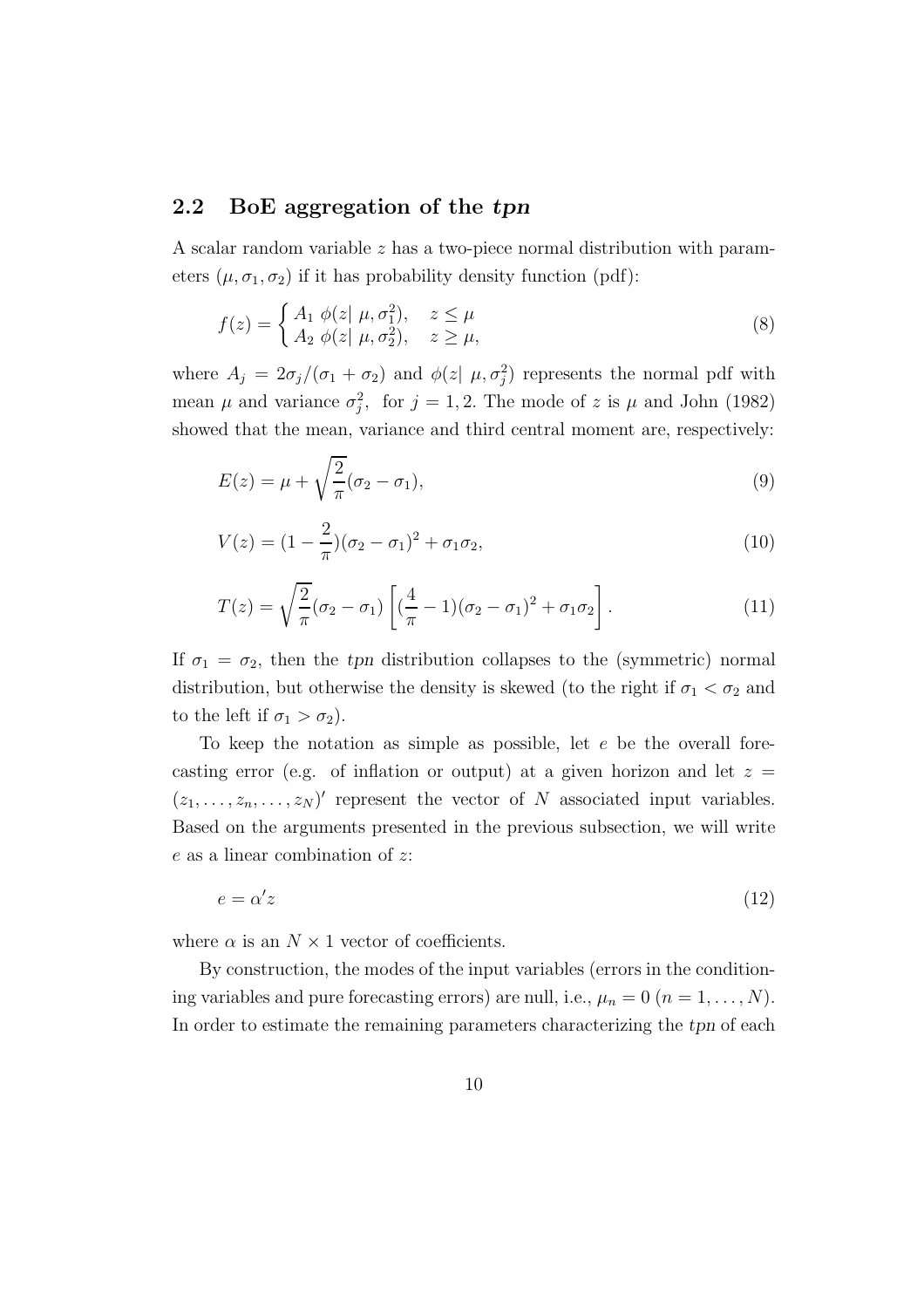### 2.2 BoE aggregation of the *tpn*

A scalar random variable $z$ has a two-piece normal distribution with parameters $(\mu, \sigma_1, \sigma_2)$ if it has probability density function (pdf):

$$f(z) = \begin{cases} A_1 \ \phi(z| \ \mu, \sigma_1^2), & z \leq \mu \\ A_2 \ \phi(z| \ \mu, \sigma_2^2), & z \geq \mu, \end{cases} \tag{8}$$

where $A_j = 2\sigma_j/(\sigma_1 + \sigma_2)$ and $\phi(z| \ \mu, \sigma_j^2)$ represents the normal pdf with mean $\mu$ and variance $\sigma_j^2$, for $j = 1, 2$. The mode of $z$ is $\mu$ and John (1982) showed that the mean, variance and third central moment are, respectively:

$$E(z) = \mu + \sqrt{\frac{2}{\pi}}(\sigma_2 - \sigma_1), \tag{9}$$

$$V(z) = (1 - \frac{2}{\pi})(\sigma_2 - \sigma_1)^2 + \sigma_1\sigma_2, \tag{10}$$

$$T(z) = \sqrt{\frac{2}{\pi}}(\sigma_2 - \sigma_1)\left[(\frac{4}{\pi} - 1)(\sigma_2 - \sigma_1)^2 + \sigma_1\sigma_2\right]. \tag{11}$$

If $\sigma_1 = \sigma_2$, then the *tpn* distribution collapses to the (symmetric) normal distribution, but otherwise the density is skewed (to the right if $\sigma_1 < \sigma_2$ and to the left if $\sigma_1 > \sigma_2$).

To keep the notation as simple as possible, let $e$ be the overall forecasting error (e.g. of inflation or output) at a given horizon and let $z = (z_1, \ldots, z_n, \ldots, z_N)'$ represent the vector of $N$ associated input variables. Based on the arguments presented in the previous subsection, we will write $e$ as a linear combination of $z$:

$$e = \alpha' z \tag{12}$$

where $\alpha$ is an $N \times 1$ vector of coefficients.

By construction, the modes of the input variables (errors in the conditioning variables and pure forecasting errors) are null, i.e., $\mu_n = 0$ $(n = 1, \ldots, N)$. In order to estimate the remaining parameters characterizing the *tpn* of each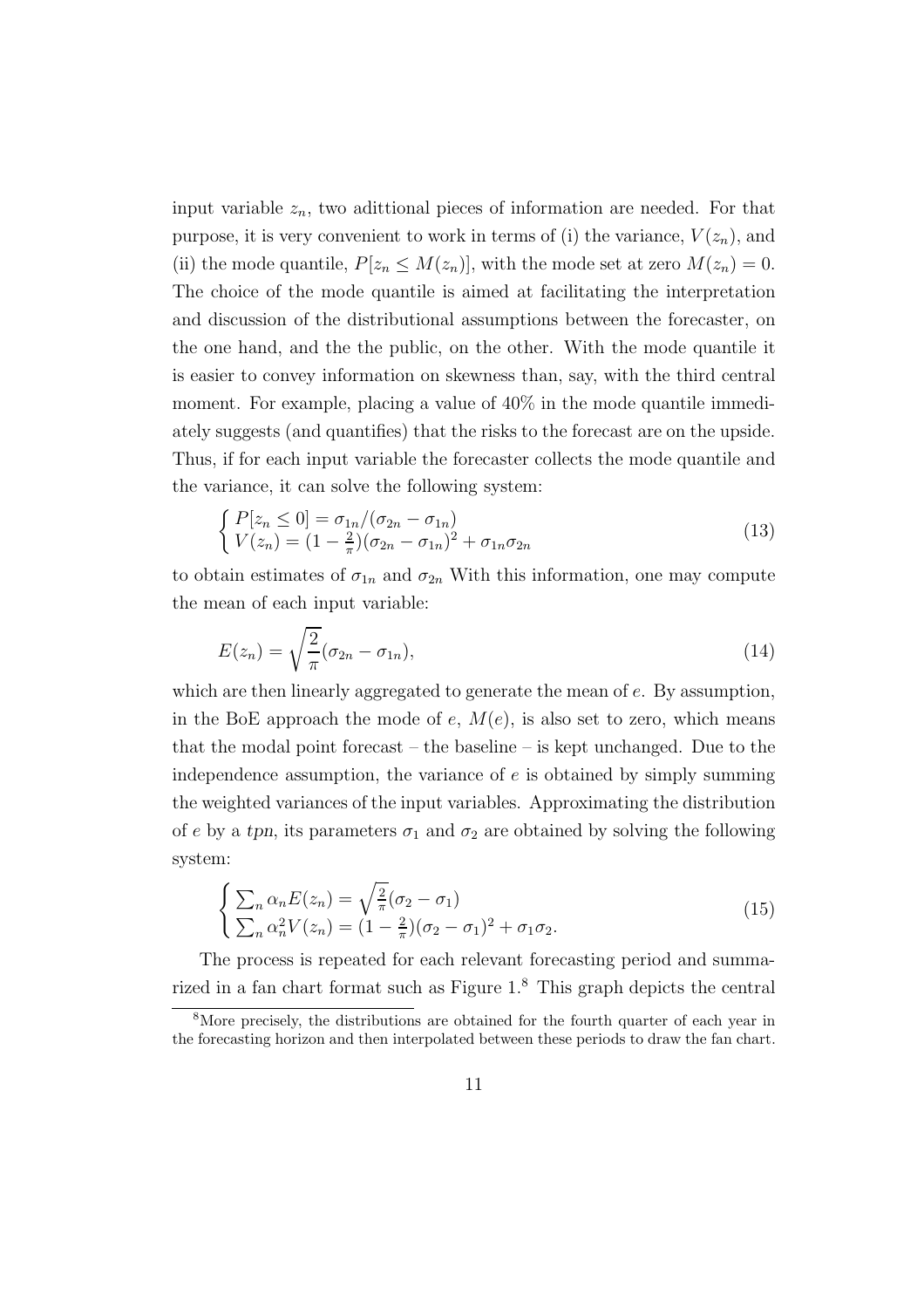input variable $z_n$, two adittional pieces of information are needed. For that purpose, it is very convenient to work in terms of (i) the variance, $V(z_n)$, and (ii) the mode quantile, $P[z_n \leq M(z_n)]$, with the mode set at zero $M(z_n) = 0$. The choice of the mode quantile is aimed at facilitating the interpretation and discussion of the distributional assumptions between the forecaster, on the one hand, and the the public, on the other. With the mode quantile it is easier to convey information on skewness than, say, with the third central moment. For example, placing a value of 40% in the mode quantile immediately suggests (and quantifies) that the risks to the forecast are on the upside. Thus, if for each input variable the forecaster collects the mode quantile and the variance, it can solve the following system:

$$
\begin{cases} P[z_n \leq 0] = \sigma_{1n}/(\sigma_{2n} - \sigma_{1n}) \\ V(z_n) = (1 - \frac{2}{\pi})(\sigma_{2n} - \sigma_{1n})^2 + \sigma_{1n}\sigma_{2n} \end{cases} \tag{13}
$$

to obtain estimates of $\sigma_{1n}$ and $\sigma_{2n}$ With this information, one may compute the mean of each input variable:

$$
E(z_n) = \sqrt{\frac{2}{\pi}}(\sigma_{2n} - \sigma_{1n}), \tag{14}
$$

which are then linearly aggregated to generate the mean of $e$. By assumption, in the BoE approach the mode of $e$, $M(e)$, is also set to zero, which means that the modal point forecast – the baseline – is kept unchanged. Due to the independence assumption, the variance of $e$ is obtained by simply summing the weighted variances of the input variables. Approximating the distribution of $e$ by a *tpn*, its parameters $\sigma_1$ and $\sigma_2$ are obtained by solving the following system:

$$
\begin{cases} \sum_n \alpha_n E(z_n) = \sqrt{\frac{2}{\pi}}(\sigma_2 - \sigma_1) \\ \sum_n \alpha_n^2 V(z_n) = (1 - \frac{2}{\pi})(\sigma_2 - \sigma_1)^2 + \sigma_1\sigma_2. \end{cases} \tag{15}
$$

The process is repeated for each relevant forecasting period and summarized in a fan chart format such as Figure 1.[8] This graph depicts the central

[8] More precisely, the distributions are obtained for the fourth quarter of each year in the forecasting horizon and then interpolated between these periods to draw the fan chart.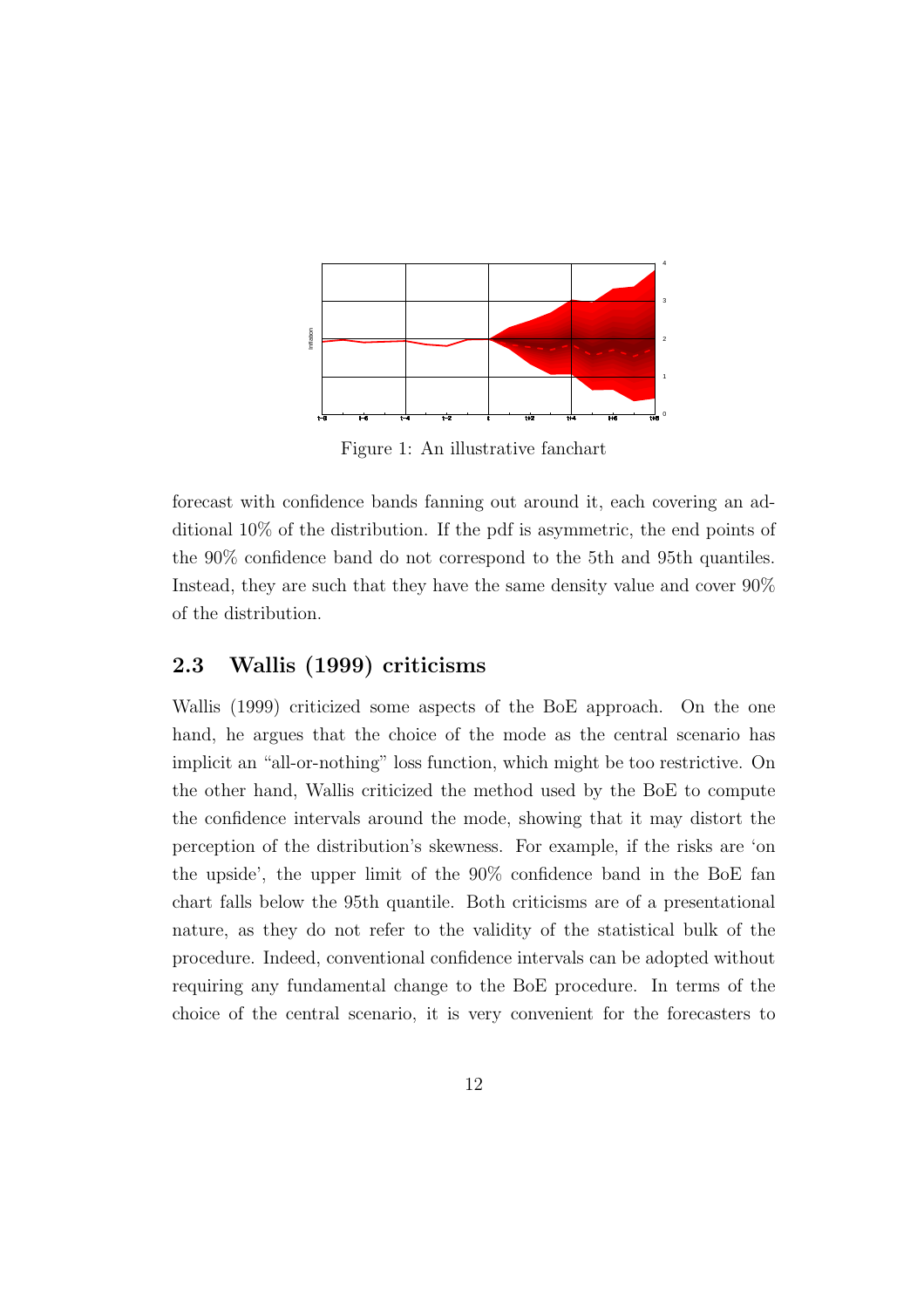Figure 1: An illustrative fanchart

forecast with confidence bands fanning out around it, each covering an additional 10% of the distribution. If the pdf is asymmetric, the end points of the 90% confidence band do not correspond to the 5th and 95th quantiles. Instead, they are such that they have the same density value and cover 90% of the distribution.

### 2.3 Wallis (1999) criticisms

Wallis (1999) criticized some aspects of the BoE approach. On the one hand, he argues that the choice of the mode as the central scenario has implicit an "all-or-nothing" loss function, which might be too restrictive. On the other hand, Wallis criticized the method used by the BoE to compute the confidence intervals around the mode, showing that it may distort the perception of the distribution's skewness. For example, if the risks are 'on the upside', the upper limit of the 90% confidence band in the BoE fan chart falls below the 95th quantile. Both criticisms are of a presentational nature, as they do not refer to the validity of the statistical bulk of the procedure. Indeed, conventional confidence intervals can be adopted without requiring any fundamental change to the BoE procedure. In terms of the choice of the central scenario, it is very convenient for the forecasters to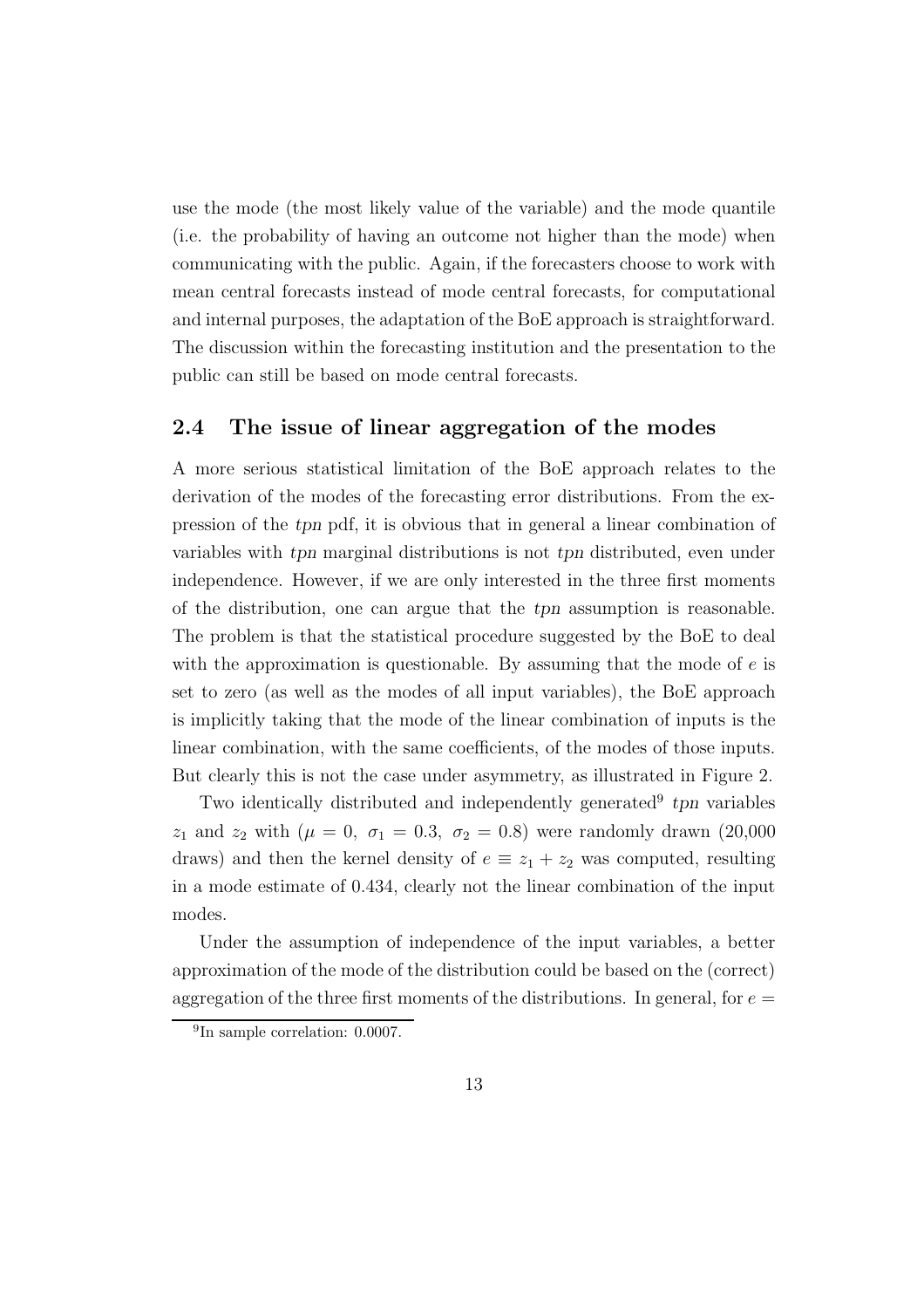use the mode (the most likely value of the variable) and the mode quantile (i.e. the probability of having an outcome not higher than the mode) when communicating with the public. Again, if the forecasters choose to work with mean central forecasts instead of mode central forecasts, for computational and internal purposes, the adaptation of the BoE approach is straightforward. The discussion within the forecasting institution and the presentation to the public can still be based on mode central forecasts.

### 2.4 The issue of linear aggregation of the modes

A more serious statistical limitation of the BoE approach relates to the derivation of the modes of the forecasting error distributions. From the expression of the *tpn* pdf, it is obvious that in general a linear combination of variables with *tpn* marginal distributions is not *tpn* distributed, even under independence. However, if we are only interested in the three first moments of the distribution, one can argue that the *tpn* assumption is reasonable. The problem is that the statistical procedure suggested by the BoE to deal with the approximation is questionable. By assuming that the mode of $e$ is set to zero (as well as the modes of all input variables), the BoE approach is implicitly taking that the mode of the linear combination of inputs is the linear combination, with the same coefficients, of the modes of those inputs. But clearly this is not the case under asymmetry, as illustrated in Figure 2.

Two identically distributed and independently generated[9] *tpn* variables $z_1$ and $z_2$ with ($\mu = 0,\ \sigma_1 = 0.3,\ \sigma_2 = 0.8$) were randomly drawn (20,000 draws) and then the kernel density of $e \equiv z_1 + z_2$ was computed, resulting in a mode estimate of 0.434, clearly not the linear combination of the input modes.

Under the assumption of independence of the input variables, a better approximation of the mode of the distribution could be based on the (correct) aggregation of the three first moments of the distributions. In general, for $e =$

[9] In sample correlation: 0.0007.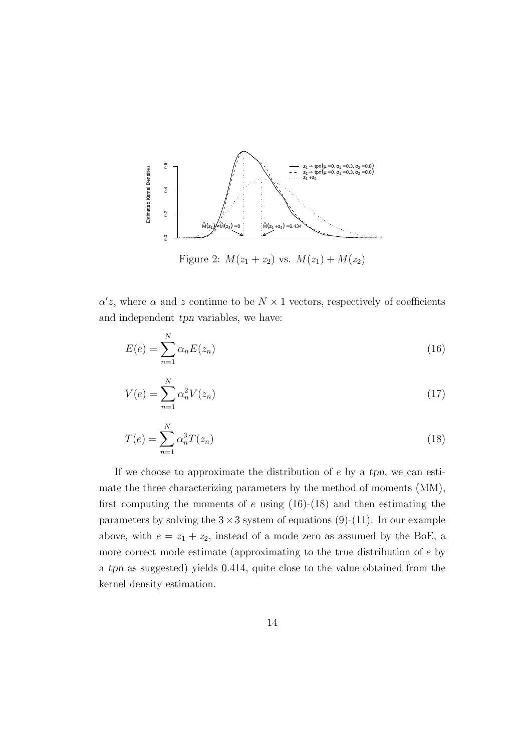Figure 2: $M(z_1 + z_2)$ vs. $M(z_1) + M(z_2)$

$\alpha' z$, where $\alpha$ and $z$ continue to be $N \times 1$ vectors, respectively of coefficients and independent *tpn* variables, we have:

$$E(e) = \sum_{n=1}^{N} \alpha_n E(z_n) \tag{16}$$

$$V(e) = \sum_{n=1}^{N} \alpha_n^2 V(z_n) \tag{17}$$

$$T(e) = \sum_{n=1}^{N} \alpha_n^3 T(z_n) \tag{18}$$

If we choose to approximate the distribution of $e$ by a *tpn*, we can estimate the three characterizing parameters by the method of moments (MM), first computing the moments of $e$ using (16)-(18) and then estimating the parameters by solving the $3 \times 3$ system of equations (9)-(11). In our example above, with $e = z_1 + z_2$, instead of a mode zero as assumed by the BoE, a more correct mode estimate (approximating to the true distribution of $e$ by a *tpn* as suggested) yields 0.414, quite close to the value obtained from the kernel density estimation.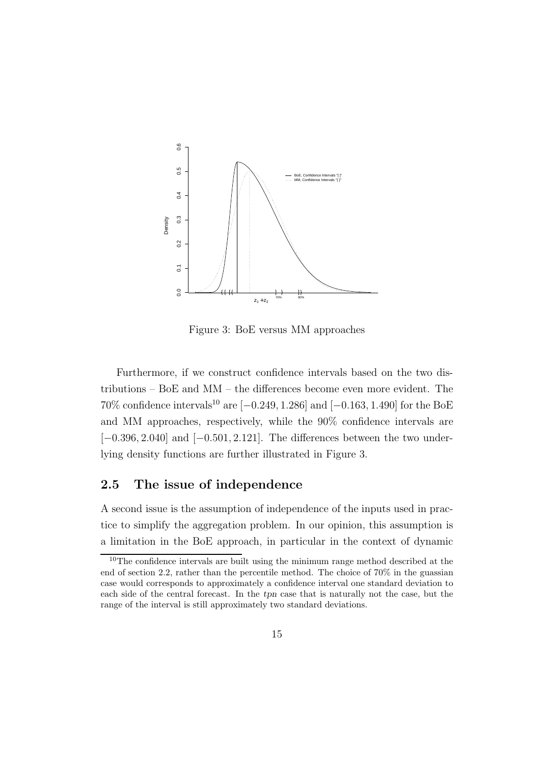Figure 3: BoE versus MM approaches

Furthermore, if we construct confidence intervals based on the two distributions – BoE and MM – the differences become even more evident. The 70% confidence intervals[10] are $[-0.249, 1.286]$ and $[-0.163, 1.490]$ for the BoE and MM approaches, respectively, while the 90% confidence intervals are $[-0.396, 2.040]$ and $[-0.501, 2.121]$. The differences between the two underlying density functions are further illustrated in Figure 3.

## 2.5 The issue of independence

A second issue is the assumption of independence of the inputs used in practice to simplify the aggregation problem. In our opinion, this assumption is a limitation in the BoE approach, in particular in the context of dynamic

[10] The confidence intervals are built using the minimum range method described at the end of section 2.2, rather than the percentile method. The choice of 70% in the guassian case would corresponds to approximately a confidence interval one standard deviation to each side of the central forecast. In the *tpn* case that is naturally not the case, but the range of the interval is still approximately two standard deviations.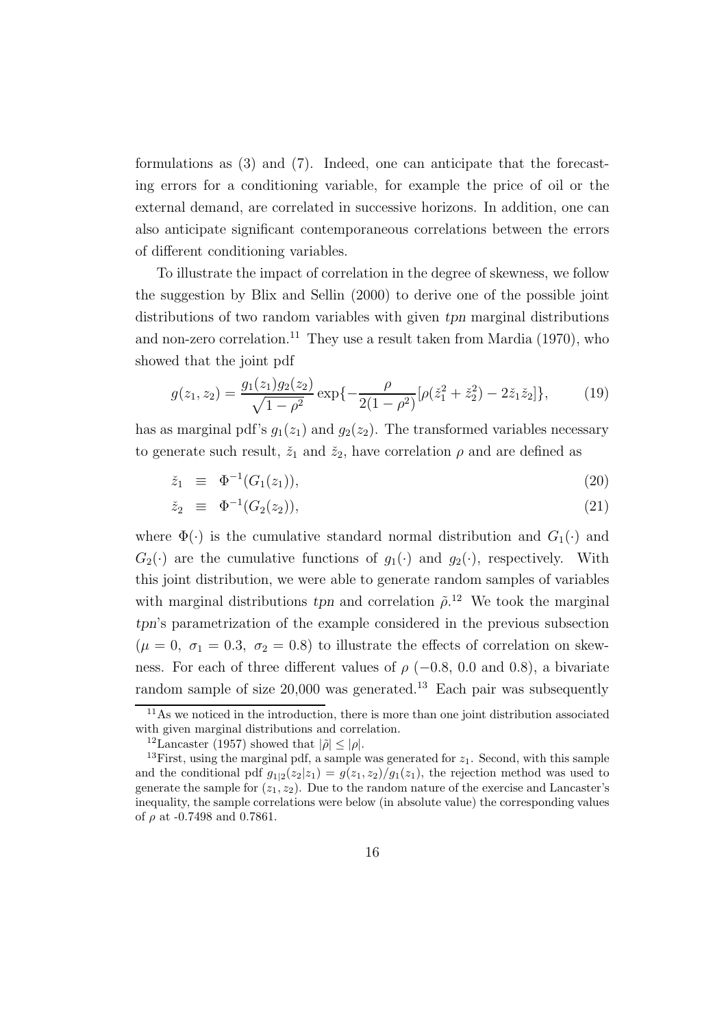formulations as (3) and (7). Indeed, one can anticipate that the forecasting errors for a conditioning variable, for example the price of oil or the external demand, are correlated in successive horizons. In addition, one can also anticipate significant contemporaneous correlations between the errors of different conditioning variables.

To illustrate the impact of correlation in the degree of skewness, we follow the suggestion by Blix and Sellin (2000) to derive one of the possible joint distributions of two random variables with given *tpn* marginal distributions and non-zero correlation.[11] They use a result taken from Mardia (1970), who showed that the joint pdf

$$g(z_1, z_2) = \frac{g_1(z_1)g_2(z_2)}{\sqrt{1-\rho^2}} \exp\{-\frac{\rho}{2(1-\rho^2)}[\rho(\check{z}_1^2 + \check{z}_2^2) - 2\check{z}_1\check{z}_2]\}, \tag{19}$$

has as marginal pdf's $g_1(z_1)$ and $g_2(z_2)$. The transformed variables necessary to generate such result, $\check{z}_1$ and $\check{z}_2$, have correlation $\rho$ and are defined as

$$\check{z}_1 \equiv \Phi^{-1}(G_1(z_1)), \tag{20}$$

$$\check{z}_2 \equiv \Phi^{-1}(G_2(z_2)), \tag{21}$$

where $\Phi(\cdot)$ is the cumulative standard normal distribution and $G_1(\cdot)$ and $G_2(\cdot)$ are the cumulative functions of $g_1(\cdot)$ and $g_2(\cdot)$, respectively. With this joint distribution, we were able to generate random samples of variables with marginal distributions *tpn* and correlation $\tilde{\rho}$.[12] We took the marginal *tpn*'s parametrization of the example considered in the previous subsection ($\mu = 0,\ \sigma_1 = 0.3,\ \sigma_2 = 0.8$) to illustrate the effects of correlation on skewness. For each of three different values of $\rho$ ($-0.8$, 0.0 and 0.8), a bivariate random sample of size 20,000 was generated.[13] Each pair was subsequently

[11] As we noticed in the introduction, there is more than one joint distribution associated with given marginal distributions and correlation.

[12] Lancaster (1957) showed that $|\tilde{\rho}| \leq |\rho|$.

[13] First, using the marginal pdf, a sample was generated for $z_1$. Second, with this sample and the conditional pdf $g_{1|2}(z_2|z_1) = g(z_1, z_2)/g_1(z_1)$, the rejection method was used to generate the sample for $(z_1, z_2)$. Due to the random nature of the exercise and Lancaster's inequality, the sample correlations were below (in absolute value) the corresponding values of $\rho$ at -0.7498 and 0.7861.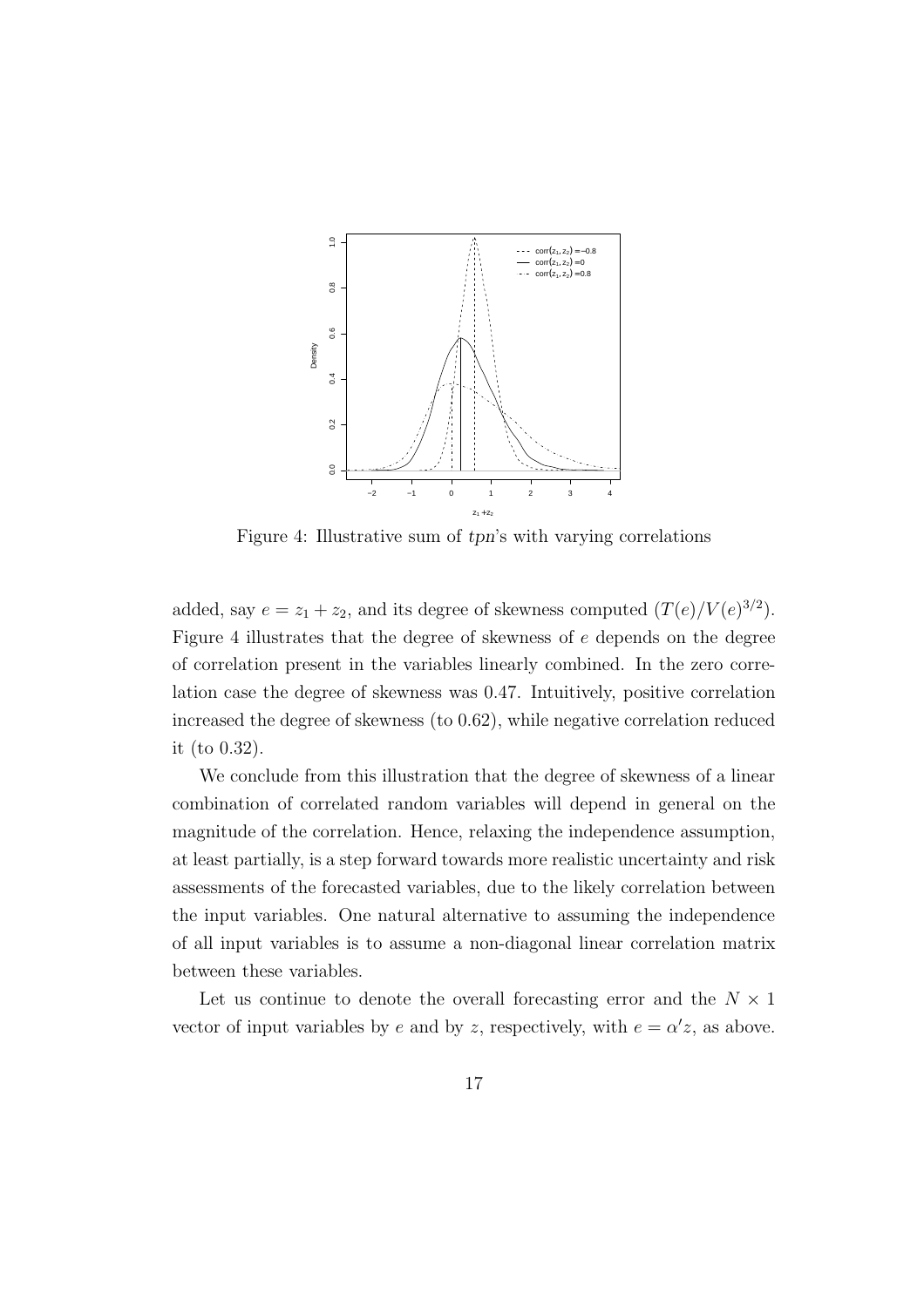Figure 4: Illustrative sum of *tpn*'s with varying correlations

added, say $e = z_1 + z_2$, and its degree of skewness computed $(T(e)/V(e)^{3/2})$. Figure 4 illustrates that the degree of skewness of $e$ depends on the degree of correlation present in the variables linearly combined. In the zero correlation case the degree of skewness was 0.47. Intuitively, positive correlation increased the degree of skewness (to 0.62), while negative correlation reduced it (to 0.32).

We conclude from this illustration that the degree of skewness of a linear combination of correlated random variables will depend in general on the magnitude of the correlation. Hence, relaxing the independence assumption, at least partially, is a step forward towards more realistic uncertainty and risk assessments of the forecasted variables, due to the likely correlation between the input variables. One natural alternative to assuming the independence of all input variables is to assume a non-diagonal linear correlation matrix between these variables.

Let us continue to denote the overall forecasting error and the $N \times 1$ vector of input variables by $e$ and by $z$, respectively, with $e = \alpha' z$, as above.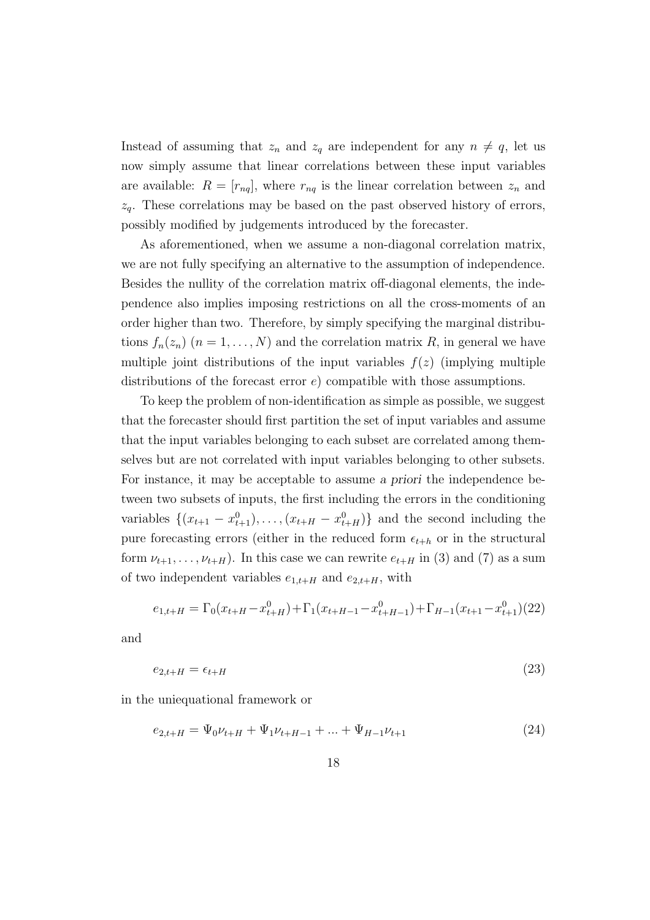Instead of assuming that $z_n$ and $z_q$ are independent for any $n \neq q$, let us now simply assume that linear correlations between these input variables are available: $R = [r_{nq}]$, where $r_{nq}$ is the linear correlation between $z_n$ and $z_q$. These correlations may be based on the past observed history of errors, possibly modified by judgements introduced by the forecaster.

As aforementioned, when we assume a non-diagonal correlation matrix, we are not fully specifying an alternative to the assumption of independence. Besides the nullity of the correlation matrix off-diagonal elements, the independence also implies imposing restrictions on all the cross-moments of an order higher than two. Therefore, by simply specifying the marginal distributions $f_n(z_n)$ $(n = 1, \ldots, N)$ and the correlation matrix $R$, in general we have multiple joint distributions of the input variables $f(z)$ (implying multiple distributions of the forecast error $e$) compatible with those assumptions.

To keep the problem of non-identification as simple as possible, we suggest that the forecaster should first partition the set of input variables and assume that the input variables belonging to each subset are correlated among themselves but are not correlated with input variables belonging to other subsets. For instance, it may be acceptable to assume *a priori* the independence between two subsets of inputs, the first including the errors in the conditioning variables $\{(x_{t+1} - x^0_{t+1}), \ldots, (x_{t+H} - x^0_{t+H})\}$ and the second including the pure forecasting errors (either in the reduced form $\epsilon_{t+h}$ or in the structural form $\nu_{t+1}, \ldots, \nu_{t+H}$). In this case we can rewrite $e_{t+H}$ in (3) and (7) as a sum of two independent variables $e_{1,t+H}$ and $e_{2,t+H}$, with

$$e_{1,t+H} = \Gamma_0(x_{t+H} - x^0_{t+H}) + \Gamma_1(x_{t+H-1} - x^0_{t+H-1}) + \Gamma_{H-1}(x_{t+1} - x^0_{t+1}) \tag{22}$$

and

$$e_{2,t+H} = \epsilon_{t+H} \tag{23}$$

in the uniequational framework or

$$e_{2,t+H} = \Psi_0 \nu_{t+H} + \Psi_1 \nu_{t+H-1} + \ldots + \Psi_{H-1} \nu_{t+1} \tag{24}$$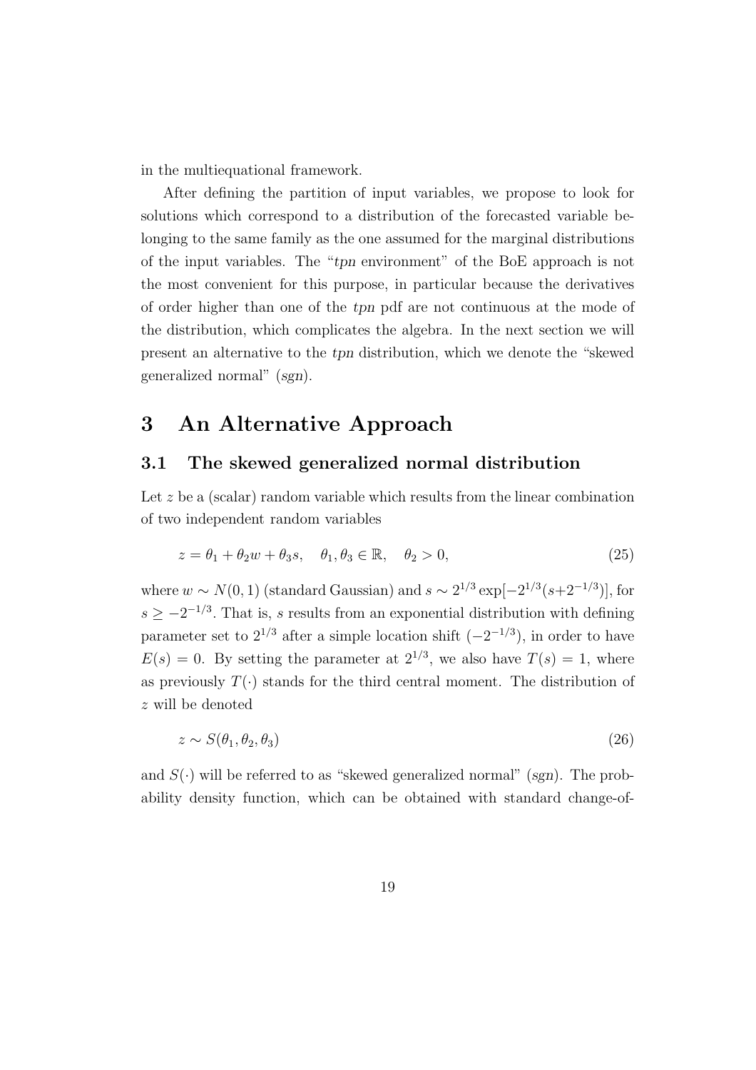in the multiequational framework.

After defining the partition of input variables, we propose to look for solutions which correspond to a distribution of the forecasted variable belonging to the same family as the one assumed for the marginal distributions of the input variables. The "*tpn* environment" of the BoE approach is not the most convenient for this purpose, in particular because the derivatives of order higher than one of the *tpn* pdf are not continuous at the mode of the distribution, which complicates the algebra. In the next section we will present an alternative to the *tpn* distribution, which we denote the "skewed generalized normal" (*sgn*).

# 3 An Alternative Approach

## 3.1 The skewed generalized normal distribution

Let $z$ be a (scalar) random variable which results from the linear combination of two independent random variables

$$z = \theta_1 + \theta_2 w + \theta_3 s, \quad \theta_1, \theta_3 \in \mathbb{R}, \quad \theta_2 > 0, \tag{25}$$

where $w \sim N(0,1)$ (standard Gaussian) and $s \sim 2^{1/3} \exp[-2^{1/3}(s+2^{-1/3})]$, for $s \geq -2^{-1/3}$. That is, $s$ results from an exponential distribution with defining parameter set to $2^{1/3}$ after a simple location shift ($-2^{-1/3}$), in order to have $E(s) = 0$. By setting the parameter at $2^{1/3}$, we also have $T(s) = 1$, where as previously $T(\cdot)$ stands for the third central moment. The distribution of $z$ will be denoted

$$z \sim S(\theta_1, \theta_2, \theta_3) \tag{26}$$

and $S(\cdot)$ will be referred to as "skewed generalized normal" (*sgn*). The probability density function, which can be obtained with standard change-of-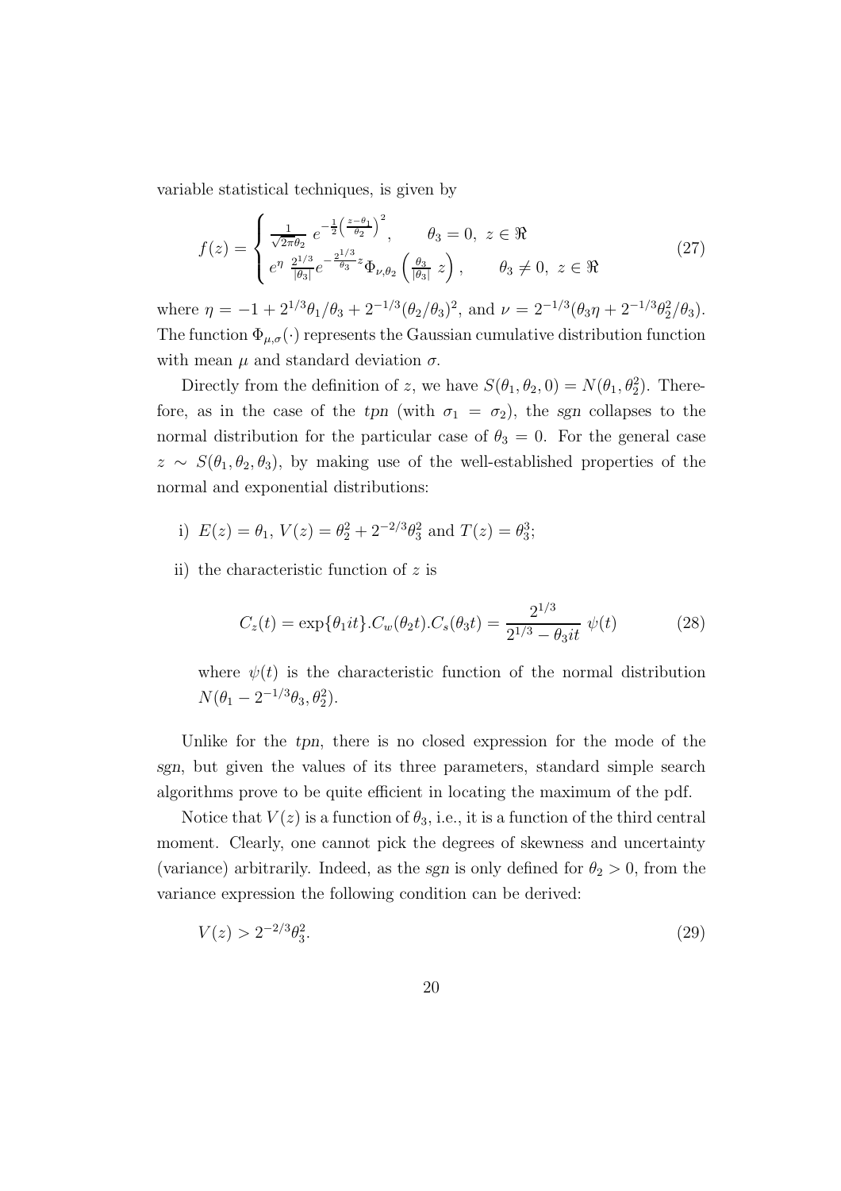variable statistical techniques, is given by

$$f(z) = \begin{cases} \frac{1}{\sqrt{2\pi}\theta_2} \, e^{-\frac{1}{2}\left(\frac{z-\theta_1}{\theta_2}\right)^2}, & \theta_3 = 0, \; z \in \Re \\ e^{\eta} \, \frac{2^{1/3}}{|\theta_3|} e^{-\frac{2^{1/3}}{\theta_3} z} \Phi_{\nu,\theta_2}\left(\frac{\theta_3}{|\theta_3|} \, z\right), & \theta_3 \neq 0, \; z \in \Re \end{cases} \tag{27}$$

where $\eta = -1 + 2^{1/3}\theta_1/\theta_3 + 2^{-1/3}(\theta_2/\theta_3)^2$, and $\nu = 2^{-1/3}(\theta_3\eta + 2^{-1/3}\theta_2^2/\theta_3)$. The function $\Phi_{\mu,\sigma}(\cdot)$ represents the Gaussian cumulative distribution function with mean $\mu$ and standard deviation $\sigma$.

Directly from the definition of $z$, we have $S(\theta_1, \theta_2, 0) = N(\theta_1, \theta_2^2)$. Therefore, as in the case of the *tpn* (with $\sigma_1 = \sigma_2$), the *sgn* collapses to the normal distribution for the particular case of $\theta_3 = 0$. For the general case $z \sim S(\theta_1, \theta_2, \theta_3)$, by making use of the well-established properties of the normal and exponential distributions:

i) $E(z) = \theta_1$, $V(z) = \theta_2^2 + 2^{-2/3}\theta_3^2$ and $T(z) = \theta_3^3$;

ii) the characteristic function of $z$ is

$$C_z(t) = \exp\{\theta_1 it\}.C_w(\theta_2 t).C_s(\theta_3 t) = \frac{2^{1/3}}{2^{1/3} - \theta_3 it} \; \psi(t) \tag{28}$$

where $\psi(t)$ is the characteristic function of the normal distribution $N(\theta_1 - 2^{-1/3}\theta_3, \theta_2^2)$.

Unlike for the *tpn*, there is no closed expression for the mode of the *sgn*, but given the values of its three parameters, standard simple search algorithms prove to be quite efficient in locating the maximum of the pdf.

Notice that $V(z)$ is a function of $\theta_3$, i.e., it is a function of the third central moment. Clearly, one cannot pick the degrees of skewness and uncertainty (variance) arbitrarily. Indeed, as the *sgn* is only defined for $\theta_2 > 0$, from the variance expression the following condition can be derived:

$$V(z) > 2^{-2/3}\theta_3^2. \tag{29}$$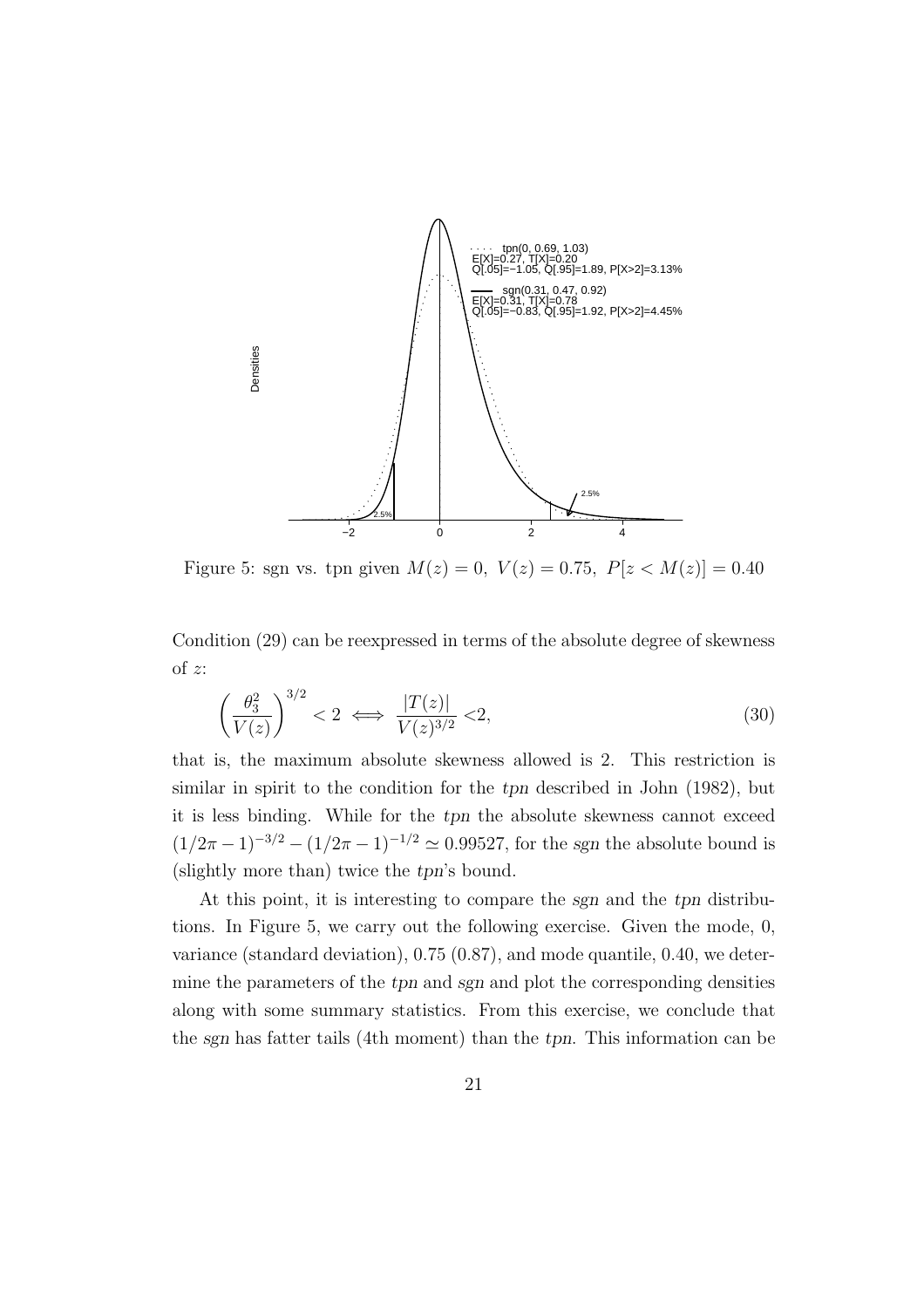Figure 5: sgn vs. tpn given $M(z) = 0,\ V(z) = 0.75,\ P[z < M(z)] = 0.40$

Condition (29) can be reexpressed in terms of the absolute degree of skewness of $z$:

$$\left(\frac{\theta_3^2}{V(z)}\right)^{3/2} < 2 \iff \frac{|T(z)|}{V(z)^{3/2}} < 2, \tag{30}$$

that is, the maximum absolute skewness allowed is 2. This restriction is similar in spirit to the condition for the *tpn* described in John (1982), but it is less binding. While for the *tpn* the absolute skewness cannot exceed $(1/2\pi - 1)^{-3/2} - (1/2\pi - 1)^{-1/2} \simeq 0.99527$, for the *sgn* the absolute bound is (slightly more than) twice the *tpn*'s bound.

At this point, it is interesting to compare the *sgn* and the *tpn* distributions. In Figure 5, we carry out the following exercise. Given the mode, 0, variance (standard deviation), 0.75 (0.87), and mode quantile, 0.40, we determine the parameters of the *tpn* and *sgn* and plot the corresponding densities along with some summary statistics. From this exercise, we conclude that the *sgn* has fatter tails (4th moment) than the *tpn*. This information can be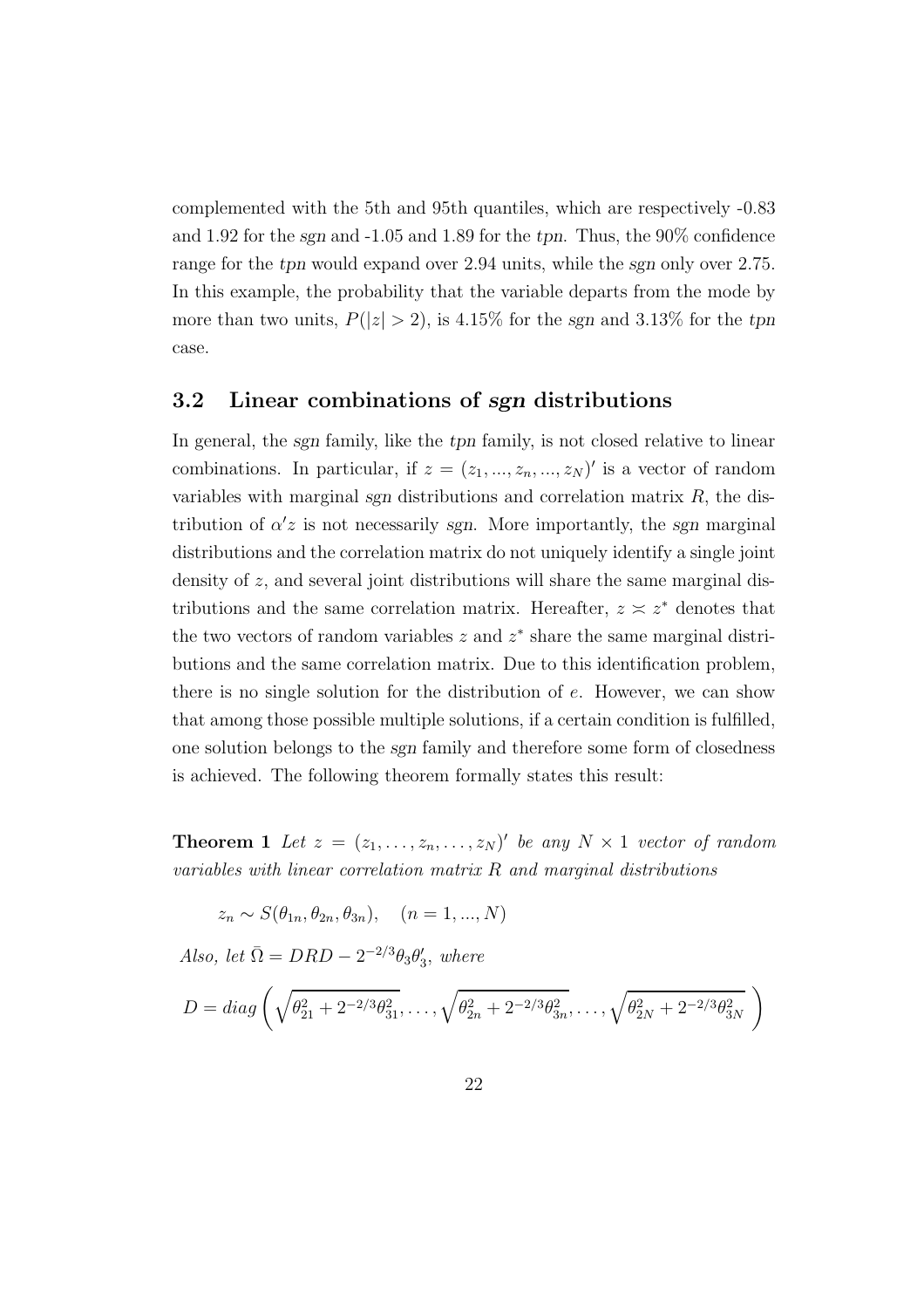complemented with the 5th and 95th quantiles, which are respectively -0.83 and 1.92 for the *sgn* and -1.05 and 1.89 for the *tpn*. Thus, the 90% confidence range for the *tpn* would expand over 2.94 units, while the *sgn* only over 2.75. In this example, the probability that the variable departs from the mode by more than two units, $P(|z| > 2)$, is 4.15% for the *sgn* and 3.13% for the *tpn* case.

### 3.2 Linear combinations of *sgn* distributions

In general, the *sgn* family, like the *tpn* family, is not closed relative to linear combinations. In particular, if $z = (z_1, ..., z_n, ..., z_N)'$ is a vector of random variables with marginal *sgn* distributions and correlation matrix $R$, the distribution of $\alpha' z$ is not necessarily *sgn*. More importantly, the *sgn* marginal distributions and the correlation matrix do not uniquely identify a single joint density of $z$, and several joint distributions will share the same marginal distributions and the same correlation matrix. Hereafter, $z \asymp z^*$ denotes that the two vectors of random variables $z$ and $z^*$ share the same marginal distributions and the same correlation matrix. Due to this identification problem, there is no single solution for the distribution of $e$. However, we can show that among those possible multiple solutions, if a certain condition is fulfilled, one solution belongs to the *sgn* family and therefore some form of closedness is achieved. The following theorem formally states this result:

**Theorem 1** *Let $z = (z_1, \ldots, z_n, \ldots, z_N)'$ be any $N \times 1$ vector of random variables with linear correlation matrix $R$ and marginal distributions*

$$z_n \sim S(\theta_{1n}, \theta_{2n}, \theta_{3n}), \quad (n = 1, ..., N)$$

*Also, let $\bar{\Omega} = DRD - 2^{-2/3}\theta_3\theta_3'$, where*

$$D = diag\left(\sqrt{\theta_{21}^2 + 2^{-2/3}\theta_{31}^2}, \ldots, \sqrt{\theta_{2n}^2 + 2^{-2/3}\theta_{3n}^2}, \ldots, \sqrt{\theta_{2N}^2 + 2^{-2/3}\theta_{3N}^2}\right)$$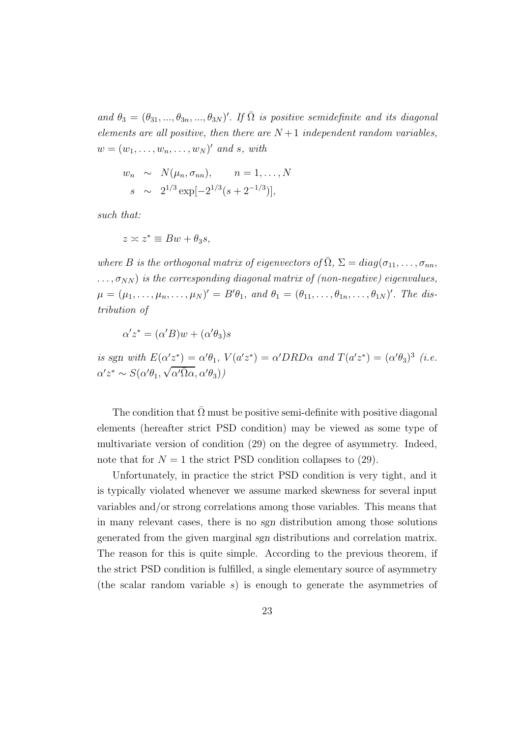*and* $\theta_3 = (\theta_{31}, ..., \theta_{3n}, ..., \theta_{3N})'$*. If* $\bar{\Omega}$ *is positive semidefinite and its diagonal elements are all positive, then there are* $N+1$ *independent random variables,* $w = (w_1, \ldots, w_n, \ldots, w_N)'$ *and* $s$*, with*

$$\begin{aligned} w_n &\sim N(\mu_n, \sigma_{nn}), \qquad n = 1, \ldots, N \\ s &\sim 2^{1/3} \exp[-2^{1/3}(s + 2^{-1/3})], \end{aligned}$$

*such that:*

$$z \asymp z^* \equiv Bw + \theta_3 s,$$

*where* $B$ *is the orthogonal matrix of eigenvectors of* $\bar{\Omega}$*,* $\Sigma = diag(\sigma_{11}, \ldots, \sigma_{nn}, \ldots, \sigma_{NN})$ *is the corresponding diagonal matrix of (non-negative) eigenvalues,* $\mu = (\mu_1, \ldots, \mu_n, \ldots, \mu_N)' = B'\theta_1$*, and* $\theta_1 = (\theta_{11}, \ldots, \theta_{1n}, \ldots, \theta_{1N})'$*. The distribution of*

$$\alpha' z^* = (\alpha' B) w + (\alpha' \theta_3) s$$

*is sgn with* $E(\alpha' z^*) = \alpha' \theta_1$*,* $V(a' z^*) = \alpha' DRD\alpha$ *and* $T(a' z^*) = (\alpha' \theta_3)^3$ *(i.e.* $\alpha' z^* \sim S(\alpha' \theta_1, \sqrt{\alpha' \bar{\Omega} \alpha}, \alpha' \theta_3)$*)*

The condition that $\bar{\Omega}$ must be positive semi-definite with positive diagonal elements (hereafter strict PSD condition) may be viewed as some type of multivariate version of condition (29) on the degree of asymmetry. Indeed, note that for $N = 1$ the strict PSD condition collapses to (29).

Unfortunately, in practice the strict PSD condition is very tight, and it is typically violated whenever we assume marked skewness for several input variables and/or strong correlations among those variables. This means that in many relevant cases, there is no *sgn* distribution among those solutions generated from the given marginal *sgn* distributions and correlation matrix. The reason for this is quite simple. According to the previous theorem, if the strict PSD condition is fulfilled, a single elementary source of asymmetry (the scalar random variable $s$) is enough to generate the asymmetries of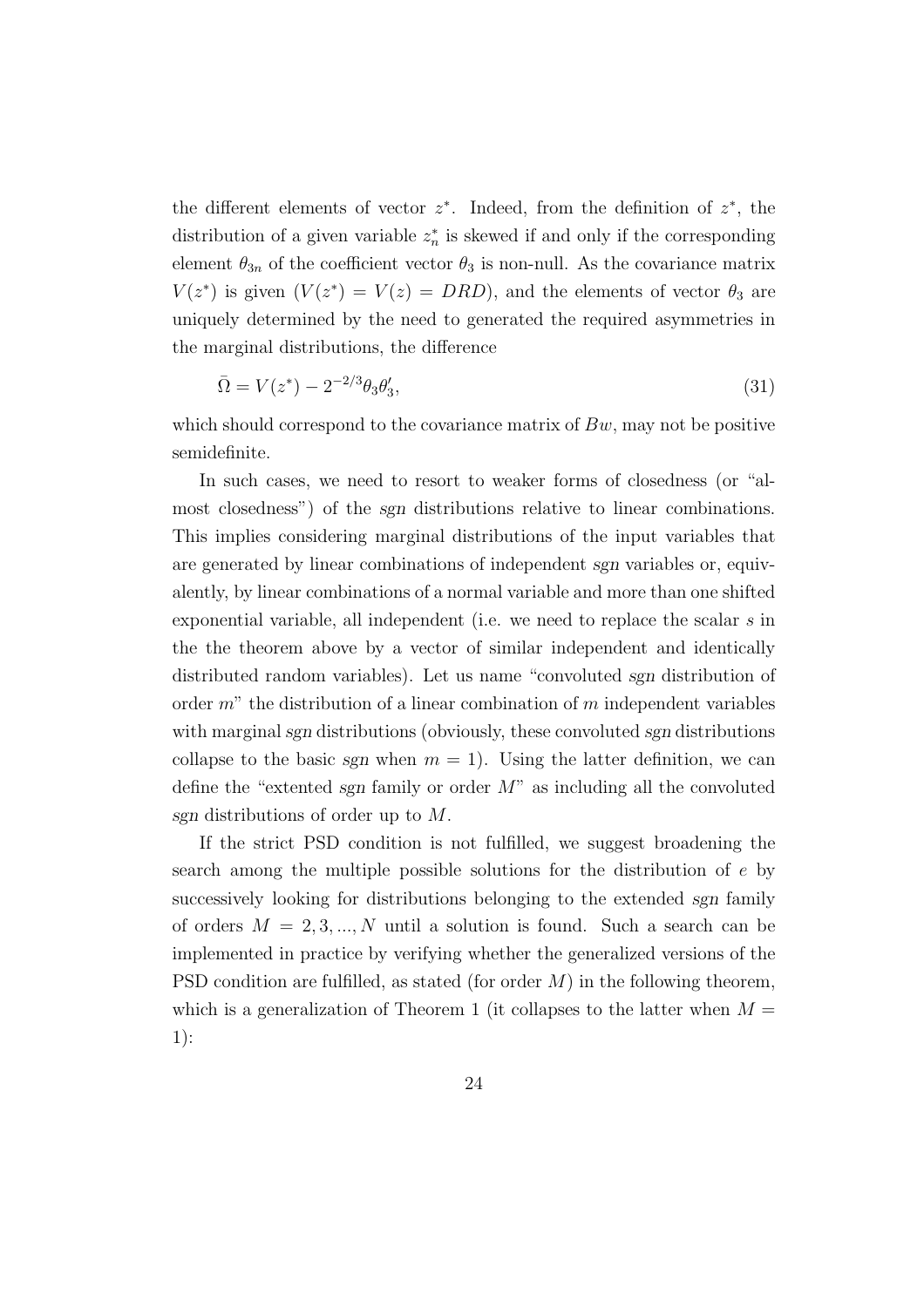the different elements of vector $z^*$. Indeed, from the definition of $z^*$, the distribution of a given variable $z_n^*$ is skewed if and only if the corresponding element $\theta_{3n}$ of the coefficient vector $\theta_3$ is non-null. As the covariance matrix $V(z^*)$ is given ($V(z^*) = V(z) = DRD$), and the elements of vector $\theta_3$ are uniquely determined by the need to generated the required asymmetries in the marginal distributions, the difference

$$\bar{\Omega} = V(z^*) - 2^{-2/3}\theta_3\theta_3', \tag{31}$$

which should correspond to the covariance matrix of $Bw$, may not be positive semidefinite.

In such cases, we need to resort to weaker forms of closedness (or "almost closedness") of the *sgn* distributions relative to linear combinations. This implies considering marginal distributions of the input variables that are generated by linear combinations of independent *sgn* variables or, equivalently, by linear combinations of a normal variable and more than one shifted exponential variable, all independent (i.e. we need to replace the scalar $s$ in the the theorem above by a vector of similar independent and identically distributed random variables). Let us name "convoluted *sgn* distribution of order $m$" the distribution of a linear combination of $m$ independent variables with marginal *sgn* distributions (obviously, these convoluted *sgn* distributions collapse to the basic *sgn* when $m = 1$). Using the latter definition, we can define the "extented *sgn* family or order $M$" as including all the convoluted *sgn* distributions of order up to $M$.

If the strict PSD condition is not fulfilled, we suggest broadening the search among the multiple possible solutions for the distribution of $e$ by successively looking for distributions belonging to the extended *sgn* family of orders $M = 2, 3, ..., N$ until a solution is found. Such a search can be implemented in practice by verifying whether the generalized versions of the PSD condition are fulfilled, as stated (for order $M$) in the following theorem, which is a generalization of Theorem 1 (it collapses to the latter when $M = 1$):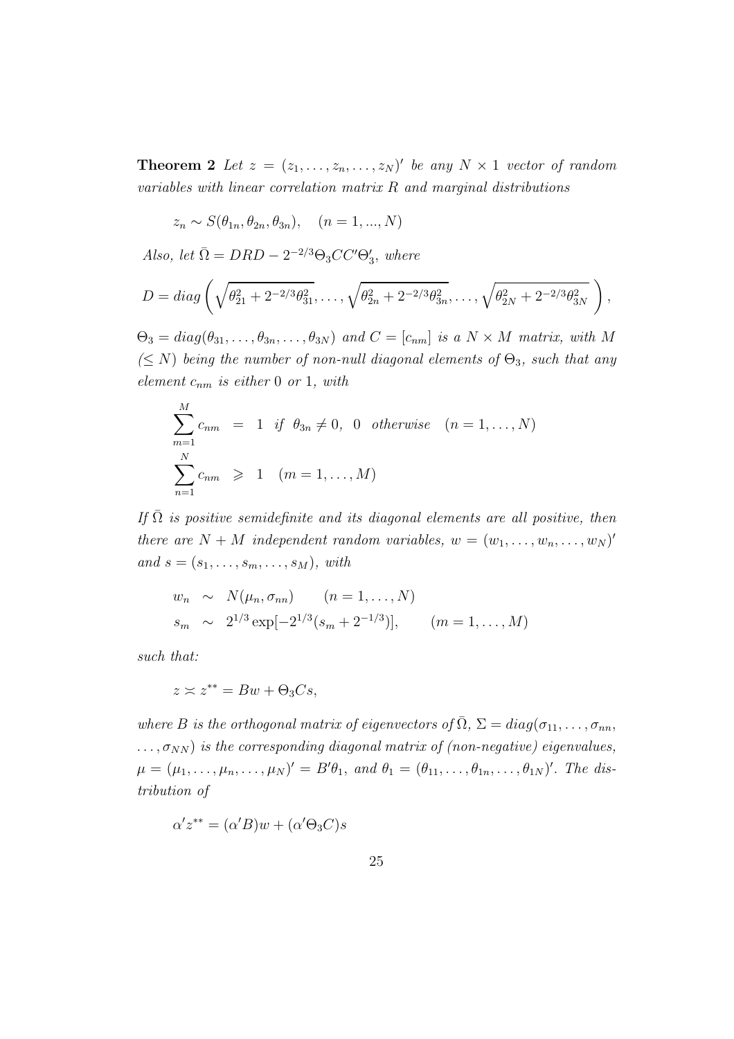**Theorem 2** *Let $z = (z_1, \ldots, z_n, \ldots, z_N)'$ be any $N \times 1$ vector of random variables with linear correlation matrix $R$ and marginal distributions*

$$z_n \sim S(\theta_{1n}, \theta_{2n}, \theta_{3n}), \quad (n = 1, ..., N)$$

*Also, let $\bar{\Omega} = DRD - 2^{-2/3}\Theta_3 CC'\Theta_3'$, where*

$$D = diag\left(\sqrt{\theta_{21}^2 + 2^{-2/3}\theta_{31}^2}, \ldots, \sqrt{\theta_{2n}^2 + 2^{-2/3}\theta_{3n}^2}, \ldots, \sqrt{\theta_{2N}^2 + 2^{-2/3}\theta_{3N}^2}\right),$$

*$\Theta_3 = diag(\theta_{31}, \ldots, \theta_{3n}, \ldots, \theta_{3N})$ and $C = [c_{nm}]$ is a $N \times M$ matrix, with $M$ ($\leq N$) being the number of non-null diagonal elements of $\Theta_3$, such that any element $c_{nm}$ is either 0 or 1, with*

$$\begin{aligned}
\sum_{m=1}^{M} c_{nm} &= 1 \quad \text{if} \ \ \theta_{3n} \neq 0, \ \ 0 \quad \text{otherwise} \quad (n = 1, \ldots, N) \\
\sum_{n=1}^{N} c_{nm} &\geqslant 1 \quad (m = 1, \ldots, M)
\end{aligned}$$

*If $\bar{\Omega}$ is positive semidefinite and its diagonal elements are all positive, then there are $N + M$ independent random variables, $w = (w_1, \ldots, w_n, \ldots, w_N)'$ and $s = (s_1, \ldots, s_m, \ldots, s_M)$, with*

$$\begin{aligned}
w_n &\sim N(\mu_n, \sigma_{nn}) \qquad (n = 1, \ldots, N) \\
s_m &\sim 2^{1/3}\exp[-2^{1/3}(s_m + 2^{-1/3})], \qquad (m = 1, \ldots, M)
\end{aligned}$$

*such that:*

$$z \asymp z^{**} = Bw + \Theta_3 Cs,$$

*where $B$ is the orthogonal matrix of eigenvectors of $\bar{\Omega}$, $\Sigma = diag(\sigma_{11}, \ldots, \sigma_{nn}, \ldots, \sigma_{NN})$ is the corresponding diagonal matrix of (non-negative) eigenvalues, $\mu = (\mu_1, \ldots, \mu_n, \ldots, \mu_N)' = B'\theta_1$, and $\theta_1 = (\theta_{11}, \ldots, \theta_{1n}, \ldots, \theta_{1N})'$. The distribution of*

$$\alpha' z^{**} = (\alpha' B)w + (\alpha'\Theta_3 C)s$$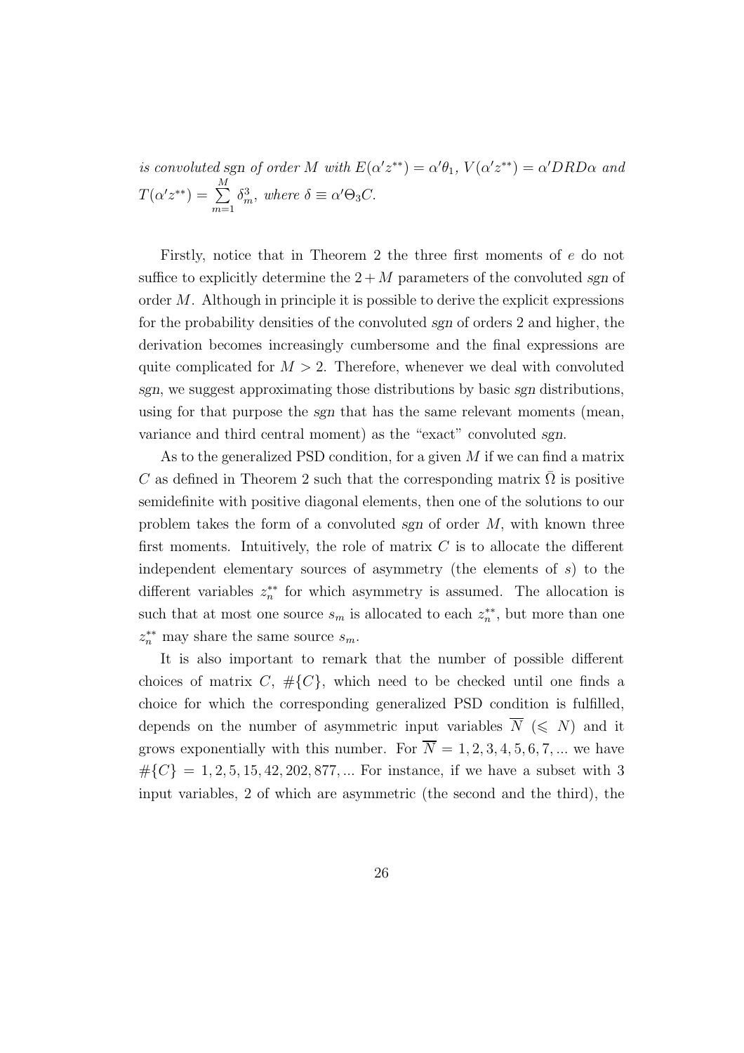*is convoluted* sgn *of order* $M$ *with* $E(\alpha' z^{**}) = \alpha' \theta_1$, $V(\alpha' z^{**}) = \alpha' DRD\alpha$ *and* $T(\alpha' z^{**}) = \sum_{m=1}^{M} \delta_m^3$, *where* $\delta \equiv \alpha' \Theta_3 C$.

Firstly, notice that in Theorem 2 the three first moments of $e$ do not suffice to explicitly determine the $2 + M$ parameters of the convoluted *sgn* of order $M$. Although in principle it is possible to derive the explicit expressions for the probability densities of the convoluted *sgn* of orders 2 and higher, the derivation becomes increasingly cumbersome and the final expressions are quite complicated for $M > 2$. Therefore, whenever we deal with convoluted *sgn*, we suggest approximating those distributions by basic *sgn* distributions, using for that purpose the *sgn* that has the same relevant moments (mean, variance and third central moment) as the "exact" convoluted *sgn*.

As to the generalized PSD condition, for a given $M$ if we can find a matrix $C$ as defined in Theorem 2 such that the corresponding matrix $\bar{\Omega}$ is positive semidefinite with positive diagonal elements, then one of the solutions to our problem takes the form of a convoluted *sgn* of order $M$, with known three first moments. Intuitively, the role of matrix $C$ is to allocate the different independent elementary sources of asymmetry (the elements of $s$) to the different variables $z_n^{**}$ for which asymmetry is assumed. The allocation is such that at most one source $s_m$ is allocated to each $z_n^{**}$, but more than one $z_n^{**}$ may share the same source $s_m$.

It is also important to remark that the number of possible different choices of matrix $C$, $\#\{C\}$, which need to be checked until one finds a choice for which the corresponding generalized PSD condition is fulfilled, depends on the number of asymmetric input variables $\overline{N}$ ($\leqslant N$) and it grows exponentially with this number. For $\overline{N} = 1, 2, 3, 4, 5, 6, 7, ...$ we have $\#\{C\} = 1, 2, 5, 15, 42, 202, 877, ...$ For instance, if we have a subset with 3 input variables, 2 of which are asymmetric (the second and the third), the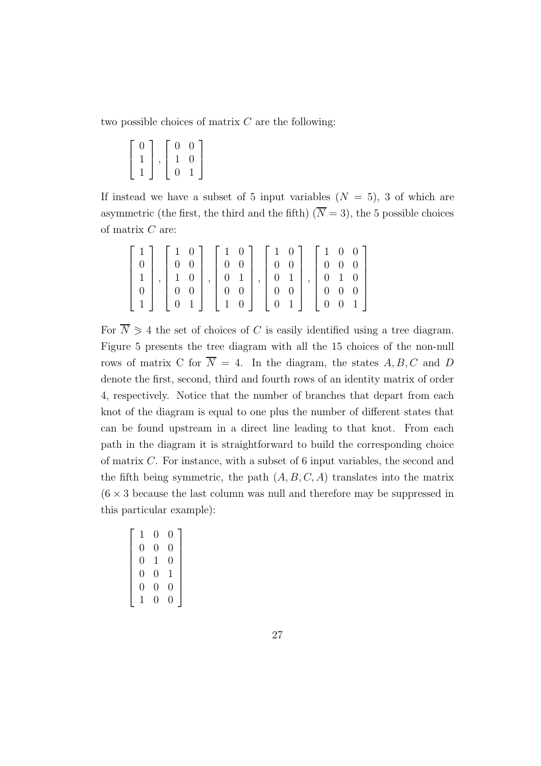two possible choices of matrix $C$ are the following:

$$\begin{bmatrix} 0 \\ 1 \\ 1 \end{bmatrix}, \begin{bmatrix} 0 & 0 \\ 1 & 0 \\ 0 & 1 \end{bmatrix}$$

If instead we have a subset of 5 input variables ($N = 5$), 3 of which are asymmetric (the first, the third and the fifth) ($\overline{N} = 3$), the 5 possible choices of matrix $C$ are:

$$\begin{bmatrix} 1 \\ 0 \\ 1 \\ 0 \\ 1 \end{bmatrix}, \begin{bmatrix} 1 & 0 \\ 0 & 0 \\ 1 & 0 \\ 0 & 0 \\ 0 & 1 \end{bmatrix}, \begin{bmatrix} 1 & 0 \\ 0 & 0 \\ 0 & 1 \\ 0 & 0 \\ 1 & 0 \end{bmatrix}, \begin{bmatrix} 1 & 0 \\ 0 & 0 \\ 0 & 1 \\ 0 & 0 \\ 0 & 1 \end{bmatrix}, \begin{bmatrix} 1 & 0 & 0 \\ 0 & 0 & 0 \\ 0 & 1 & 0 \\ 0 & 0 & 0 \\ 0 & 0 & 1 \end{bmatrix}$$

For $\overline{N} \geqslant 4$ the set of choices of $C$ is easily identified using a tree diagram. Figure 5 presents the tree diagram with all the 15 choices of the non-null rows of matrix C for $\overline{N} = 4$. In the diagram, the states $A, B, C$ and $D$ denote the first, second, third and fourth rows of an identity matrix of order 4, respectively. Notice that the number of branches that depart from each knot of the diagram is equal to one plus the number of different states that can be found upstream in a direct line leading to that knot. From each path in the diagram it is straightforward to build the corresponding choice of matrix $C$. For instance, with a subset of 6 input variables, the second and the fifth being symmetric, the path $(A, B, C, A)$ translates into the matrix ($6 \times 3$ because the last column was null and therefore may be suppressed in this particular example):

$$\begin{bmatrix} 1 & 0 & 0 \\ 0 & 0 & 0 \\ 0 & 1 & 0 \\ 0 & 0 & 1 \\ 0 & 0 & 0 \\ 1 & 0 & 0 \end{bmatrix}$$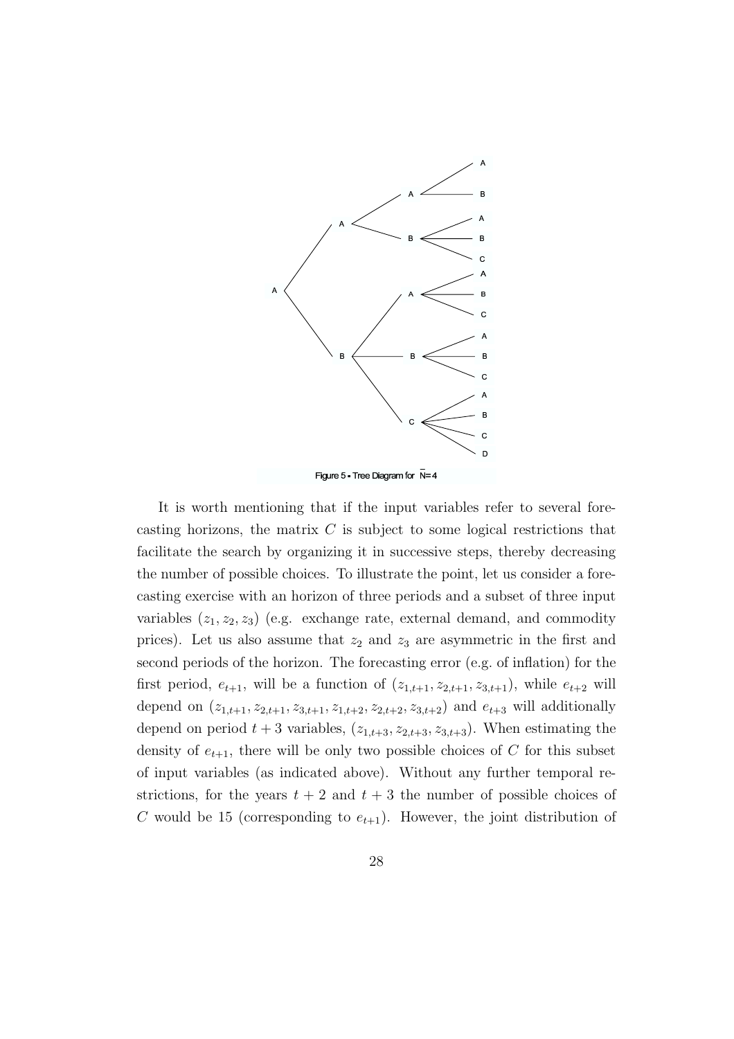Figure 5 - Tree Diagram for $\bar{N}=4$

It is worth mentioning that if the input variables refer to several forecasting horizons, the matrix $C$ is subject to some logical restrictions that facilitate the search by organizing it in successive steps, thereby decreasing the number of possible choices. To illustrate the point, let us consider a forecasting exercise with an horizon of three periods and a subset of three input variables $(z_1, z_2, z_3)$ (e.g. exchange rate, external demand, and commodity prices). Let us also assume that $z_2$ and $z_3$ are asymmetric in the first and second periods of the horizon. The forecasting error (e.g. of inflation) for the first period, $e_{t+1}$, will be a function of $(z_{1,t+1}, z_{2,t+1}, z_{3,t+1})$, while $e_{t+2}$ will depend on $(z_{1,t+1}, z_{2,t+1}, z_{3,t+1}, z_{1,t+2}, z_{2,t+2}, z_{3,t+2})$ and $e_{t+3}$ will additionally depend on period $t+3$ variables, $(z_{1,t+3}, z_{2,t+3}, z_{3,t+3})$. When estimating the density of $e_{t+1}$, there will be only two possible choices of $C$ for this subset of input variables (as indicated above). Without any further temporal restrictions, for the years $t+2$ and $t+3$ the number of possible choices of $C$ would be 15 (corresponding to $e_{t+1}$). However, the joint distribution of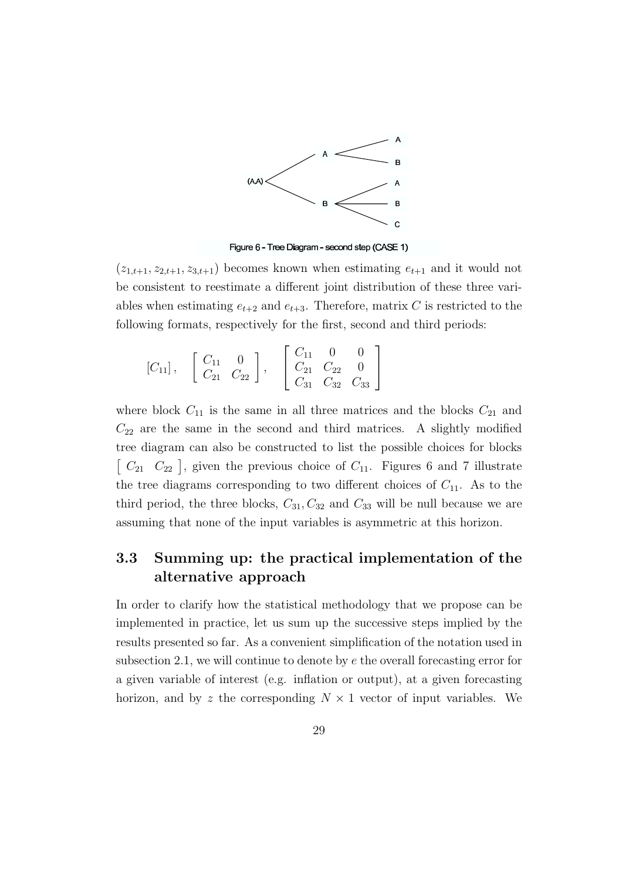Figure 6 - Tree Diagram - second step (CASE 1)

$(z_{1,t+1}, z_{2,t+1}, z_{3,t+1})$ becomes known when estimating $e_{t+1}$ and it would not be consistent to reestimate a different joint distribution of these three variables when estimating $e_{t+2}$ and $e_{t+3}$. Therefore, matrix $C$ is restricted to the following formats, respectively for the first, second and third periods:

$$[C_{11}], \quad \begin{bmatrix} C_{11} & 0 \\ C_{21} & C_{22} \end{bmatrix}, \quad \begin{bmatrix} C_{11} & 0 & 0 \\ C_{21} & C_{22} & 0 \\ C_{31} & C_{32} & C_{33} \end{bmatrix}$$

where block $C_{11}$ is the same in all three matrices and the blocks $C_{21}$ and $C_{22}$ are the same in the second and third matrices. A slightly modified tree diagram can also be constructed to list the possible choices for blocks $\begin{bmatrix} C_{21} & C_{22} \end{bmatrix}$, given the previous choice of $C_{11}$. Figures 6 and 7 illustrate the tree diagrams corresponding to two different choices of $C_{11}$. As to the third period, the three blocks, $C_{31}, C_{32}$ and $C_{33}$ will be null because we are assuming that none of the input variables is asymmetric at this horizon.

### 3.3 Summing up: the practical implementation of the alternative approach

In order to clarify how the statistical methodology that we propose can be implemented in practice, let us sum up the successive steps implied by the results presented so far. As a convenient simplification of the notation used in subsection 2.1, we will continue to denote by $e$ the overall forecasting error for a given variable of interest (e.g. inflation or output), at a given forecasting horizon, and by $z$ the corresponding $N \times 1$ vector of input variables. We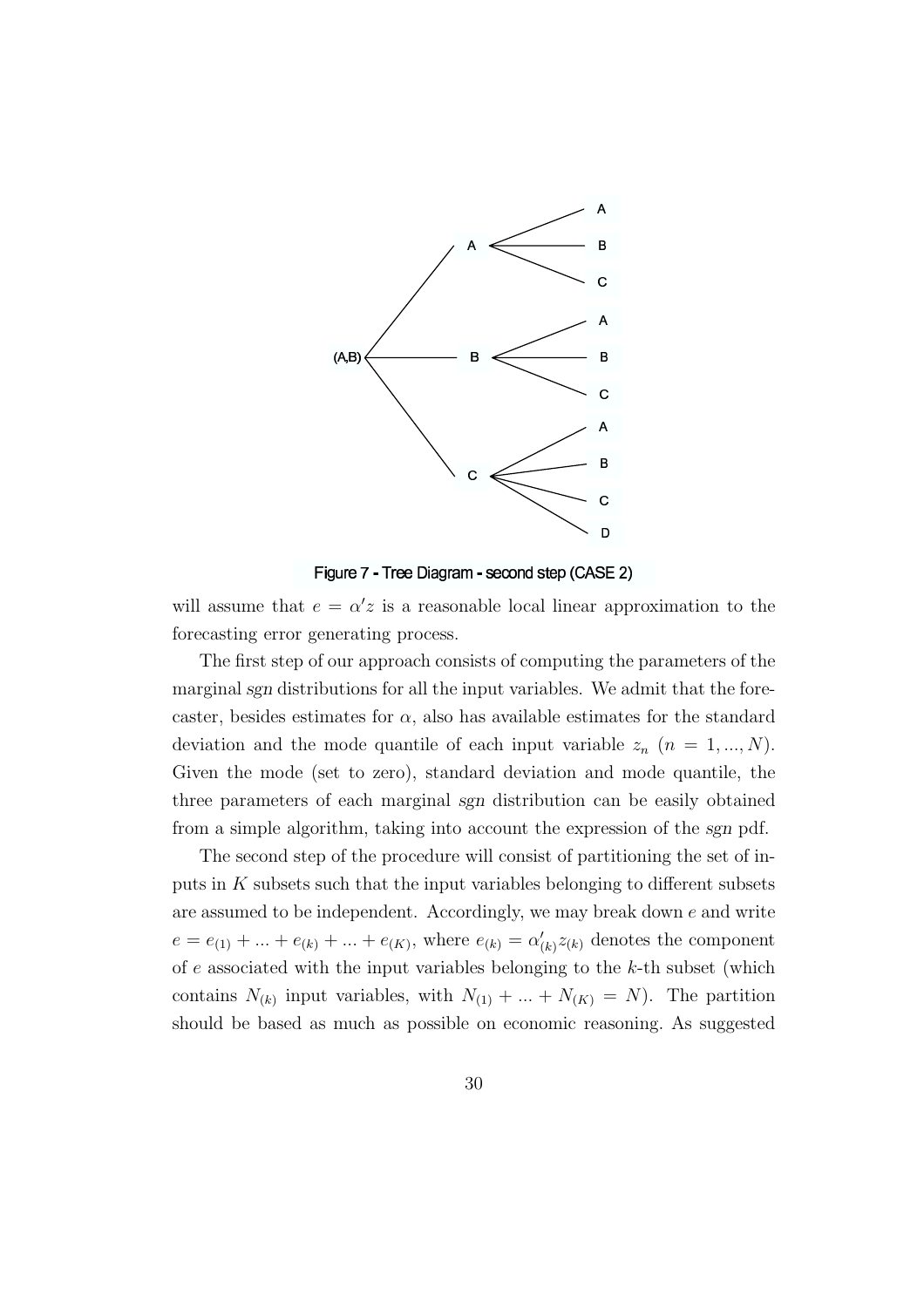Figure 7 - Tree Diagram - second step (CASE 2)

will assume that $e = \alpha' z$ is a reasonable local linear approximation to the forecasting error generating process.

The first step of our approach consists of computing the parameters of the marginal *sgn* distributions for all the input variables. We admit that the forecaster, besides estimates for $\alpha$, also has available estimates for the standard deviation and the mode quantile of each input variable $z_n$ $(n = 1, ..., N)$. Given the mode (set to zero), standard deviation and mode quantile, the three parameters of each marginal *sgn* distribution can be easily obtained from a simple algorithm, taking into account the expression of the *sgn* pdf.

The second step of the procedure will consist of partitioning the set of inputs in $K$ subsets such that the input variables belonging to different subsets are assumed to be independent. Accordingly, we may break down $e$ and write $e = e_{(1)} + ... + e_{(k)} + ... + e_{(K)}$, where $e_{(k)} = \alpha'_{(k)} z_{(k)}$ denotes the component of $e$ associated with the input variables belonging to the $k$-th subset (which contains $N_{(k)}$ input variables, with $N_{(1)} + ... + N_{(K)} = N$). The partition should be based as much as possible on economic reasoning. As suggested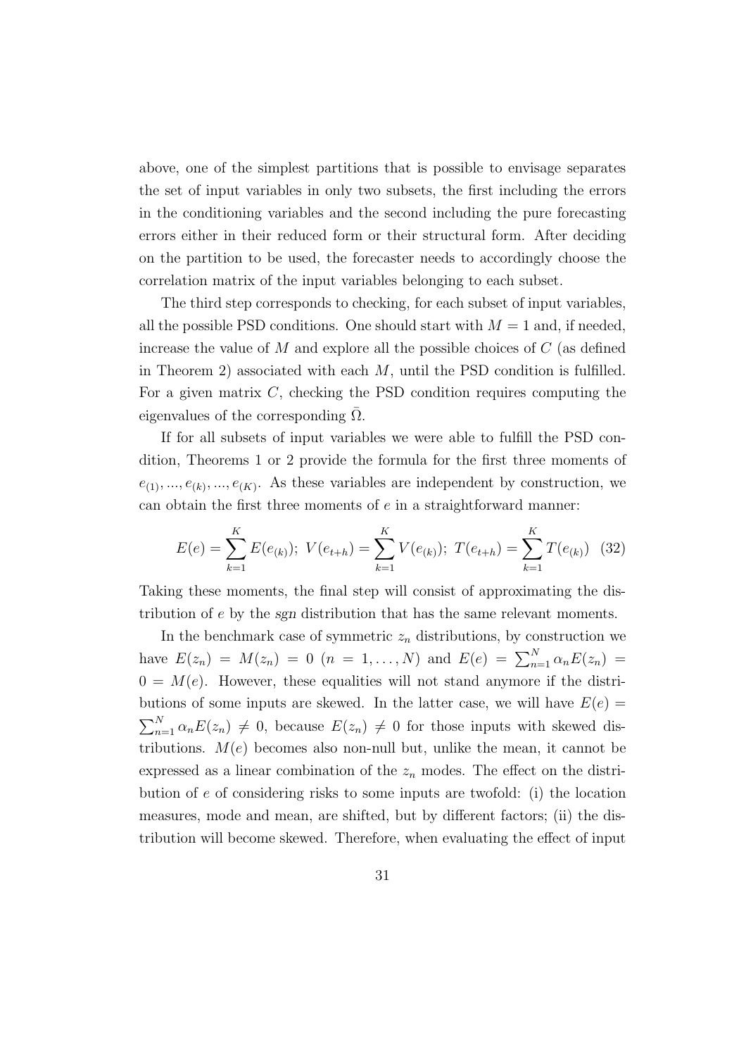above, one of the simplest partitions that is possible to envisage separates the set of input variables in only two subsets, the first including the errors in the conditioning variables and the second including the pure forecasting errors either in their reduced form or their structural form. After deciding on the partition to be used, the forecaster needs to accordingly choose the correlation matrix of the input variables belonging to each subset.

The third step corresponds to checking, for each subset of input variables, all the possible PSD conditions. One should start with $M = 1$ and, if needed, increase the value of $M$ and explore all the possible choices of $C$ (as defined in Theorem 2) associated with each $M$, until the PSD condition is fulfilled. For a given matrix $C$, checking the PSD condition requires computing the eigenvalues of the corresponding $\bar{\Omega}$.

If for all subsets of input variables we were able to fulfill the PSD condition, Theorems 1 or 2 provide the formula for the first three moments of $e_{(1)}, ..., e_{(k)}, ..., e_{(K)}$. As these variables are independent by construction, we can obtain the first three moments of $e$ in a straightforward manner:

$$E(e) = \sum_{k=1}^{K} E(e_{(k)});\; V(e_{t+h}) = \sum_{k=1}^{K} V(e_{(k)});\; T(e_{t+h}) = \sum_{k=1}^{K} T(e_{(k)}) \quad (32)$$

Taking these moments, the final step will consist of approximating the distribution of $e$ by the *sgn* distribution that has the same relevant moments.

In the benchmark case of symmetric $z_n$ distributions, by construction we have $E(z_n) = M(z_n) = 0$ $(n = 1, \ldots, N)$ and $E(e) = \sum_{n=1}^{N} \alpha_n E(z_n) = 0 = M(e)$. However, these equalities will not stand anymore if the distributions of some inputs are skewed. In the latter case, we will have $E(e) = \sum_{n=1}^{N} \alpha_n E(z_n) \neq 0$, because $E(z_n) \neq 0$ for those inputs with skewed distributions. $M(e)$ becomes also non-null but, unlike the mean, it cannot be expressed as a linear combination of the $z_n$ modes. The effect on the distribution of $e$ of considering risks to some inputs are twofold: (i) the location measures, mode and mean, are shifted, but by different factors; (ii) the distribution will become skewed. Therefore, when evaluating the effect of input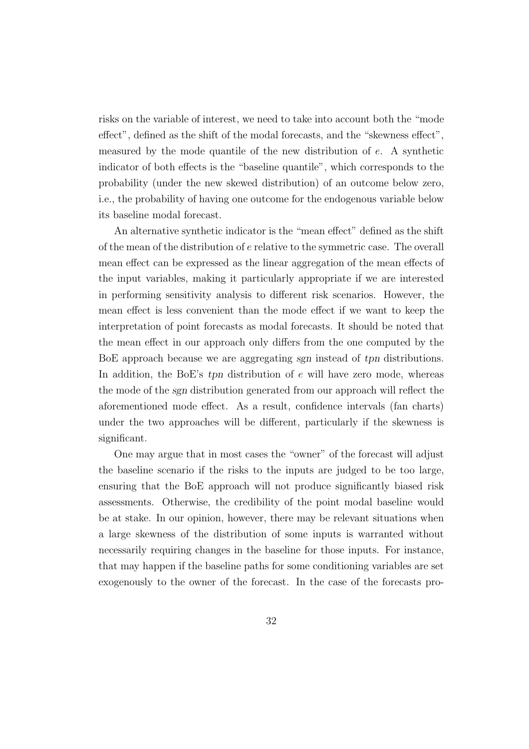risks on the variable of interest, we need to take into account both the "mode effect", defined as the shift of the modal forecasts, and the "skewness effect", measured by the mode quantile of the new distribution of $e$. A synthetic indicator of both effects is the "baseline quantile", which corresponds to the probability (under the new skewed distribution) of an outcome below zero, i.e., the probability of having one outcome for the endogenous variable below its baseline modal forecast.

An alternative synthetic indicator is the "mean effect" defined as the shift of the mean of the distribution of $e$ relative to the symmetric case. The overall mean effect can be expressed as the linear aggregation of the mean effects of the input variables, making it particularly appropriate if we are interested in performing sensitivity analysis to different risk scenarios. However, the mean effect is less convenient than the mode effect if we want to keep the interpretation of point forecasts as modal forecasts. It should be noted that the mean effect in our approach only differs from the one computed by the BoE approach because we are aggregating *sgn* instead of *tpn* distributions. In addition, the BoE's *tpn* distribution of $e$ will have zero mode, whereas the mode of the *sgn* distribution generated from our approach will reflect the aforementioned mode effect. As a result, confidence intervals (fan charts) under the two approaches will be different, particularly if the skewness is significant.

One may argue that in most cases the "owner" of the forecast will adjust the baseline scenario if the risks to the inputs are judged to be too large, ensuring that the BoE approach will not produce significantly biased risk assessments. Otherwise, the credibility of the point modal baseline would be at stake. In our opinion, however, there may be relevant situations when a large skewness of the distribution of some inputs is warranted without necessarily requiring changes in the baseline for those inputs. For instance, that may happen if the baseline paths for some conditioning variables are set exogenously to the owner of the forecast. In the case of the forecasts pro-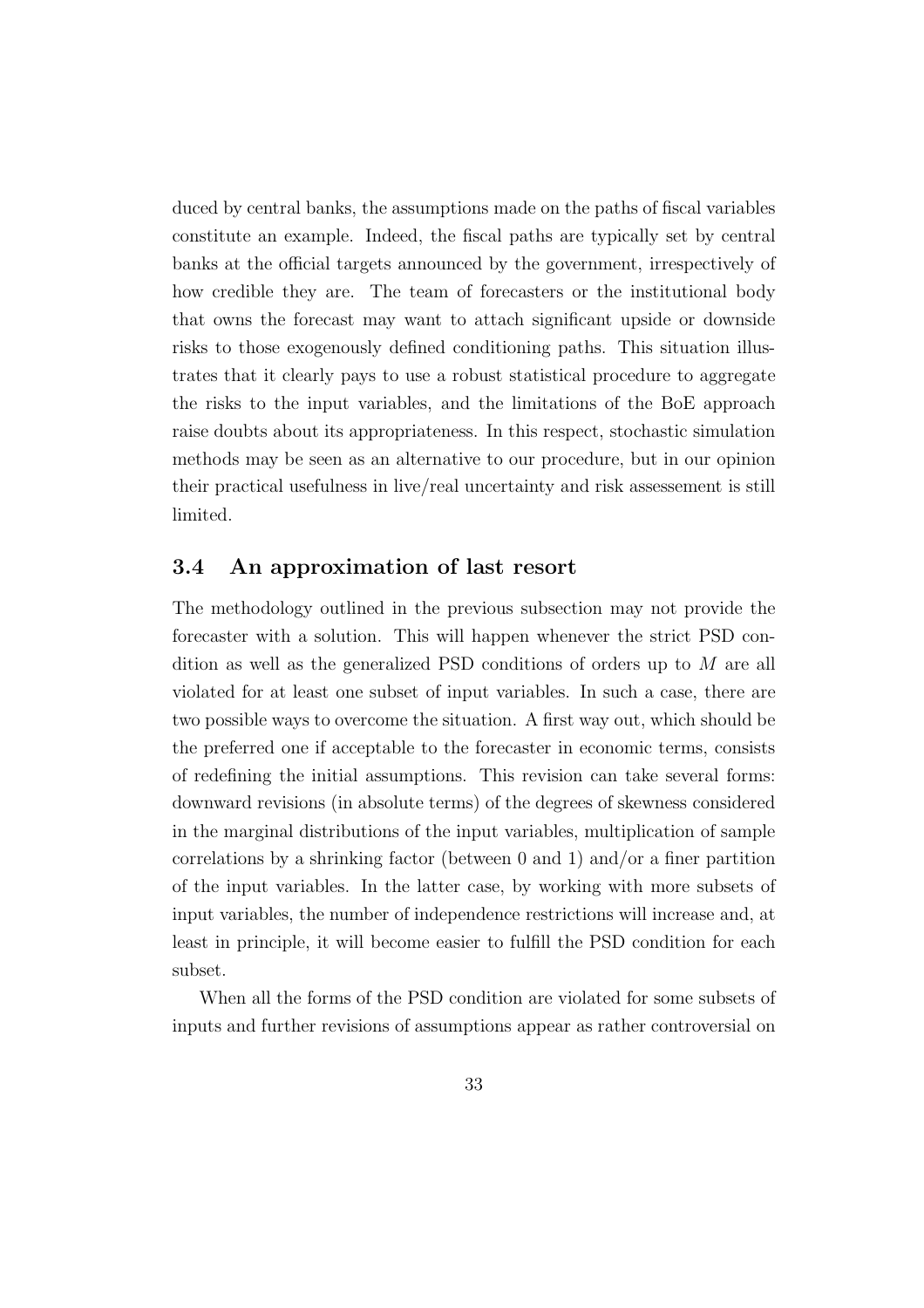duced by central banks, the assumptions made on the paths of fiscal variables constitute an example. Indeed, the fiscal paths are typically set by central banks at the official targets announced by the government, irrespectively of how credible they are. The team of forecasters or the institutional body that owns the forecast may want to attach significant upside or downside risks to those exogenously defined conditioning paths. This situation illustrates that it clearly pays to use a robust statistical procedure to aggregate the risks to the input variables, and the limitations of the BoE approach raise doubts about its appropriateness. In this respect, stochastic simulation methods may be seen as an alternative to our procedure, but in our opinion their practical usefulness in live/real uncertainty and risk assessement is still limited.

### 3.4 An approximation of last resort

The methodology outlined in the previous subsection may not provide the forecaster with a solution. This will happen whenever the strict PSD condition as well as the generalized PSD conditions of orders up to $M$ are all violated for at least one subset of input variables. In such a case, there are two possible ways to overcome the situation. A first way out, which should be the preferred one if acceptable to the forecaster in economic terms, consists of redefining the initial assumptions. This revision can take several forms: downward revisions (in absolute terms) of the degrees of skewness considered in the marginal distributions of the input variables, multiplication of sample correlations by a shrinking factor (between 0 and 1) and/or a finer partition of the input variables. In the latter case, by working with more subsets of input variables, the number of independence restrictions will increase and, at least in principle, it will become easier to fulfill the PSD condition for each subset.

When all the forms of the PSD condition are violated for some subsets of inputs and further revisions of assumptions appear as rather controversial on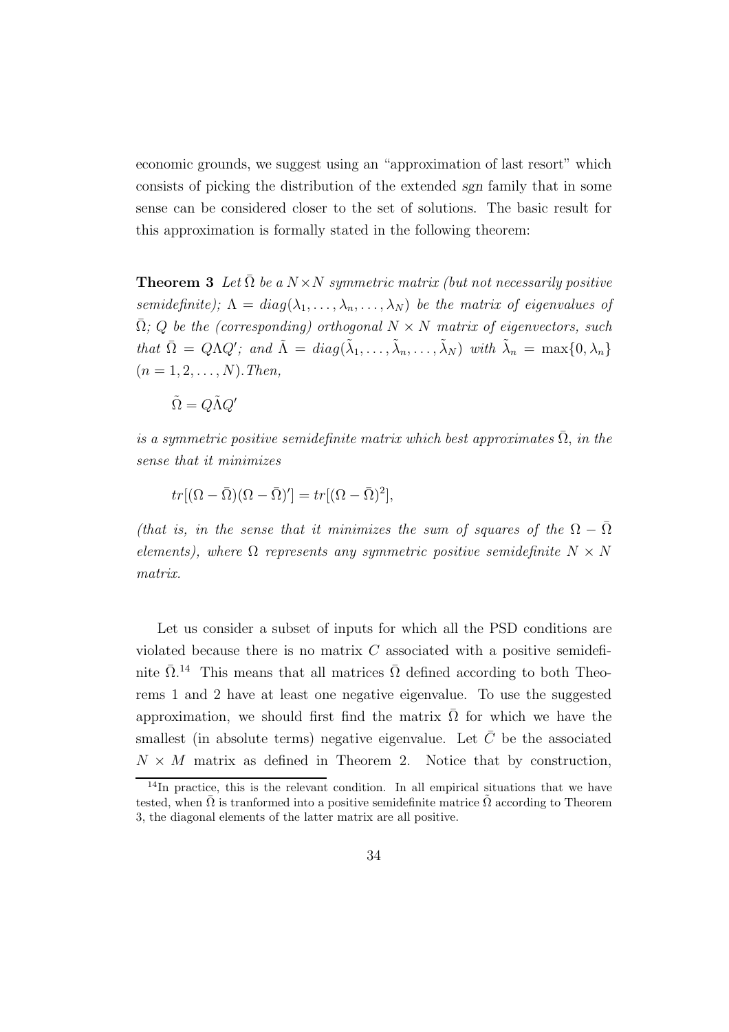economic grounds, we suggest using an "approximation of last resort" which consists of picking the distribution of the extended *sgn* family that in some sense can be considered closer to the set of solutions. The basic result for this approximation is formally stated in the following theorem:

**Theorem 3** *Let $\bar{\Omega}$ be a $N \times N$ symmetric matrix (but not necessarily positive semidefinite); $\Lambda = diag(\lambda_1, \ldots, \lambda_n, \ldots, \lambda_N)$ be the matrix of eigenvalues of $\bar{\Omega}$; $Q$ be the (corresponding) orthogonal $N \times N$ matrix of eigenvectors, such that $\bar{\Omega} = Q\Lambda Q'$; and $\tilde{\Lambda} = diag(\tilde{\lambda}_1, \ldots, \tilde{\lambda}_n, \ldots, \tilde{\lambda}_N)$ with $\tilde{\lambda}_n = \max\{0, \lambda_n\}$ $(n = 1, 2, \ldots, N)$. Then,*

$$\tilde{\Omega} = Q\tilde{\Lambda}Q'$$

*is a symmetric positive semidefinite matrix which best approximates $\bar{\Omega}$, in the sense that it minimizes*

$$tr[(\Omega - \bar{\Omega})(\Omega - \bar{\Omega})'] = tr[(\Omega - \bar{\Omega})^2],$$

*(that is, in the sense that it minimizes the sum of squares of the $\Omega - \bar{\Omega}$ elements), where $\Omega$ represents any symmetric positive semidefinite $N \times N$ matrix.*

Let us consider a subset of inputs for which all the PSD conditions are violated because there is no matrix $C$ associated with a positive semidefinite $\bar{\Omega}$.[14] This means that all matrices $\bar{\Omega}$ defined according to both Theorems 1 and 2 have at least one negative eigenvalue. To use the suggested approximation, we should first find the matrix $\bar{\Omega}$ for which we have the smallest (in absolute terms) negative eigenvalue. Let $\bar{C}$ be the associated $N \times M$ matrix as defined in Theorem 2. Notice that by construction,

[14] In practice, this is the relevant condition. In all empirical situations that we have tested, when $\bar{\Omega}$ is tranformed into a positive semidefinite matrice $\tilde{\Omega}$ according to Theorem 3, the diagonal elements of the latter matrix are all positive.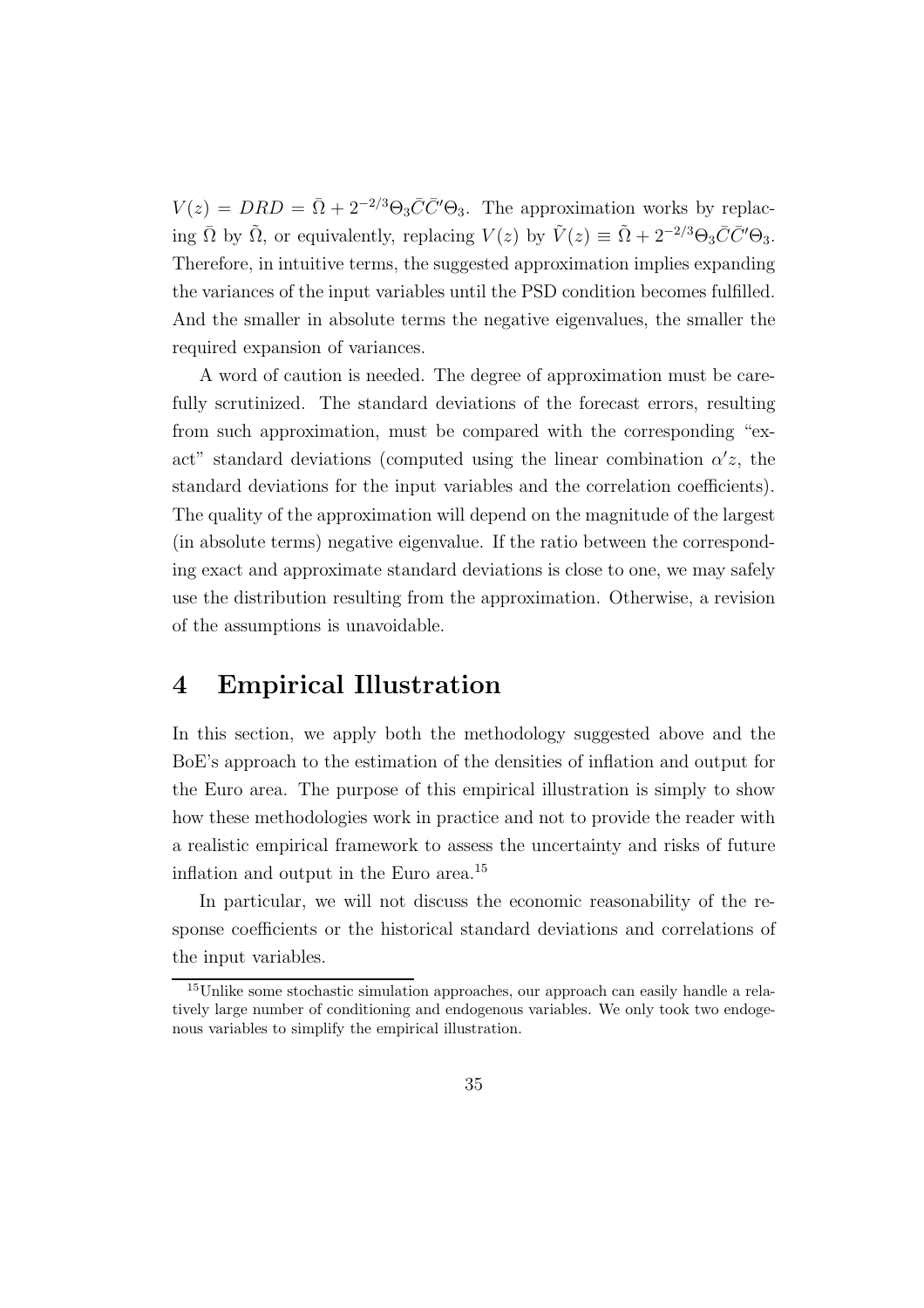$V(z) = DRD = \bar{\Omega} + 2^{-2/3}\Theta_3\bar{C}\bar{C}'\Theta_3$. The approximation works by replacing $\bar{\Omega}$ by $\tilde{\Omega}$, or equivalently, replacing $V(z)$ by $\tilde{V}(z) \equiv \tilde{\Omega} + 2^{-2/3}\Theta_3\bar{C}\bar{C}'\Theta_3$. Therefore, in intuitive terms, the suggested approximation implies expanding the variances of the input variables until the PSD condition becomes fulfilled. And the smaller in absolute terms the negative eigenvalues, the smaller the required expansion of variances.

A word of caution is needed. The degree of approximation must be carefully scrutinized. The standard deviations of the forecast errors, resulting from such approximation, must be compared with the corresponding "exact" standard deviations (computed using the linear combination $\alpha' z$, the standard deviations for the input variables and the correlation coefficients). The quality of the approximation will depend on the magnitude of the largest (in absolute terms) negative eigenvalue. If the ratio between the corresponding exact and approximate standard deviations is close to one, we may safely use the distribution resulting from the approximation. Otherwise, a revision of the assumptions is unavoidable.

# 4 Empirical Illustration

In this section, we apply both the methodology suggested above and the BoE's approach to the estimation of the densities of inflation and output for the Euro area. The purpose of this empirical illustration is simply to show how these methodologies work in practice and not to provide the reader with a realistic empirical framework to assess the uncertainty and risks of future inflation and output in the Euro area.[15]

In particular, we will not discuss the economic reasonability of the response coefficients or the historical standard deviations and correlations of the input variables.

[15] Unlike some stochastic simulation approaches, our approach can easily handle a relatively large number of conditioning and endogenous variables. We only took two endogenous variables to simplify the empirical illustration.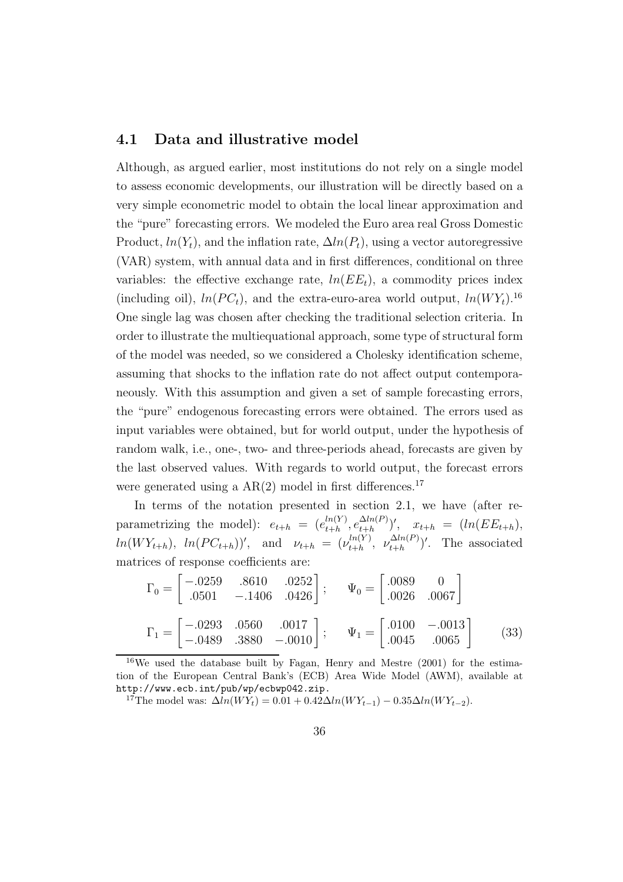### 4.1 Data and illustrative model

Although, as argued earlier, most institutions do not rely on a single model to assess economic developments, our illustration will be directly based on a very simple econometric model to obtain the local linear approximation and the "pure" forecasting errors. We modeled the Euro area real Gross Domestic Product, $ln(Y_t)$, and the inflation rate, $\Delta ln(P_t)$, using a vector autoregressive (VAR) system, with annual data and in first differences, conditional on three variables: the effective exchange rate, $ln(EE_t)$, a commodity prices index (including oil), $ln(PC_t)$, and the extra-euro-area world output, $ln(WY_t)$.[16] One single lag was chosen after checking the traditional selection criteria. In order to illustrate the multiequational approach, some type of structural form of the model was needed, so we considered a Cholesky identification scheme, assuming that shocks to the inflation rate do not affect output contemporaneously. With this assumption and given a set of sample forecasting errors, the "pure" endogenous forecasting errors were obtained. The errors used as input variables were obtained, but for world output, under the hypothesis of random walk, i.e., one-, two- and three-periods ahead, forecasts are given by the last observed values. With regards to world output, the forecast errors were generated using a AR(2) model in first differences.[17]

In terms of the notation presented in section 2.1, we have (after reparametrizing the model): $e_{t+h} = (e_{t+h}^{ln(Y)}, e_{t+h}^{\Delta ln(P)})'$, $x_{t+h} = (ln(EE_{t+h}), ln(WY_{t+h}), ln(PC_{t+h}))'$, and $\nu_{t+h} = (\nu_{t+h}^{ln(Y)}, \nu_{t+h}^{\Delta ln(P)})'$. The associated matrices of response coefficients are:

$$\Gamma_0 = \begin{bmatrix} -.0259 & .8610 & .0252 \\ .0501 & -.1406 & .0426 \end{bmatrix}; \quad \Psi_0 = \begin{bmatrix} .0089 & 0 \\ .0026 & .0067 \end{bmatrix}$$

$$\Gamma_1 = \begin{bmatrix} -.0293 & .0560 & .0017 \\ -.0489 & .3880 & -.0010 \end{bmatrix}; \quad \Psi_1 = \begin{bmatrix} .0100 & -.0013 \\ .0045 & .0065 \end{bmatrix} \tag{33}$$

[16] We used the database built by Fagan, Henry and Mestre (2001) for the estimation of the European Central Bank's (ECB) Area Wide Model (AWM), available at http://www.ecb.int/pub/wp/ecbwp042.zip.

[17] The model was: $\Delta ln(WY_t) = 0.01 + 0.42 \Delta ln(WY_{t-1}) - 0.35 \Delta ln(WY_{t-2})$.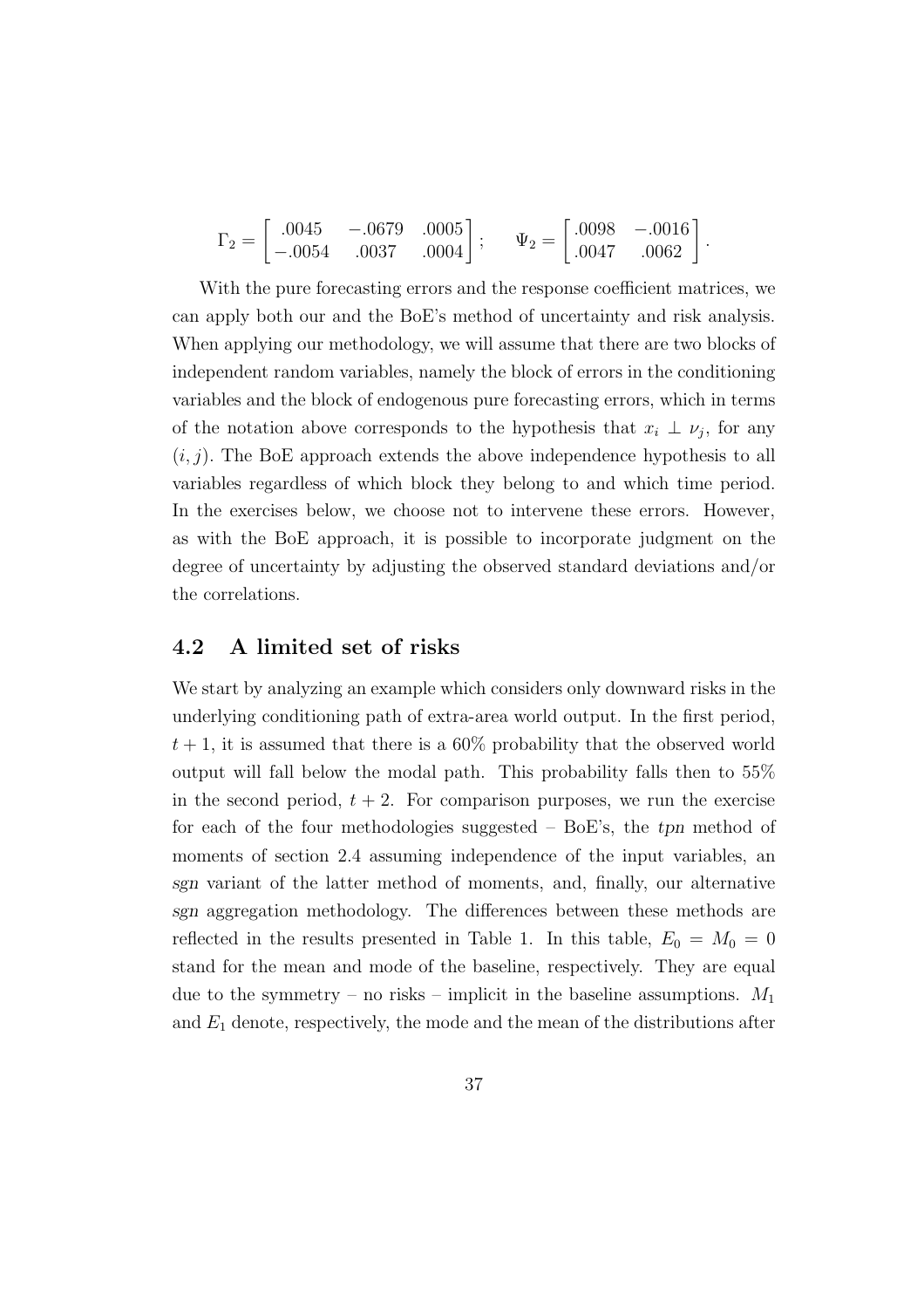$$\Gamma_2 = \begin{bmatrix} .0045 & -.0679 & .0005 \\ -.0054 & .0037 & .0004 \end{bmatrix}; \qquad \Psi_2 = \begin{bmatrix} .0098 & -.0016 \\ .0047 & .0062 \end{bmatrix}.$$

With the pure forecasting errors and the response coefficient matrices, we can apply both our and the BoE's method of uncertainty and risk analysis. When applying our methodology, we will assume that there are two blocks of independent random variables, namely the block of errors in the conditioning variables and the block of endogenous pure forecasting errors, which in terms of the notation above corresponds to the hypothesis that $x_i \perp \nu_j$, for any $(i, j)$. The BoE approach extends the above independence hypothesis to all variables regardless of which block they belong to and which time period. In the exercises below, we choose not to intervene these errors. However, as with the BoE approach, it is possible to incorporate judgment on the degree of uncertainty by adjusting the observed standard deviations and/or the correlations.

## 4.2 A limited set of risks

We start by analyzing an example which considers only downward risks in the underlying conditioning path of extra-area world output. In the first period, $t+1$, it is assumed that there is a 60% probability that the observed world output will fall below the modal path. This probability falls then to 55% in the second period, $t+2$. For comparison purposes, we run the exercise for each of the four methodologies suggested – BoE's, the *tpn* method of moments of section 2.4 assuming independence of the input variables, an *sgn* variant of the latter method of moments, and, finally, our alternative *sgn* aggregation methodology. The differences between these methods are reflected in the results presented in Table 1. In this table, $E_0 = M_0 = 0$ stand for the mean and mode of the baseline, respectively. They are equal due to the symmetry – no risks – implicit in the baseline assumptions. $M_1$ and $E_1$ denote, respectively, the mode and the mean of the distributions after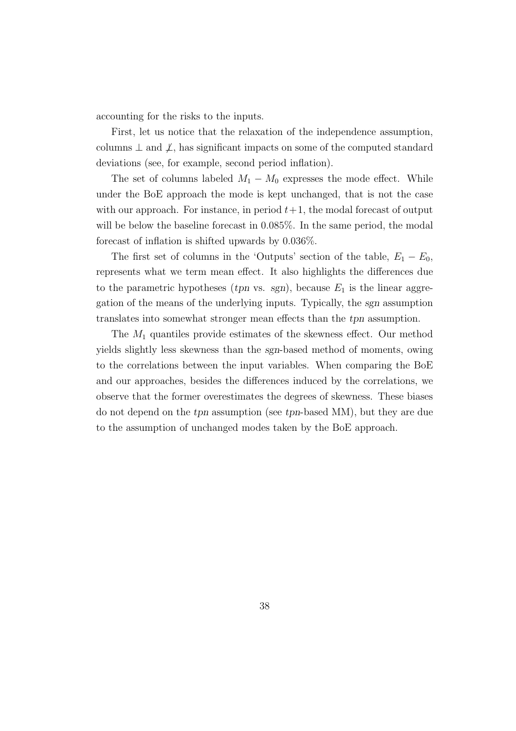accounting for the risks to the inputs.

First, let us notice that the relaxation of the independence assumption, columns $\perp$ and $\not\perp$, has significant impacts on some of the computed standard deviations (see, for example, second period inflation).

The set of columns labeled $M_1 - M_0$ expresses the mode effect. While under the BoE approach the mode is kept unchanged, that is not the case with our approach. For instance, in period $t+1$, the modal forecast of output will be below the baseline forecast in 0.085%. In the same period, the modal forecast of inflation is shifted upwards by 0.036%.

The first set of columns in the 'Outputs' section of the table, $E_1 - E_0$, represents what we term mean effect. It also highlights the differences due to the parametric hypotheses (*tpn* vs. *sgn*), because $E_1$ is the linear aggregation of the means of the underlying inputs. Typically, the *sgn* assumption translates into somewhat stronger mean effects than the *tpn* assumption.

The $M_1$ quantiles provide estimates of the skewness effect. Our method yields slightly less skewness than the *sgn*-based method of moments, owing to the correlations between the input variables. When comparing the BoE and our approaches, besides the differences induced by the correlations, we observe that the former overestimates the degrees of skewness. These biases do not depend on the *tpn* assumption (see *tpn*-based MM), but they are due to the assumption of unchanged modes taken by the BoE approach.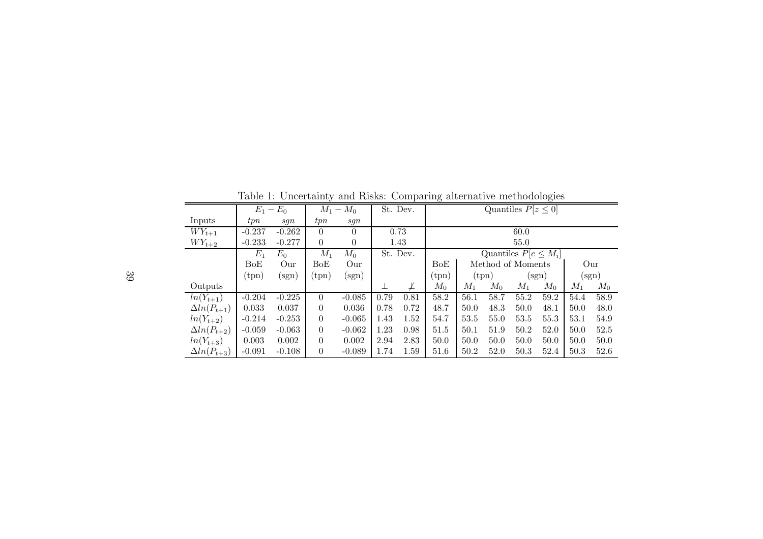Table 1: Uncertainty and Risks: Comparing alternative methodologies

| | $E_1 - E_0$ | | $M_1 - M_0$ | | St. Dev. | | Quantiles $P[z \leq 0]$ | | | | | | | |
|---|---|---|---|---|---|---|---|---|---|---|---|---|---|---|
| Inputs | *tpn* | *sgn* | *tpn* | *sgn* | | | | | | | | | | |
| $WY_{t+1}$ | -0.237 | -0.262 | 0 | 0 | 0.73 | | 60.0 | | | | | | | |
| $WY_{t+2}$ | -0.233 | -0.277 | 0 | 0 | 1.43 | | 55.0 | | | | | | | |
| | $E_1 - E_0$ | | $M_1 - M_0$ | | St. Dev. | | Quantiles $P[e \leq M_i]$ | | | | | | | |
| | BoE | Our | BoE | Our | | | BoE | Method of Moments | | | | | Our | |
| | (tpn) | (sgn) | (tpn) | (sgn) | | | (tpn) | (tpn) | | (sgn) | | | (sgn) | |
| Outputs | | | | | $\perp$ | $\not\perp$ | $M_0$ | $M_1$ | $M_0$ | $M_1$ | $M_0$ | | $M_1$ | $M_0$ |
| $ln(Y_{t+1})$ | -0.204 | -0.225 | 0 | -0.085 | 0.79 | 0.81 | 58.2 | 56.1 | 58.7 | 55.2 | 59.2 | | 54.4 | 58.9 |
| $\Delta ln(P_{t+1})$ | 0.033 | 0.037 | 0 | 0.036 | 0.78 | 0.72 | 48.7 | 50.0 | 48.3 | 50.0 | 48.1 | | 50.0 | 48.0 |
| $ln(Y_{t+2})$ | -0.214 | -0.253 | 0 | -0.065 | 1.43 | 1.52 | 54.7 | 53.5 | 55.0 | 53.5 | 55.3 | | 53.1 | 54.9 |
| $\Delta ln(P_{t+2})$ | -0.059 | -0.063 | 0 | -0.062 | 1.23 | 0.98 | 51.5 | 50.1 | 51.9 | 50.2 | 52.0 | | 50.0 | 52.5 |
| $ln(Y_{t+3})$ | 0.003 | 0.002 | 0 | 0.002 | 2.94 | 2.83 | 50.0 | 50.0 | 50.0 | 50.0 | 50.0 | | 50.0 | 50.0 |
| $\Delta ln(P_{t+3})$ | -0.091 | -0.108 | 0 | -0.089 | 1.74 | 1.59 | 51.6 | 50.2 | 52.0 | 50.3 | 52.4 | | 50.3 | 52.6 |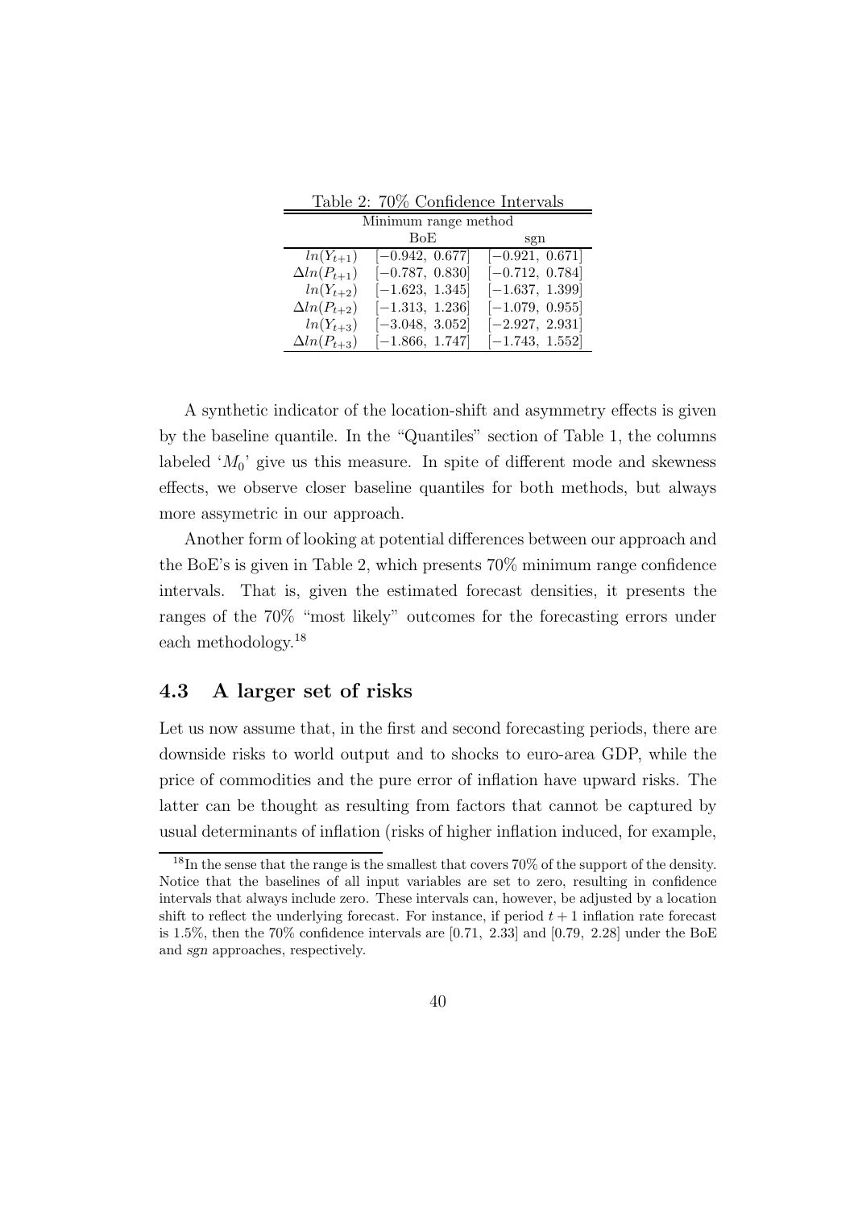Table 2: 70% Confidence Intervals

| Minimum range method | | |
|---|---|---|
| | BoE | sgn |
| $ln(Y_{t+1})$ | $[-0.942,\ 0.677]$ | $[-0.921,\ 0.671]$ |
| $\Delta ln(P_{t+1})$ | $[-0.787,\ 0.830]$ | $[-0.712,\ 0.784]$ |
| $ln(Y_{t+2})$ | $[-1.623,\ 1.345]$ | $[-1.637,\ 1.399]$ |
| $\Delta ln(P_{t+2})$ | $[-1.313,\ 1.236]$ | $[-1.079,\ 0.955]$ |
| $ln(Y_{t+3})$ | $[-3.048,\ 3.052]$ | $[-2.927,\ 2.931]$ |
| $\Delta ln(P_{t+3})$ | $[-1.866,\ 1.747]$ | $[-1.743,\ 1.552]$ |

A synthetic indicator of the location-shift and asymmetry effects is given by the baseline quantile. In the "Quantiles" section of Table 1, the columns labeled '$M_0$' give us this measure. In spite of different mode and skewness effects, we observe closer baseline quantiles for both methods, but always more assymetric in our approach.

Another form of looking at potential differences between our approach and the BoE's is given in Table 2, which presents 70% minimum range confidence intervals. That is, given the estimated forecast densities, it presents the ranges of the 70% "most likely" outcomes for the forecasting errors under each methodology.[18]

### 4.3 A larger set of risks

Let us now assume that, in the first and second forecasting periods, there are downside risks to world output and to shocks to euro-area GDP, while the price of commodities and the pure error of inflation have upward risks. The latter can be thought as resulting from factors that cannot be captured by usual determinants of inflation (risks of higher inflation induced, for example,

[18] In the sense that the range is the smallest that covers 70% of the support of the density. Notice that the baselines of all input variables are set to zero, resulting in confidence intervals that always include zero. These intervals can, however, be adjusted by a location shift to reflect the underlying forecast. For instance, if period $t+1$ inflation rate forecast is 1.5%, then the 70% confidence intervals are [0.71, 2.33] and [0.79, 2.28] under the BoE and *sgn* approaches, respectively.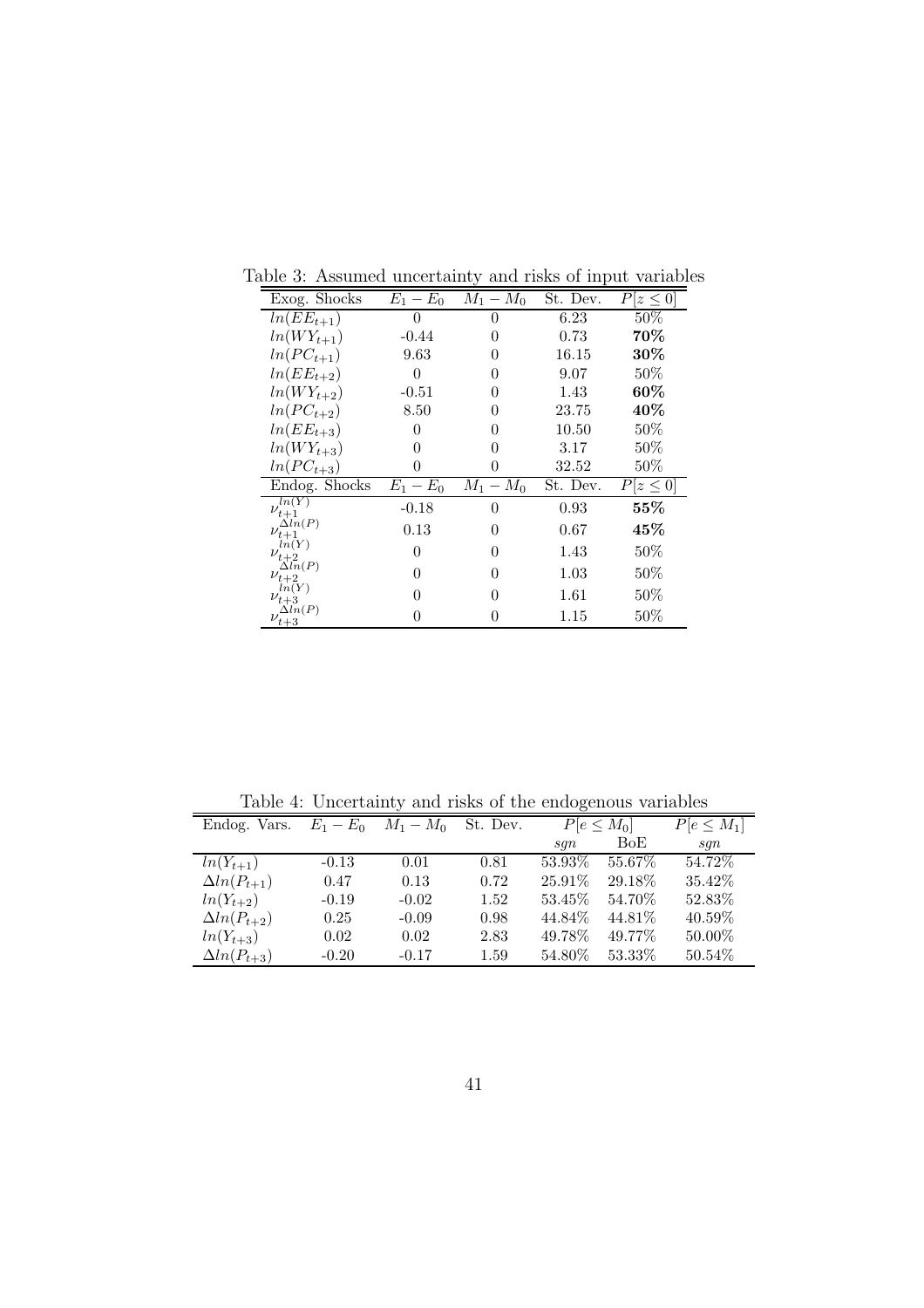Table 3: Assumed uncertainty and risks of input variables

| Exog. Shocks | $E_1 - E_0$ | $M_1 - M_0$ | St. Dev. | $P[z \leq 0]$ |
|---|---|---|---|---|
| $ln(EE_{t+1})$ | 0 | 0 | 6.23 | 50% |
| $ln(WY_{t+1})$ | -0.44 | 0 | 0.73 | **70%** |
| $ln(PC_{t+1})$ | 9.63 | 0 | 16.15 | **30%** |
| $ln(EE_{t+2})$ | 0 | 0 | 9.07 | 50% |
| $ln(WY_{t+2})$ | -0.51 | 0 | 1.43 | **60%** |
| $ln(PC_{t+2})$ | 8.50 | 0 | 23.75 | **40%** |
| $ln(EE_{t+3})$ | 0 | 0 | 10.50 | 50% |
| $ln(WY_{t+3})$ | 0 | 0 | 3.17 | 50% |
| $ln(PC_{t+3})$ | 0 | 0 | 32.52 | 50% |
| **Endog. Shocks** | $E_1 - E_0$ | $M_1 - M_0$ | St. Dev. | $P[z \leq 0]$ |
| $\nu_{t+1}^{ln(Y)}$ | -0.18 | 0 | 0.93 | **55%** |
| $\nu_{t+1}^{\Delta ln(P)}$ | 0.13 | 0 | 0.67 | **45%** |
| $\nu_{t+2}^{ln(Y)}$ | 0 | 0 | 1.43 | 50% |
| $\nu_{t+2}^{\Delta ln(P)}$ | 0 | 0 | 1.03 | 50% |
| $\nu_{t+3}^{ln(Y)}$ | 0 | 0 | 1.61 | 50% |
| $\nu_{t+3}^{\Delta ln(P)}$ | 0 | 0 | 1.15 | 50% |

Table 4: Uncertainty and risks of the endogenous variables

| Endog. Vars. | $E_1 - E_0$ | $M_1 - M_0$ | St. Dev. | $P[e \leq M_0]$ | | $P[e \leq M_1]$ |
|---|---|---|---|---|---|---|
| | | | | *sgn* | BoE | *sgn* |
| $ln(Y_{t+1})$ | -0.13 | 0.01 | 0.81 | 53.93% | 55.67% | 54.72% |
| $\Delta ln(P_{t+1})$ | 0.47 | 0.13 | 0.72 | 25.91% | 29.18% | 35.42% |
| $ln(Y_{t+2})$ | -0.19 | -0.02 | 1.52 | 53.45% | 54.70% | 52.83% |
| $\Delta ln(P_{t+2})$ | 0.25 | -0.09 | 0.98 | 44.84% | 44.81% | 40.59% |
| $ln(Y_{t+3})$ | 0.02 | 0.02 | 2.83 | 49.78% | 49.77% | 50.00% |
| $\Delta ln(P_{t+3})$ | -0.20 | -0.17 | 1.59 | 54.80% | 53.33% | 50.54% |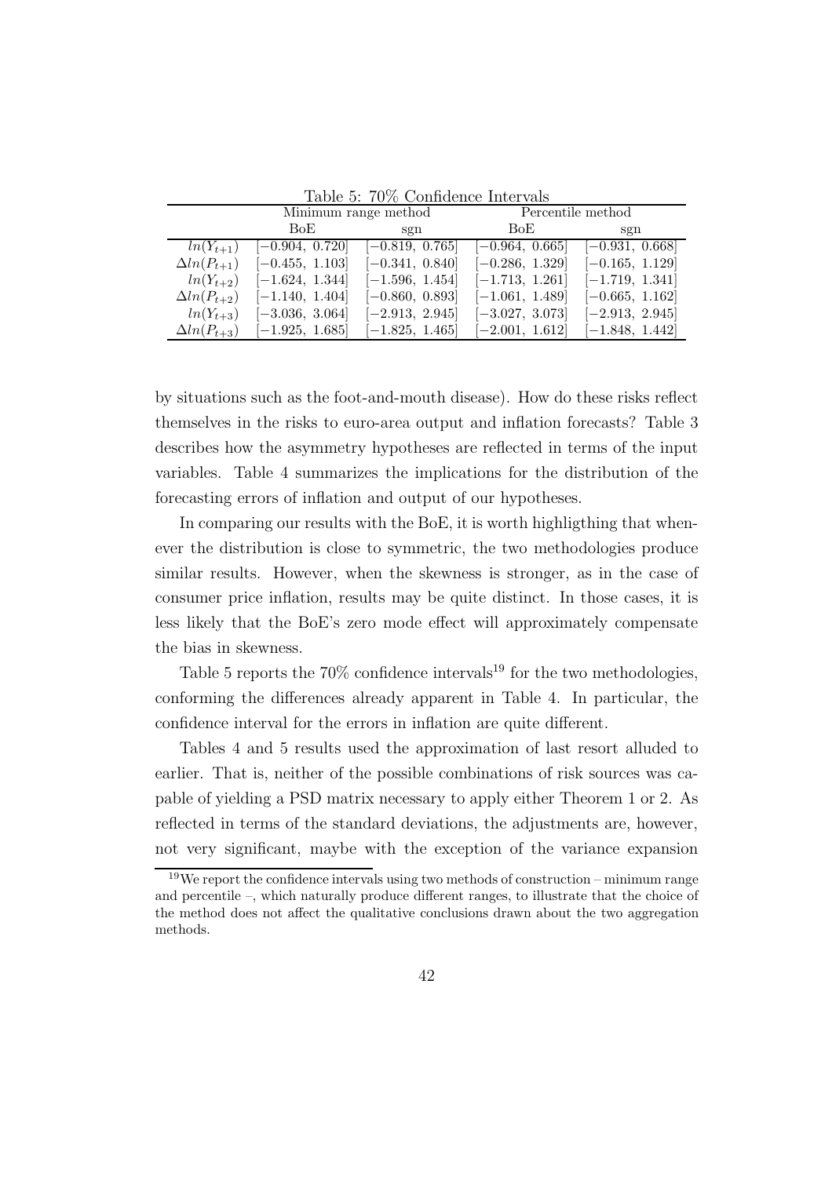Table 5: 70% Confidence Intervals

| | Minimum range method | | Percentile method | |
|---|---|---|---|---|
| | BoE | sgn | BoE | sgn |
| $ln(Y_{t+1})$ | $[-0.904,\ 0.720]$ | $[-0.819,\ 0.765]$ | $[-0.964,\ 0.665]$ | $[-0.931,\ 0.668]$ |
| $\Delta ln(P_{t+1})$ | $[-0.455,\ 1.103]$ | $[-0.341,\ 0.840]$ | $[-0.286,\ 1.329]$ | $[-0.165,\ 1.129]$ |
| $ln(Y_{t+2})$ | $[-1.624,\ 1.344]$ | $[-1.596,\ 1.454]$ | $[-1.713,\ 1.261]$ | $[-1.719,\ 1.341]$ |
| $\Delta ln(P_{t+2})$ | $[-1.140,\ 1.404]$ | $[-0.860,\ 0.893]$ | $[-1.061,\ 1.489]$ | $[-0.665,\ 1.162]$ |
| $ln(Y_{t+3})$ | $[-3.036,\ 3.064]$ | $[-2.913,\ 2.945]$ | $[-3.027,\ 3.073]$ | $[-2.913,\ 2.945]$ |
| $\Delta ln(P_{t+3})$ | $[-1.925,\ 1.685]$ | $[-1.825,\ 1.465]$ | $[-2.001,\ 1.612]$ | $[-1.848,\ 1.442]$ |

by situations such as the foot-and-mouth disease). How do these risks reflect themselves in the risks to euro-area output and inflation forecasts? Table 3 describes how the asymmetry hypotheses are reflected in terms of the input variables. Table 4 summarizes the implications for the distribution of the forecasting errors of inflation and output of our hypotheses.

In comparing our results with the BoE, it is worth highligthing that whenever the distribution is close to symmetric, the two methodologies produce similar results. However, when the skewness is stronger, as in the case of consumer price inflation, results may be quite distinct. In those cases, it is less likely that the BoE's zero mode effect will approximately compensate the bias in skewness.

Table 5 reports the 70% confidence intervals[19] for the two methodologies, conforming the differences already apparent in Table 4. In particular, the confidence interval for the errors in inflation are quite different.

Tables 4 and 5 results used the approximation of last resort alluded to earlier. That is, neither of the possible combinations of risk sources was capable of yielding a PSD matrix necessary to apply either Theorem 1 or 2. As reflected in terms of the standard deviations, the adjustments are, however, not very significant, maybe with the exception of the variance expansion

[19]We report the confidence intervals using two methods of construction – minimum range and percentile –, which naturally produce different ranges, to illustrate that the choice of the method does not affect the qualitative conclusions drawn about the two aggregation methods.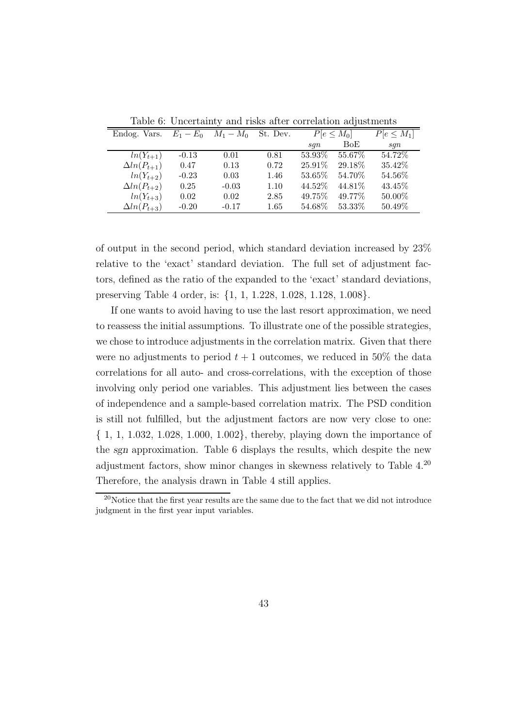Table 6: Uncertainty and risks after correlation adjustments

| Endog. Vars. | $E_1 - E_0$ | $M_1 - M_0$ | St. Dev. | $P[e \leq M_0]$ | | $P[e \leq M_1]$ |
|---|---|---|---|---|---|---|
| | | | | *sgn* | BoE | *sgn* |
| $ln(Y_{t+1})$ | -0.13 | 0.01 | 0.81 | 53.93% | 55.67% | 54.72% |
| $\Delta ln(P_{t+1})$ | 0.47 | 0.13 | 0.72 | 25.91% | 29.18% | 35.42% |
| $ln(Y_{t+2})$ | -0.23 | 0.03 | 1.46 | 53.65% | 54.70% | 54.56% |
| $\Delta ln(P_{t+2})$ | 0.25 | -0.03 | 1.10 | 44.52% | 44.81% | 43.45% |
| $ln(Y_{t+3})$ | 0.02 | 0.02 | 2.85 | 49.75% | 49.77% | 50.00% |
| $\Delta ln(P_{t+3})$ | -0.20 | -0.17 | 1.65 | 54.68% | 53.33% | 50.49% |

of output in the second period, which standard deviation increased by 23% relative to the 'exact' standard deviation. The full set of adjustment factors, defined as the ratio of the expanded to the 'exact' standard deviations, preserving Table 4 order, is: {1, 1, 1.228, 1.028, 1.128, 1.008}.

If one wants to avoid having to use the last resort approximation, we need to reassess the initial assumptions. To illustrate one of the possible strategies, we chose to introduce adjustments in the correlation matrix. Given that there were no adjustments to period $t + 1$ outcomes, we reduced in 50% the data correlations for all auto- and cross-correlations, with the exception of those involving only period one variables. This adjustment lies between the cases of independence and a sample-based correlation matrix. The PSD condition is still not fulfilled, but the adjustment factors are now very close to one: { 1, 1, 1.032, 1.028, 1.000, 1.002}, thereby, playing down the importance of the *sgn* approximation. Table 6 displays the results, which despite the new adjustment factors, show minor changes in skewness relatively to Table 4.[20] Therefore, the analysis drawn in Table 4 still applies.

[20]Notice that the first year results are the same due to the fact that we did not introduce judgment in the first year input variables.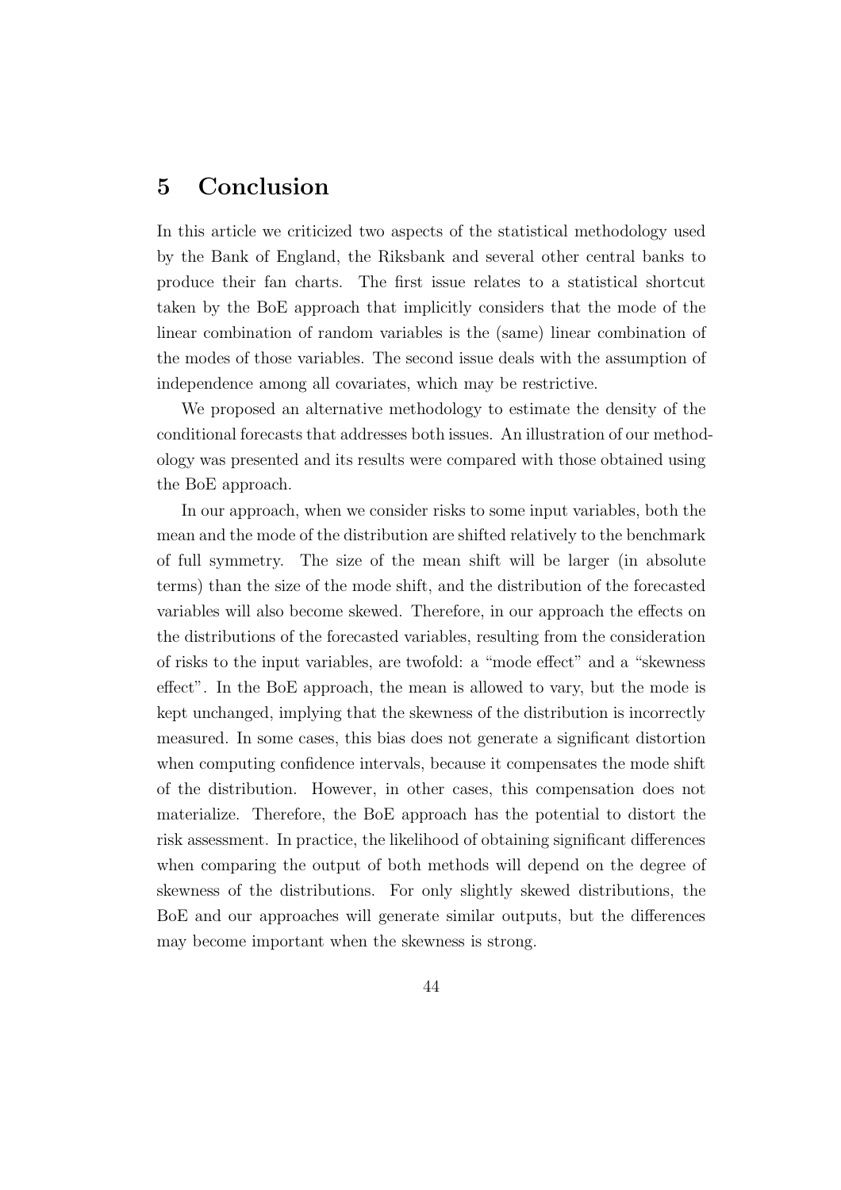## 5 Conclusion

In this article we criticized two aspects of the statistical methodology used by the Bank of England, the Riksbank and several other central banks to produce their fan charts. The first issue relates to a statistical shortcut taken by the BoE approach that implicitly considers that the mode of the linear combination of random variables is the (same) linear combination of the modes of those variables. The second issue deals with the assumption of independence among all covariates, which may be restrictive.

We proposed an alternative methodology to estimate the density of the conditional forecasts that addresses both issues. An illustration of our methodology was presented and its results were compared with those obtained using the BoE approach.

In our approach, when we consider risks to some input variables, both the mean and the mode of the distribution are shifted relatively to the benchmark of full symmetry. The size of the mean shift will be larger (in absolute terms) than the size of the mode shift, and the distribution of the forecasted variables will also become skewed. Therefore, in our approach the effects on the distributions of the forecasted variables, resulting from the consideration of risks to the input variables, are twofold: a "mode effect" and a "skewness effect". In the BoE approach, the mean is allowed to vary, but the mode is kept unchanged, implying that the skewness of the distribution is incorrectly measured. In some cases, this bias does not generate a significant distortion when computing confidence intervals, because it compensates the mode shift of the distribution. However, in other cases, this compensation does not materialize. Therefore, the BoE approach has the potential to distort the risk assessment. In practice, the likelihood of obtaining significant differences when comparing the output of both methods will depend on the degree of skewness of the distributions. For only slightly skewed distributions, the BoE and our approaches will generate similar outputs, but the differences may become important when the skewness is strong.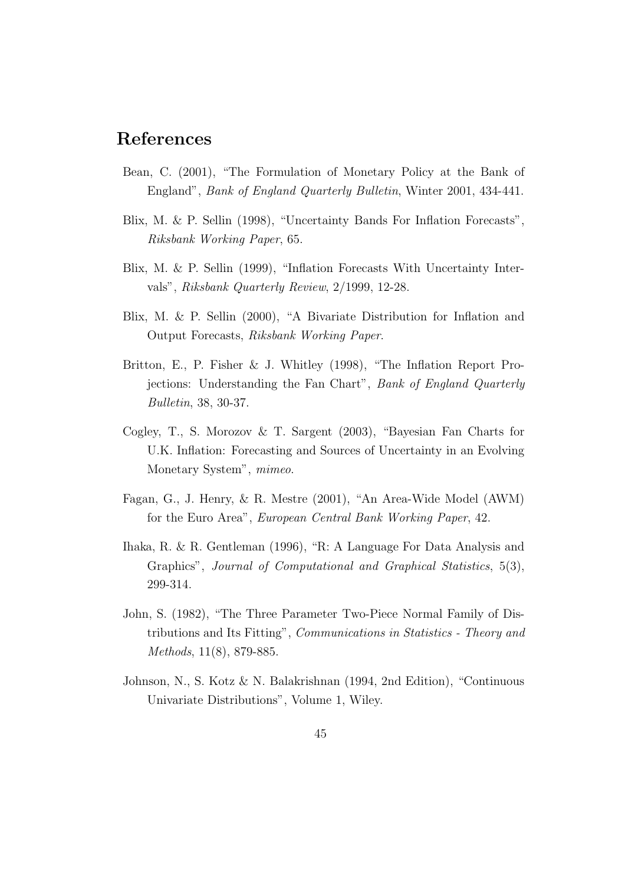## References

Bean, C. (2001), "The Formulation of Monetary Policy at the Bank of England", *Bank of England Quarterly Bulletin*, Winter 2001, 434-441.

Blix, M. & P. Sellin (1998), "Uncertainty Bands For Inflation Forecasts", *Riksbank Working Paper*, 65.

Blix, M. & P. Sellin (1999), "Inflation Forecasts With Uncertainty Intervals", *Riksbank Quarterly Review*, 2/1999, 12-28.

Blix, M. & P. Sellin (2000), "A Bivariate Distribution for Inflation and Output Forecasts, *Riksbank Working Paper*.

Britton, E., P. Fisher & J. Whitley (1998), "The Inflation Report Projections: Understanding the Fan Chart", *Bank of England Quarterly Bulletin*, 38, 30-37.

Cogley, T., S. Morozov & T. Sargent (2003), "Bayesian Fan Charts for U.K. Inflation: Forecasting and Sources of Uncertainty in an Evolving Monetary System", *mimeo*.

Fagan, G., J. Henry, & R. Mestre (2001), "An Area-Wide Model (AWM) for the Euro Area", *European Central Bank Working Paper*, 42.

Ihaka, R. & R. Gentleman (1996), "R: A Language For Data Analysis and Graphics", *Journal of Computational and Graphical Statistics*, 5(3), 299-314.

John, S. (1982), "The Three Parameter Two-Piece Normal Family of Distributions and Its Fitting", *Communications in Statistics - Theory and Methods*, 11(8), 879-885.

Johnson, N., S. Kotz & N. Balakrishnan (1994, 2nd Edition), "Continuous Univariate Distributions", Volume 1, Wiley.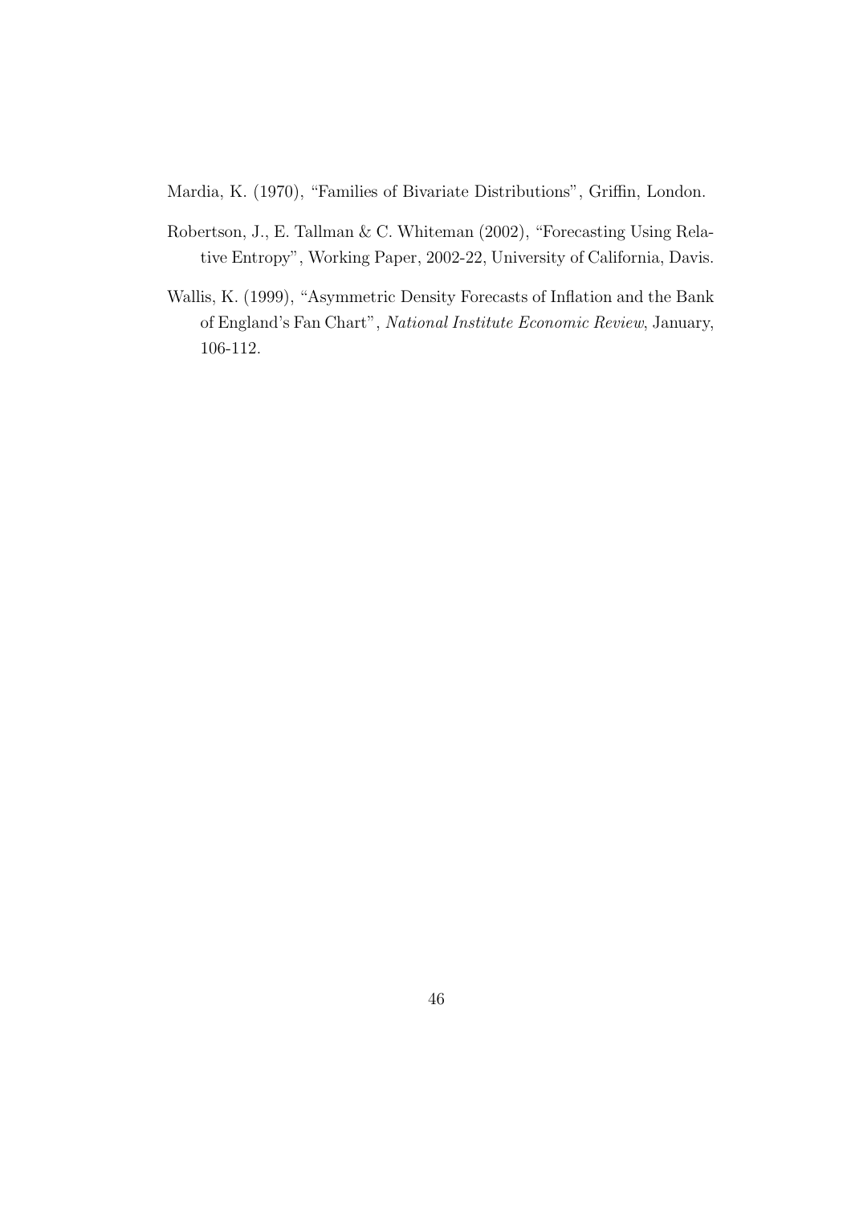Mardia, K. (1970), "Families of Bivariate Distributions", Griffin, London.

Robertson, J., E. Tallman & C. Whiteman (2002), "Forecasting Using Relative Entropy", Working Paper, 2002-22, University of California, Davis.

Wallis, K. (1999), "Asymmetric Density Forecasts of Inflation and the Bank of England's Fan Chart", *National Institute Economic Review*, January, 106-112.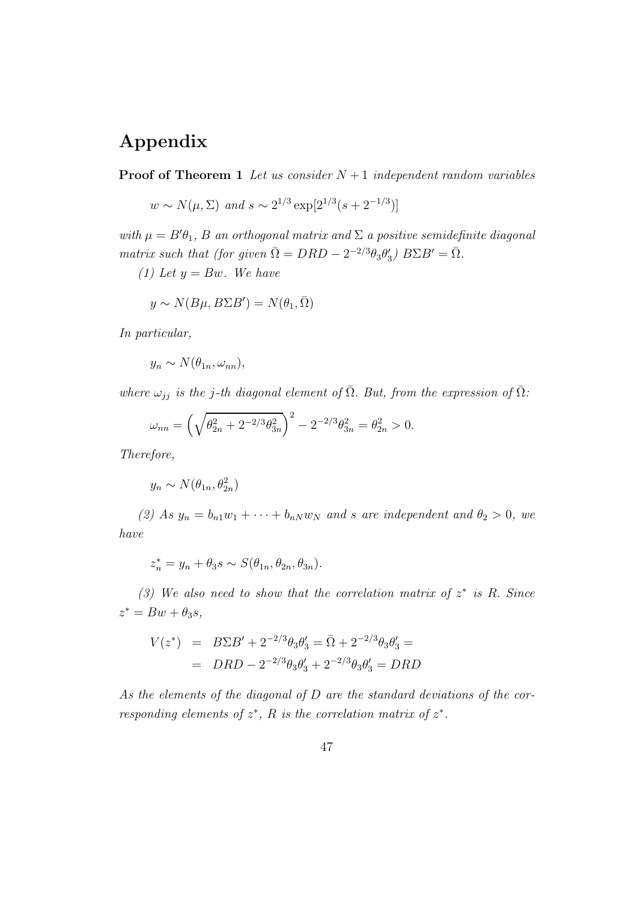# Appendix

**Proof of Theorem 1** *Let us consider $N+1$ independent random variables*

$$w \sim N(\mu, \Sigma) \text{ and } s \sim 2^{1/3} \exp[2^{1/3}(s + 2^{-1/3})]$$

*with $\mu = B'\theta_1$, $B$ an orthogonal matrix and $\Sigma$ a positive semidefinite diagonal matrix such that (for given $\bar{\Omega} = DRD - 2^{-2/3}\theta_3\theta_3'$) $B\Sigma B' = \bar{\Omega}$.*

*(1) Let $y = Bw$. We have*

$$y \sim N(B\mu, B\Sigma B') = N(\theta_1, \bar{\Omega})$$

*In particular,*

$$y_n \sim N(\theta_{1n}, \omega_{nn}),$$

*where $\omega_{jj}$ is the $j$-th diagonal element of $\bar{\Omega}$. But, from the expression of $\bar{\Omega}$:*

$$\omega_{nn} = \left(\sqrt{\theta_{2n}^2 + 2^{-2/3}\theta_{3n}^2}\right)^2 - 2^{-2/3}\theta_{3n}^2 = \theta_{2n}^2 > 0.$$

*Therefore,*

$$y_n \sim N(\theta_{1n}, \theta_{2n}^2)$$

*(2) As $y_n = b_{n1}w_1 + \cdots + b_{nN}w_N$ and $s$ are independent and $\theta_2 > 0$, we have*

$$z_n^* = y_n + \theta_3 s \sim S(\theta_{1n}, \theta_{2n}, \theta_{3n}).$$

*(3) We also need to show that the correlation matrix of $z^*$ is $R$. Since $z^* = Bw + \theta_3 s$,*

$$\begin{aligned} V(z^*) &= B\Sigma B' + 2^{-2/3}\theta_3\theta_3' = \bar{\Omega} + 2^{-2/3}\theta_3\theta_3' = \\ &= DRD - 2^{-2/3}\theta_3\theta_3' + 2^{-2/3}\theta_3\theta_3' = DRD \end{aligned}$$

*As the elements of the diagonal of $D$ are the standard deviations of the corresponding elements of $z^*$, $R$ is the correlation matrix of $z^*$.*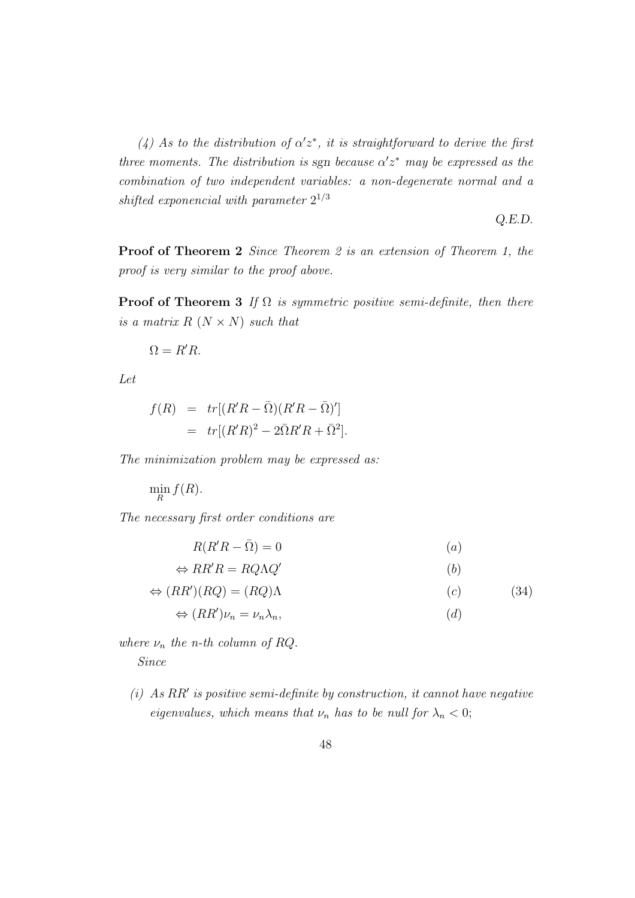*(4) As to the distribution of $\alpha' z^*$, it is straightforward to derive the first three moments. The distribution is* sgn *because $\alpha' z^*$ may be expressed as the combination of two independent variables: a non-degenerate normal and a shifted exponencial with parameter $2^{1/3}$*

*Q.E.D.*

**Proof of Theorem 2** *Since Theorem 2 is an extension of Theorem 1, the proof is very similar to the proof above.*

**Proof of Theorem 3** *If $\Omega$ is symmetric positive semi-definite, then there is a matrix $R$ ($N \times N$) such that*

$$\Omega = R'R.$$

*Let*

$$\begin{aligned} f(R) &= tr[(R'R - \bar{\Omega})(R'R - \bar{\Omega})'] \\ &= tr[(R'R)^2 - 2\bar{\Omega}R'R + \bar{\Omega}^2]. \end{aligned}$$

*The minimization problem may be expressed as:*

$$\min_R f(R).$$

*The necessary first order conditions are*

$$\begin{aligned} & R(R'R - \bar{\Omega}) = 0 && (a) \\ & \Leftrightarrow RR'R = RQ\Lambda Q' && (b) \\ & \Leftrightarrow (RR')(RQ) = (RQ)\Lambda && (c) \\ & \Leftrightarrow (RR')\nu_n = \nu_n \lambda_n, && (d) \end{aligned} \tag{34}$$

*where $\nu_n$ the n-th column of $RQ$.*

*Since*

*(i) As $RR'$ is positive semi-definite by construction, it cannot have negative eigenvalues, which means that $\nu_n$ has to be null for $\lambda_n < 0$;*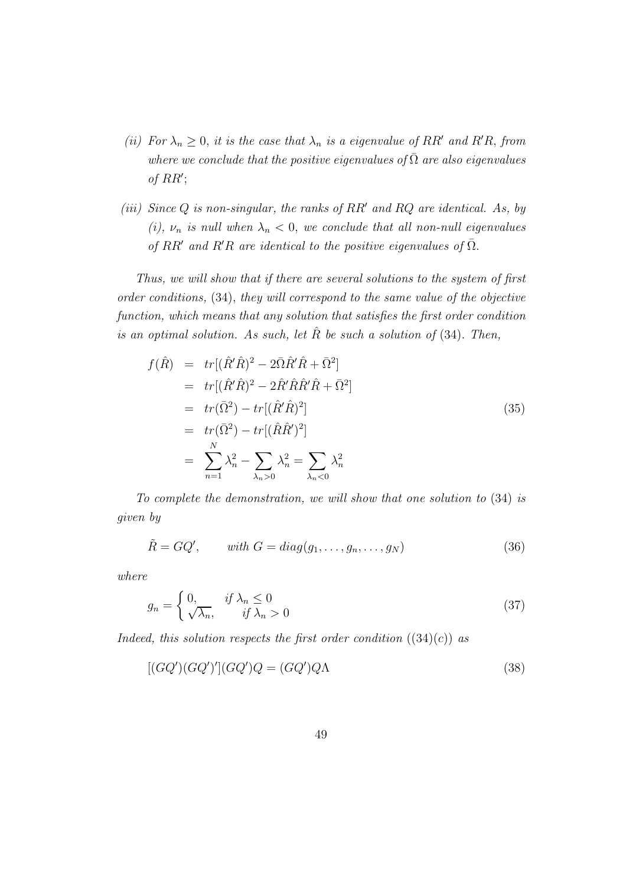*(ii) For $\lambda_n \geq 0$, it is the case that $\lambda_n$ is a eigenvalue of $RR'$ and $R'R$, from where we conclude that the positive eigenvalues of $\bar{\Omega}$ are also eigenvalues of $RR'$;*

*(iii) Since $Q$ is non-singular, the ranks of $RR'$ and $RQ$ are identical. As, by (i), $\nu_n$ is null when $\lambda_n < 0$, we conclude that all non-null eigenvalues of $RR'$ and $R'R$ are identical to the positive eigenvalues of $\bar{\Omega}$.*

*Thus, we will show that if there are several solutions to the system of first order conditions,* (34)*, they will correspond to the same value of the objective function, which means that any solution that satisfies the first order condition is an optimal solution. As such, let $\hat{R}$ be such a solution of* (34)*. Then,*

$$
\begin{aligned}
f(\hat{R}) &= tr[(\hat{R}'\hat{R})^2 - 2\bar{\Omega}\hat{R}'\hat{R} + \bar{\Omega}^2] \\
&= tr[(\hat{R}'\hat{R})^2 - 2\hat{R}'\hat{R}\hat{R}'\hat{R} + \bar{\Omega}^2] \\
&= tr(\bar{\Omega}^2) - tr[(\hat{R}'\hat{R})^2] \\
&= tr(\bar{\Omega}^2) - tr[(\hat{R}\hat{R}')^2] \\
&= \sum_{n=1}^{N} \lambda_n^2 - \sum_{\lambda_n > 0} \lambda_n^2 = \sum_{\lambda_n < 0} \lambda_n^2
\end{aligned}
\tag{35}
$$

*To complete the demonstration, we will show that one solution to* (34) *is given by*

$$
\tilde{R} = GQ', \qquad \textit{with } G = diag(g_1, \ldots, g_n, \ldots, g_N) \tag{36}
$$

*where*

$$
g_n = \begin{cases} 0, & \textit{if } \lambda_n \leq 0 \\ \sqrt{\lambda_n}, & \textit{if } \lambda_n > 0 \end{cases} \tag{37}
$$

*Indeed, this solution respects the first order condition* ((34)(c)) *as*

$$
[(GQ')(GQ')'](GQ')Q = (GQ')Q\Lambda \tag{38}
$$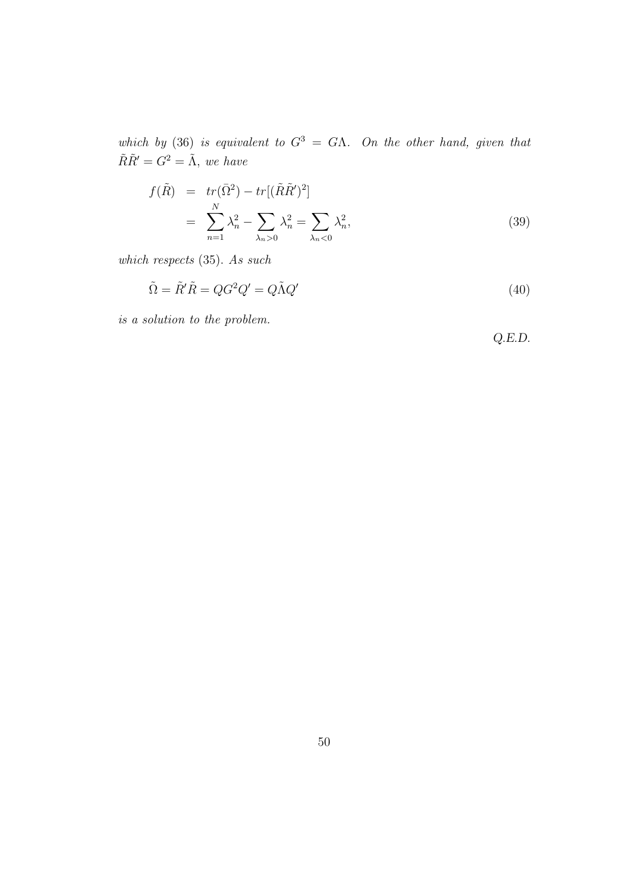*which by* (36) *is equivalent to* $G^3 = G\Lambda$. *On the other hand, given that* $\tilde{R}\tilde{R}' = G^2 = \tilde{\Lambda}$, *we have*

$$
\begin{aligned}
f(\tilde{R}) &= tr(\bar{\Omega}^2) - tr[(\tilde{R}\tilde{R}')^2] \\
&= \sum_{n=1}^{N} \lambda_n^2 - \sum_{\lambda_n > 0} \lambda_n^2 = \sum_{\lambda_n < 0} \lambda_n^2,
\end{aligned}
\tag{39}
$$

*which respects* (35). *As such*

$$
\tilde{\Omega} = \tilde{R}'\tilde{R} = QG^2Q' = Q\tilde{\Lambda}Q' \tag{40}
$$

*is a solution to the problem.*

*Q.E.D.*